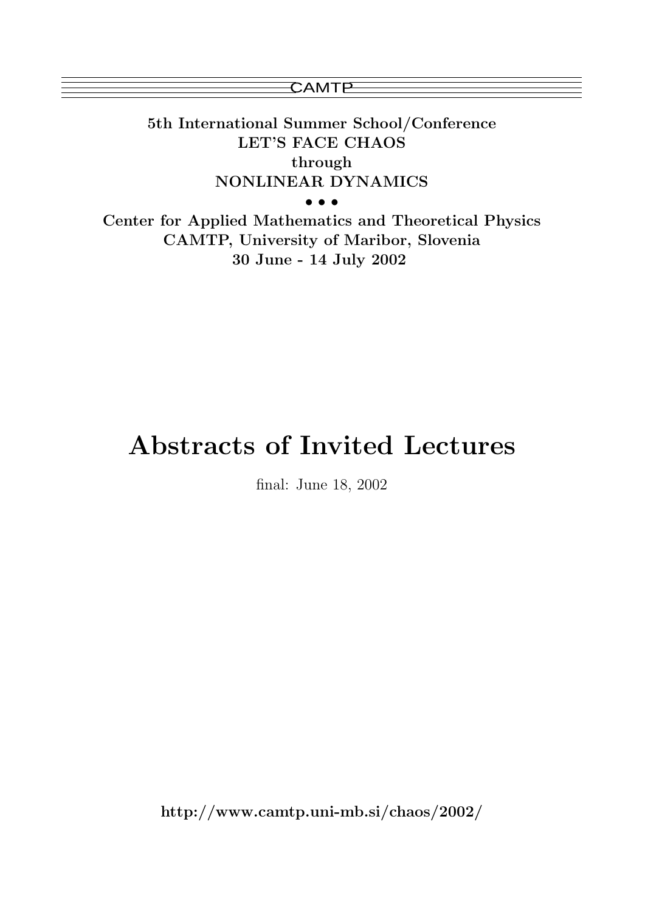CAMTP

**5th International Summer School/Conference**
**LET'S FACE CHAOS**
**through**
**NONLINEAR DYNAMICS**

• • •

**Center for Applied Mathematics and Theoretical Physics**
**CAMTP, University of Maribor, Slovenia**
**30 June - 14 July 2002**

# Abstracts of Invited Lectures

final: June 18, 2002

**http://www.camtp.uni-mb.si/chaos/2002/**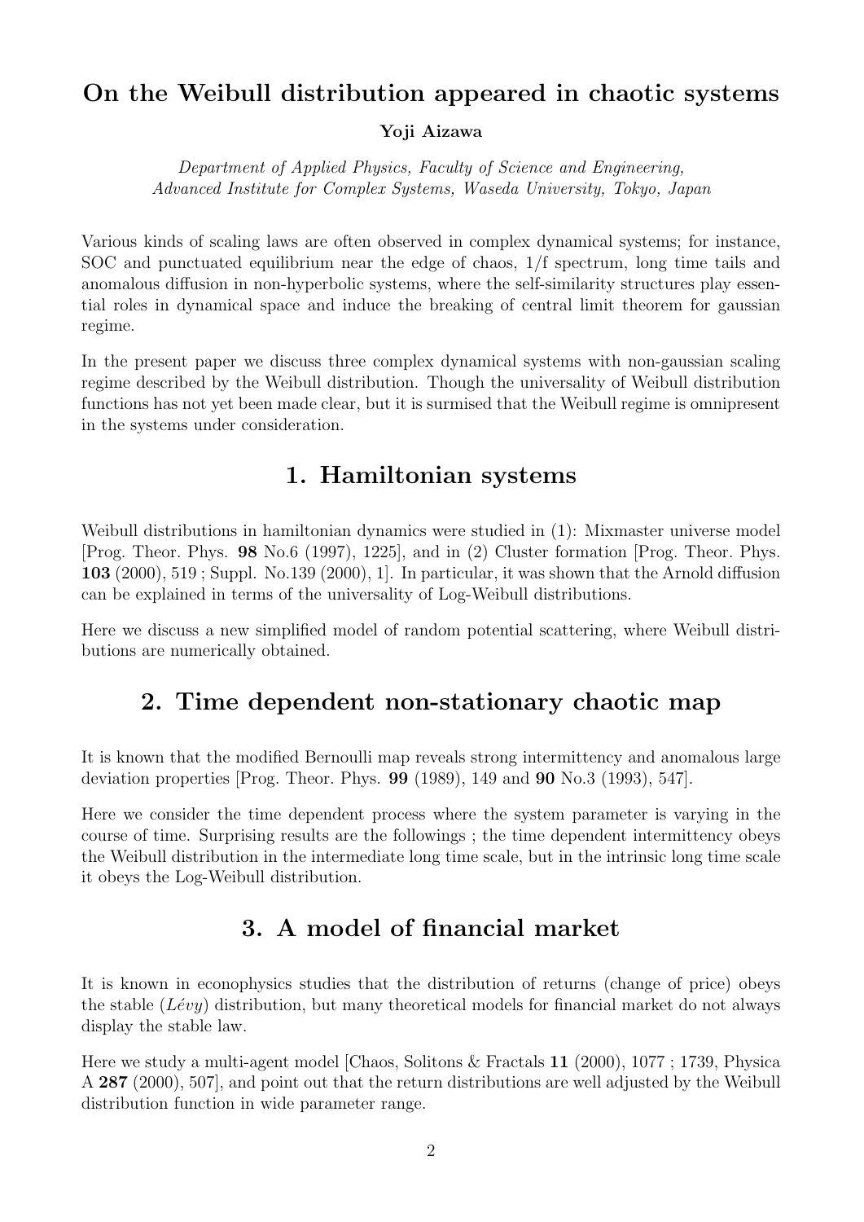# On the Weibull distribution appeared in chaotic systems

**Yoji Aizawa**

*Department of Applied Physics, Faculty of Science and Engineering, Advanced Institute for Complex Systems, Waseda University, Tokyo, Japan*

Various kinds of scaling laws are often observed in complex dynamical systems; for instance, SOC and punctuated equilibrium near the edge of chaos, 1/f spectrum, long time tails and anomalous diffusion in non-hyperbolic systems, where the self-similarity structures play essential roles in dynamical space and induce the breaking of central limit theorem for gaussian regime.

In the present paper we discuss three complex dynamical systems with non-gaussian scaling regime described by the Weibull distribution. Though the universality of Weibull distribution functions has not yet been made clear, but it is surmised that the Weibull regime is omnipresent in the systems under consideration.

## 1. Hamiltonian systems

Weibull distributions in hamiltonian dynamics were studied in (1): Mixmaster universe model [Prog. Theor. Phys. **98** No.6 (1997), 1225], and in (2) Cluster formation [Prog. Theor. Phys. **103** (2000), 519 ; Suppl. No.139 (2000), 1]. In particular, it was shown that the Arnold diffusion can be explained in terms of the universality of Log-Weibull distributions.

Here we discuss a new simplified model of random potential scattering, where Weibull distributions are numerically obtained.

## 2. Time dependent non-stationary chaotic map

It is known that the modified Bernoulli map reveals strong intermittency and anomalous large deviation properties [Prog. Theor. Phys. **99** (1989), 149 and **90** No.3 (1993), 547].

Here we consider the time dependent process where the system parameter is varying in the course of time. Surprising results are the followings ; the time dependent intermittency obeys the Weibull distribution in the intermediate long time scale, but in the intrinsic long time scale it obeys the Log-Weibull distribution.

## 3. A model of financial market

It is known in econophysics studies that the distribution of returns (change of price) obeys the stable (*Lévy*) distribution, but many theoretical models for financial market do not always display the stable law.

Here we study a multi-agent model [Chaos, Solitons & Fractals **11** (2000), 1077 ; 1739, Physica A **287** (2000), 507], and point out that the return distributions are well adjusted by the Weibull distribution function in wide parameter range.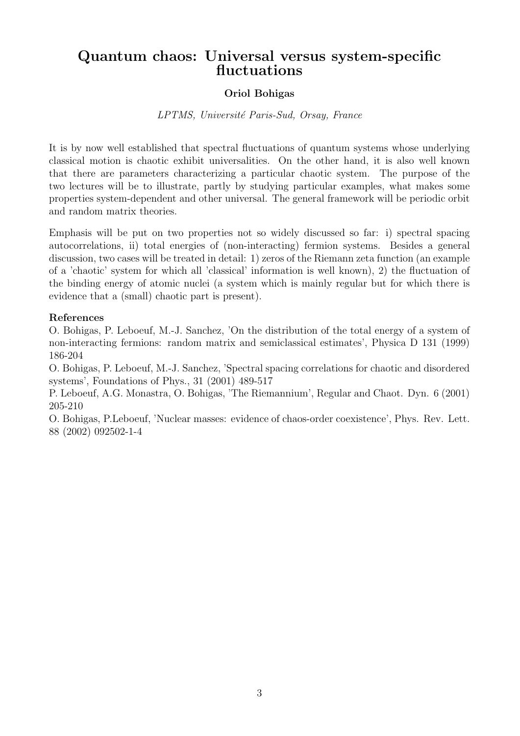# Quantum chaos: Universal versus system-specific fluctuations

**Oriol Bohigas**

*LPTMS, Université Paris-Sud, Orsay, France*

It is by now well established that spectral fluctuations of quantum systems whose underlying classical motion is chaotic exhibit universalities. On the other hand, it is also well known that there are parameters characterizing a particular chaotic system. The purpose of the two lectures will be to illustrate, partly by studying particular examples, what makes some properties system-dependent and other universal. The general framework will be periodic orbit and random matrix theories.

Emphasis will be put on two properties not so widely discussed so far: i) spectral spacing autocorrelations, ii) total energies of (non-interacting) fermion systems. Besides a general discussion, two cases will be treated in detail: 1) zeros of the Riemann zeta function (an example of a 'chaotic' system for which all 'classical' information is well known), 2) the fluctuation of the binding energy of atomic nuclei (a system which is mainly regular but for which there is evidence that a (small) chaotic part is present).

**References**

O. Bohigas, P. Leboeuf, M.-J. Sanchez, 'On the distribution of the total energy of a system of non-interacting fermions: random matrix and semiclassical estimates', Physica D 131 (1999) 186-204

O. Bohigas, P. Leboeuf, M.-J. Sanchez, 'Spectral spacing correlations for chaotic and disordered systems', Foundations of Phys., 31 (2001) 489-517

P. Leboeuf, A.G. Monastra, O. Bohigas, 'The Riemannium', Regular and Chaot. Dyn. 6 (2001) 205-210

O. Bohigas, P.Leboeuf, 'Nuclear masses: evidence of chaos-order coexistence', Phys. Rev. Lett. 88 (2002) 092502-1-4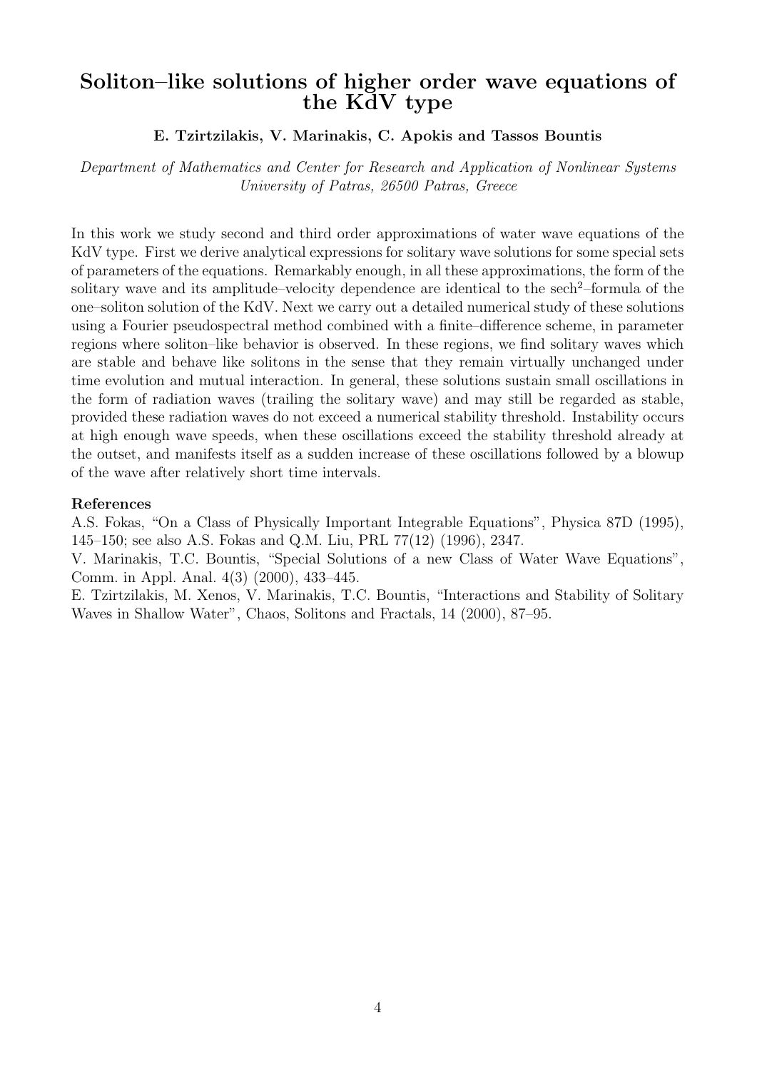# Soliton–like solutions of higher order wave equations of the KdV type

**E. Tzirtzilakis, V. Marinakis, C. Apokis and Tassos Bountis**

*Department of Mathematics and Center for Research and Application of Nonlinear Systems*
*University of Patras, 26500 Patras, Greece*

In this work we study second and third order approximations of water wave equations of the KdV type. First we derive analytical expressions for solitary wave solutions for some special sets of parameters of the equations. Remarkably enough, in all these approximations, the form of the solitary wave and its amplitude–velocity dependence are identical to the $\text{sech}^2$–formula of the one–soliton solution of the KdV. Next we carry out a detailed numerical study of these solutions using a Fourier pseudospectral method combined with a finite–difference scheme, in parameter regions where soliton–like behavior is observed. In these regions, we find solitary waves which are stable and behave like solitons in the sense that they remain virtually unchanged under time evolution and mutual interaction. In general, these solutions sustain small oscillations in the form of radiation waves (trailing the solitary wave) and may still be regarded as stable, provided these radiation waves do not exceed a numerical stability threshold. Instability occurs at high enough wave speeds, when these oscillations exceed the stability threshold already at the outset, and manifests itself as a sudden increase of these oscillations followed by a blowup of the wave after relatively short time intervals.

**References**

A.S. Fokas, "On a Class of Physically Important Integrable Equations", Physica 87D (1995), 145–150; see also A.S. Fokas and Q.M. Liu, PRL 77(12) (1996), 2347.

V. Marinakis, T.C. Bountis, "Special Solutions of a new Class of Water Wave Equations", Comm. in Appl. Anal. 4(3) (2000), 433–445.

E. Tzirtzilakis, M. Xenos, V. Marinakis, T.C. Bountis, "Interactions and Stability of Solitary Waves in Shallow Water", Chaos, Solitons and Fractals, 14 (2000), 87–95.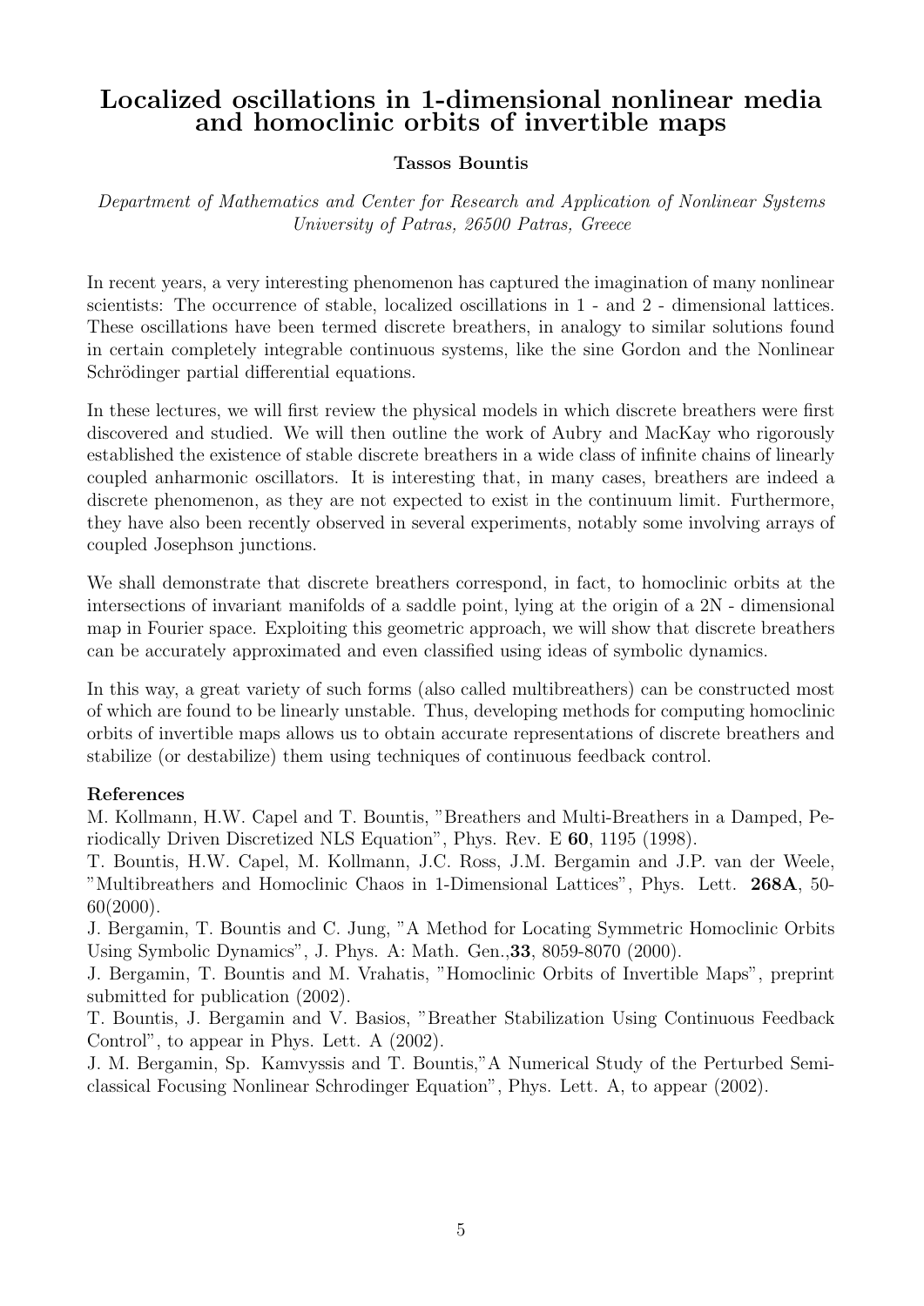# Localized oscillations in 1-dimensional nonlinear media and homoclinic orbits of invertible maps

**Tassos Bountis**

*Department of Mathematics and Center for Research and Application of Nonlinear Systems University of Patras, 26500 Patras, Greece*

In recent years, a very interesting phenomenon has captured the imagination of many nonlinear scientists: The occurrence of stable, localized oscillations in 1 - and 2 - dimensional lattices. These oscillations have been termed discrete breathers, in analogy to similar solutions found in certain completely integrable continuous systems, like the sine Gordon and the Nonlinear Schrödinger partial differential equations.

In these lectures, we will first review the physical models in which discrete breathers were first discovered and studied. We will then outline the work of Aubry and MacKay who rigorously established the existence of stable discrete breathers in a wide class of infinite chains of linearly coupled anharmonic oscillators. It is interesting that, in many cases, breathers are indeed a discrete phenomenon, as they are not expected to exist in the continuum limit. Furthermore, they have also been recently observed in several experiments, notably some involving arrays of coupled Josephson junctions.

We shall demonstrate that discrete breathers correspond, in fact, to homoclinic orbits at the intersections of invariant manifolds of a saddle point, lying at the origin of a 2N - dimensional map in Fourier space. Exploiting this geometric approach, we will show that discrete breathers can be accurately approximated and even classified using ideas of symbolic dynamics.

In this way, a great variety of such forms (also called multibreathers) can be constructed most of which are found to be linearly unstable. Thus, developing methods for computing homoclinic orbits of invertible maps allows us to obtain accurate representations of discrete breathers and stabilize (or destabilize) them using techniques of continuous feedback control.

**References**

M. Kollmann, H.W. Capel and T. Bountis, "Breathers and Multi-Breathers in a Damped, Periodically Driven Discretized NLS Equation", Phys. Rev. E **60**, 1195 (1998).

T. Bountis, H.W. Capel, M. Kollmann, J.C. Ross, J.M. Bergamin and J.P. van der Weele, "Multibreathers and Homoclinic Chaos in 1-Dimensional Lattices", Phys. Lett. **268A**, 50-60(2000).

J. Bergamin, T. Bountis and C. Jung, "A Method for Locating Symmetric Homoclinic Orbits Using Symbolic Dynamics", J. Phys. A: Math. Gen.,**33**, 8059-8070 (2000).

J. Bergamin, T. Bountis and M. Vrahatis, "Homoclinic Orbits of Invertible Maps", preprint submitted for publication (2002).

T. Bountis, J. Bergamin and V. Basios, "Breather Stabilization Using Continuous Feedback Control", to appear in Phys. Lett. A (2002).

J. M. Bergamin, Sp. Kamvyssis and T. Bountis,"A Numerical Study of the Perturbed Semiclassical Focusing Nonlinear Schrodinger Equation", Phys. Lett. A, to appear (2002).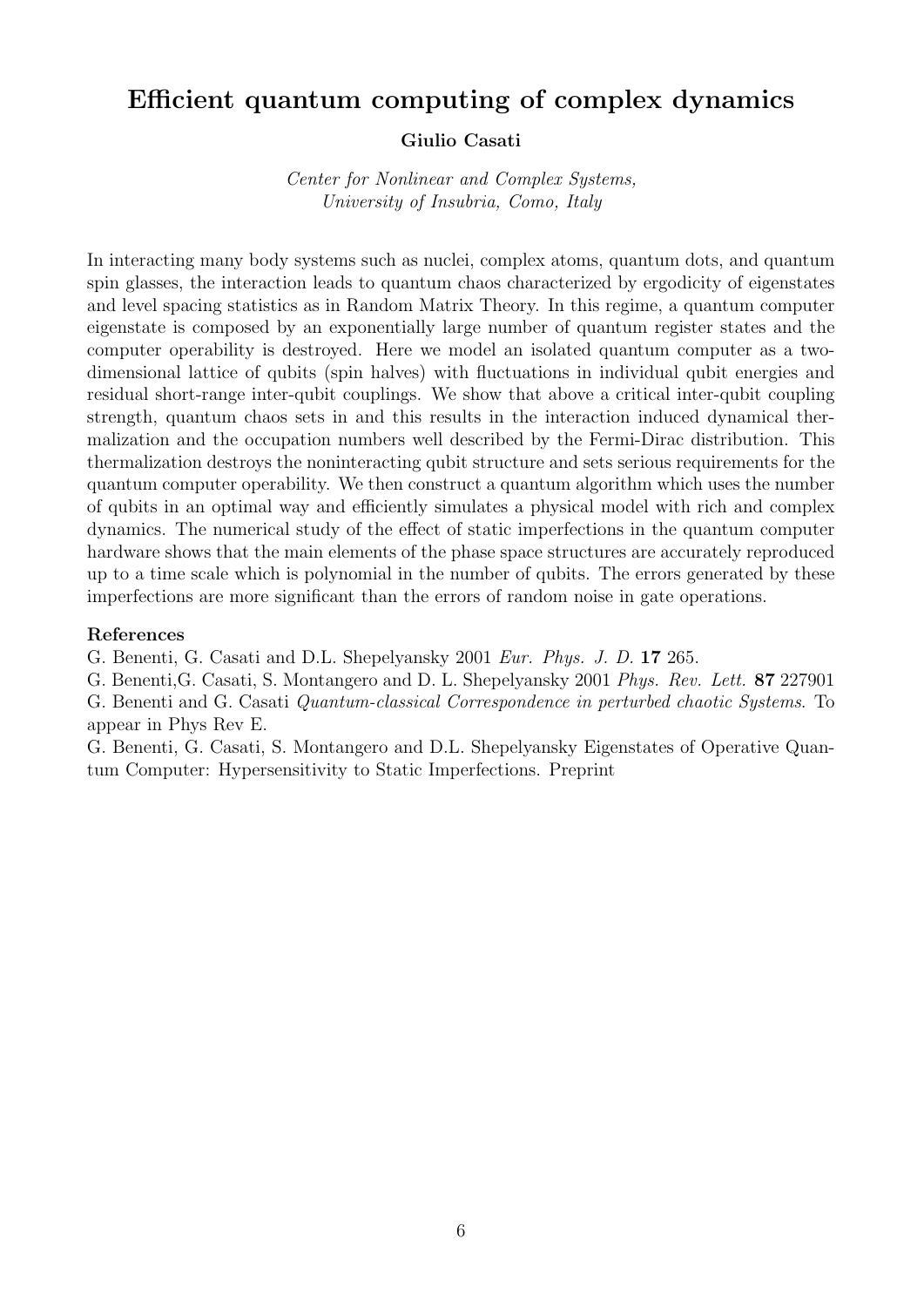# Efficient quantum computing of complex dynamics

**Giulio Casati**

*Center for Nonlinear and Complex Systems,*
*University of Insubria, Como, Italy*

In interacting many body systems such as nuclei, complex atoms, quantum dots, and quantum spin glasses, the interaction leads to quantum chaos characterized by ergodicity of eigenstates and level spacing statistics as in Random Matrix Theory. In this regime, a quantum computer eigenstate is composed by an exponentially large number of quantum register states and the computer operability is destroyed. Here we model an isolated quantum computer as a two-dimensional lattice of qubits (spin halves) with fluctuations in individual qubit energies and residual short-range inter-qubit couplings. We show that above a critical inter-qubit coupling strength, quantum chaos sets in and this results in the interaction induced dynamical thermalization and the occupation numbers well described by the Fermi-Dirac distribution. This thermalization destroys the noninteracting qubit structure and sets serious requirements for the quantum computer operability. We then construct a quantum algorithm which uses the number of qubits in an optimal way and efficiently simulates a physical model with rich and complex dynamics. The numerical study of the effect of static imperfections in the quantum computer hardware shows that the main elements of the phase space structures are accurately reproduced up to a time scale which is polynomial in the number of qubits. The errors generated by these imperfections are more significant than the errors of random noise in gate operations.

**References**

G. Benenti, G. Casati and D.L. Shepelyansky 2001 *Eur. Phys. J. D.* **17** 265.

G. Benenti,G. Casati, S. Montangero and D. L. Shepelyansky 2001 *Phys. Rev. Lett.* **87** 227901

G. Benenti and G. Casati *Quantum-classical Correspondence in perturbed chaotic Systems*. To appear in Phys Rev E.

G. Benenti, G. Casati, S. Montangero and D.L. Shepelyansky Eigenstates of Operative Quantum Computer: Hypersensitivity to Static Imperfections. Preprint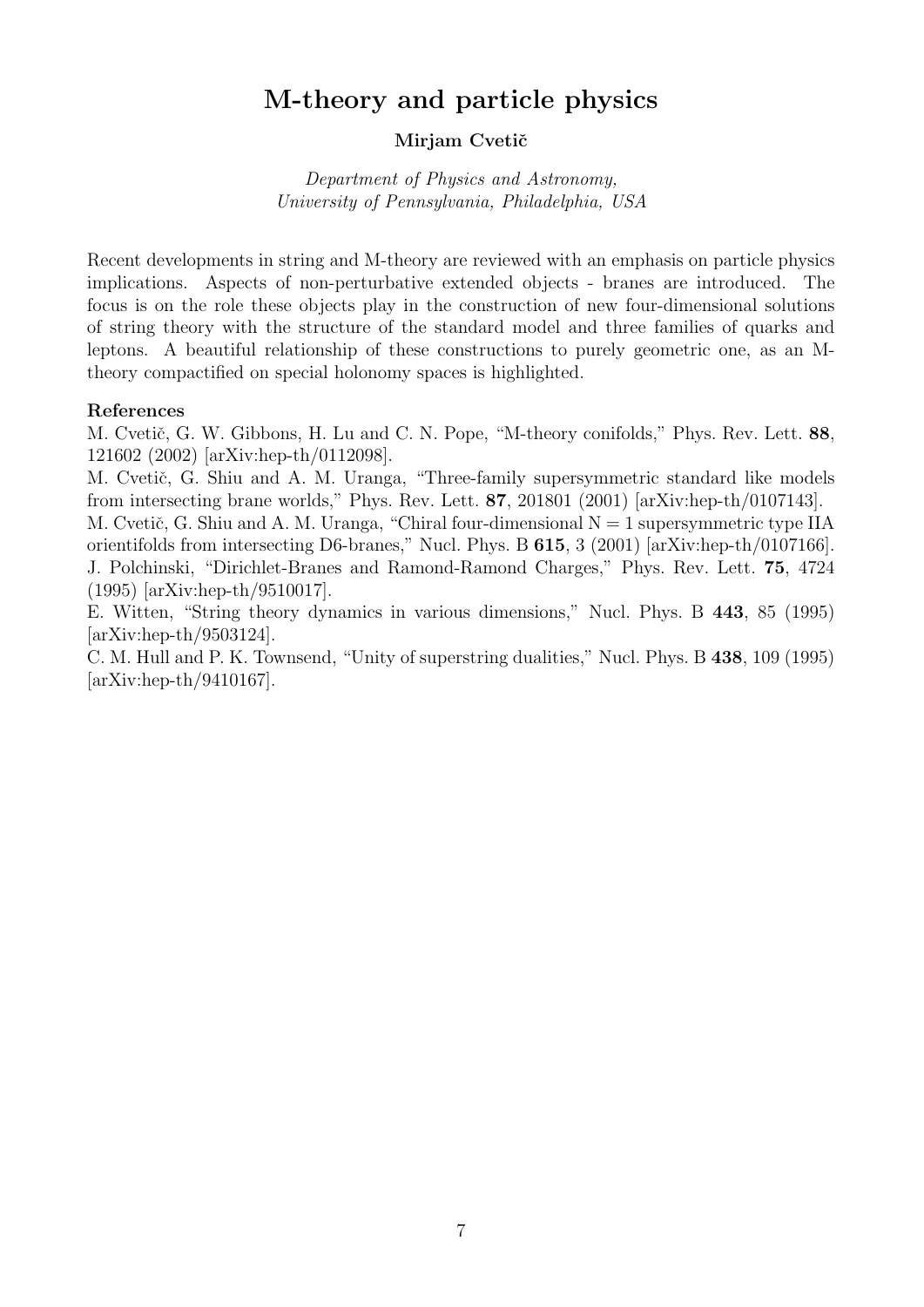# M-theory and particle physics

**Mirjam Cvetič**

*Department of Physics and Astronomy,*
*University of Pennsylvania, Philadelphia, USA*

Recent developments in string and M-theory are reviewed with an emphasis on particle physics implications. Aspects of non-perturbative extended objects - branes are introduced. The focus is on the role these objects play in the construction of new four-dimensional solutions of string theory with the structure of the standard model and three families of quarks and leptons. A beautiful relationship of these constructions to purely geometric one, as an M-theory compactified on special holonomy spaces is highlighted.

**References**

M. Cvetič, G. W. Gibbons, H. Lu and C. N. Pope, "M-theory conifolds," Phys. Rev. Lett. **88**, 121602 (2002) [arXiv:hep-th/0112098].
M. Cvetič, G. Shiu and A. M. Uranga, "Three-family supersymmetric standard like models from intersecting brane worlds," Phys. Rev. Lett. **87**, 201801 (2001) [arXiv:hep-th/0107143].
M. Cvetič, G. Shiu and A. M. Uranga, "Chiral four-dimensional N = 1 supersymmetric type IIA orientifolds from intersecting D6-branes," Nucl. Phys. B **615**, 3 (2001) [arXiv:hep-th/0107166].
J. Polchinski, "Dirichlet-Branes and Ramond-Ramond Charges," Phys. Rev. Lett. **75**, 4724 (1995) [arXiv:hep-th/9510017].
E. Witten, "String theory dynamics in various dimensions," Nucl. Phys. B **443**, 85 (1995) [arXiv:hep-th/9503124].
C. M. Hull and P. K. Townsend, "Unity of superstring dualities," Nucl. Phys. B **438**, 109 (1995) [arXiv:hep-th/9410167].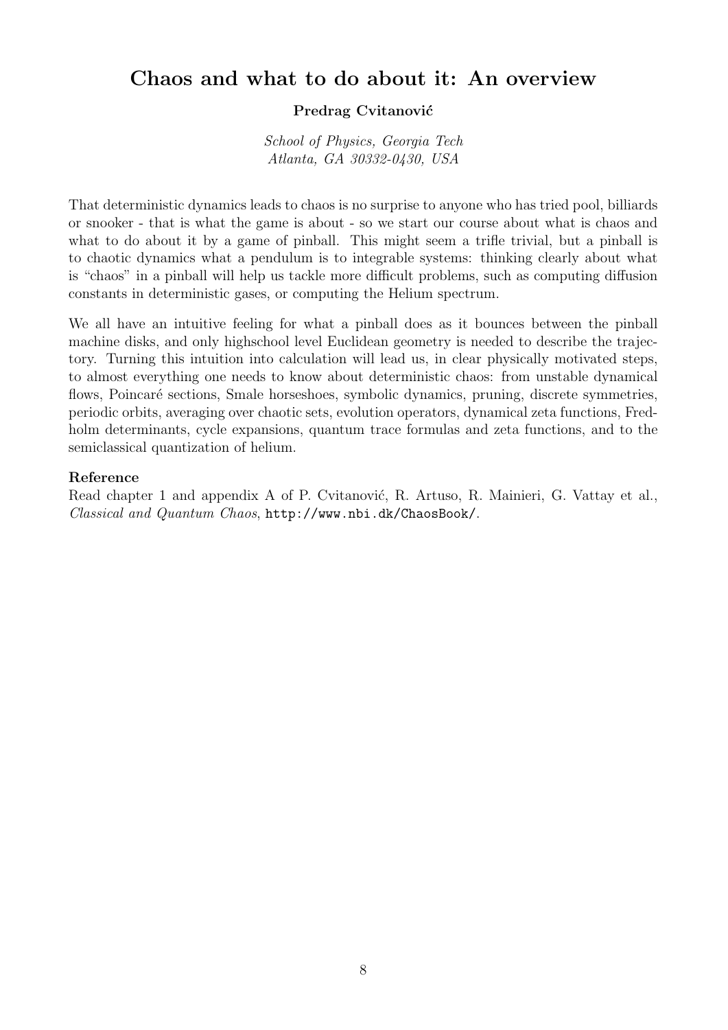## Chaos and what to do about it: An overview

**Predrag Cvitanović**

*School of Physics, Georgia Tech*
*Atlanta, GA 30332-0430, USA*

That deterministic dynamics leads to chaos is no surprise to anyone who has tried pool, billiards or snooker - that is what the game is about - so we start our course about what is chaos and what to do about it by a game of pinball. This might seem a trifle trivial, but a pinball is to chaotic dynamics what a pendulum is to integrable systems: thinking clearly about what is "chaos" in a pinball will help us tackle more difficult problems, such as computing diffusion constants in deterministic gases, or computing the Helium spectrum.

We all have an intuitive feeling for what a pinball does as it bounces between the pinball machine disks, and only highschool level Euclidean geometry is needed to describe the trajectory. Turning this intuition into calculation will lead us, in clear physically motivated steps, to almost everything one needs to know about deterministic chaos: from unstable dynamical flows, Poincaré sections, Smale horseshoes, symbolic dynamics, pruning, discrete symmetries, periodic orbits, averaging over chaotic sets, evolution operators, dynamical zeta functions, Fredholm determinants, cycle expansions, quantum trace formulas and zeta functions, and to the semiclassical quantization of helium.

**Reference**

Read chapter 1 and appendix A of P. Cvitanović, R. Artuso, R. Mainieri, G. Vattay et al., *Classical and Quantum Chaos*, `http://www.nbi.dk/ChaosBook/`.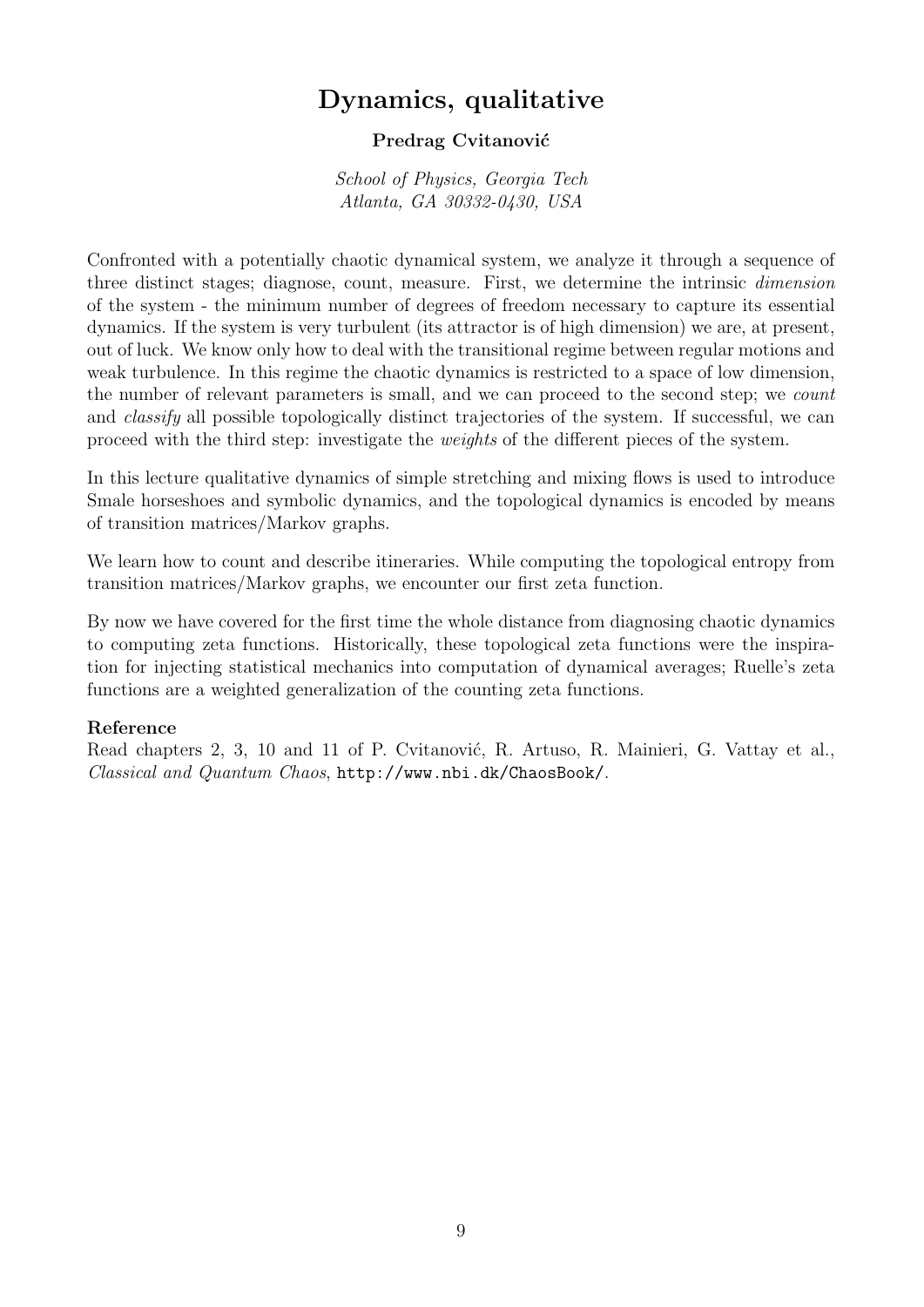# Dynamics, qualitative

**Predrag Cvitanović**

*School of Physics, Georgia Tech*
*Atlanta, GA 30332-0430, USA*

Confronted with a potentially chaotic dynamical system, we analyze it through a sequence of three distinct stages; diagnose, count, measure. First, we determine the intrinsic *dimension* of the system - the minimum number of degrees of freedom necessary to capture its essential dynamics. If the system is very turbulent (its attractor is of high dimension) we are, at present, out of luck. We know only how to deal with the transitional regime between regular motions and weak turbulence. In this regime the chaotic dynamics is restricted to a space of low dimension, the number of relevant parameters is small, and we can proceed to the second step; we *count* and *classify* all possible topologically distinct trajectories of the system. If successful, we can proceed with the third step: investigate the *weights* of the different pieces of the system.

In this lecture qualitative dynamics of simple stretching and mixing flows is used to introduce Smale horseshoes and symbolic dynamics, and the topological dynamics is encoded by means of transition matrices/Markov graphs.

We learn how to count and describe itineraries. While computing the topological entropy from transition matrices/Markov graphs, we encounter our first zeta function.

By now we have covered for the first time the whole distance from diagnosing chaotic dynamics to computing zeta functions. Historically, these topological zeta functions were the inspiration for injecting statistical mechanics into computation of dynamical averages; Ruelle's zeta functions are a weighted generalization of the counting zeta functions.

**Reference**
Read chapters 2, 3, 10 and 11 of P. Cvitanović, R. Artuso, R. Mainieri, G. Vattay et al., *Classical and Quantum Chaos*, `http://www.nbi.dk/ChaosBook/`.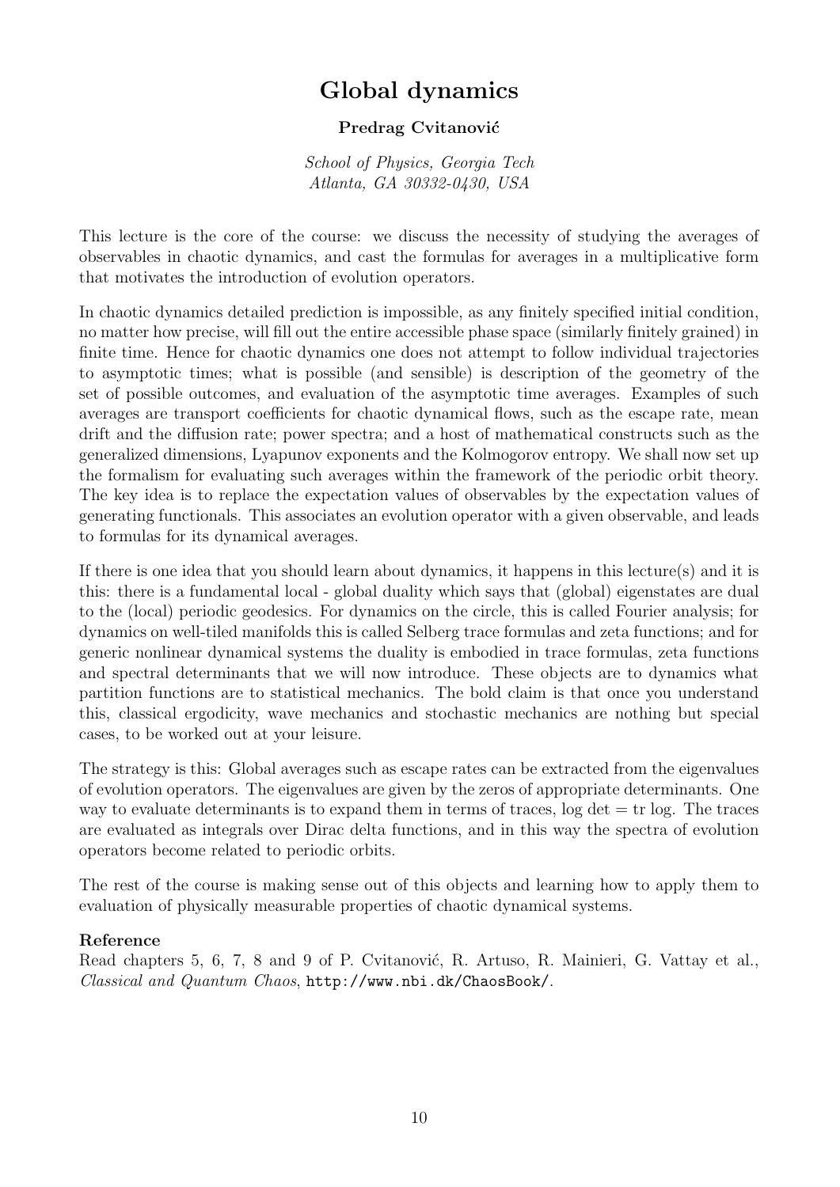# Global dynamics

**Predrag Cvitanović**

*School of Physics, Georgia Tech*
*Atlanta, GA 30332-0430, USA*

This lecture is the core of the course: we discuss the necessity of studying the averages of observables in chaotic dynamics, and cast the formulas for averages in a multiplicative form that motivates the introduction of evolution operators.

In chaotic dynamics detailed prediction is impossible, as any finitely specified initial condition, no matter how precise, will fill out the entire accessible phase space (similarly finitely grained) in finite time. Hence for chaotic dynamics one does not attempt to follow individual trajectories to asymptotic times; what is possible (and sensible) is description of the geometry of the set of possible outcomes, and evaluation of the asymptotic time averages. Examples of such averages are transport coefficients for chaotic dynamical flows, such as the escape rate, mean drift and the diffusion rate; power spectra; and a host of mathematical constructs such as the generalized dimensions, Lyapunov exponents and the Kolmogorov entropy. We shall now set up the formalism for evaluating such averages within the framework of the periodic orbit theory. The key idea is to replace the expectation values of observables by the expectation values of generating functionals. This associates an evolution operator with a given observable, and leads to formulas for its dynamical averages.

If there is one idea that you should learn about dynamics, it happens in this lecture(s) and it is this: there is a fundamental local - global duality which says that (global) eigenstates are dual to the (local) periodic geodesics. For dynamics on the circle, this is called Fourier analysis; for dynamics on well-tiled manifolds this is called Selberg trace formulas and zeta functions; and for generic nonlinear dynamical systems the duality is embodied in trace formulas, zeta functions and spectral determinants that we will now introduce. These objects are to dynamics what partition functions are to statistical mechanics. The bold claim is that once you understand this, classical ergodicity, wave mechanics and stochastic mechanics are nothing but special cases, to be worked out at your leisure.

The strategy is this: Global averages such as escape rates can be extracted from the eigenvalues of evolution operators. The eigenvalues are given by the zeros of appropriate determinants. One way to evaluate determinants is to expand them in terms of traces, log det = tr log. The traces are evaluated as integrals over Dirac delta functions, and in this way the spectra of evolution operators become related to periodic orbits.

The rest of the course is making sense out of this objects and learning how to apply them to evaluation of physically measurable properties of chaotic dynamical systems.

**Reference**

Read chapters 5, 6, 7, 8 and 9 of P. Cvitanović, R. Artuso, R. Mainieri, G. Vattay et al., *Classical and Quantum Chaos*, `http://www.nbi.dk/ChaosBook/`.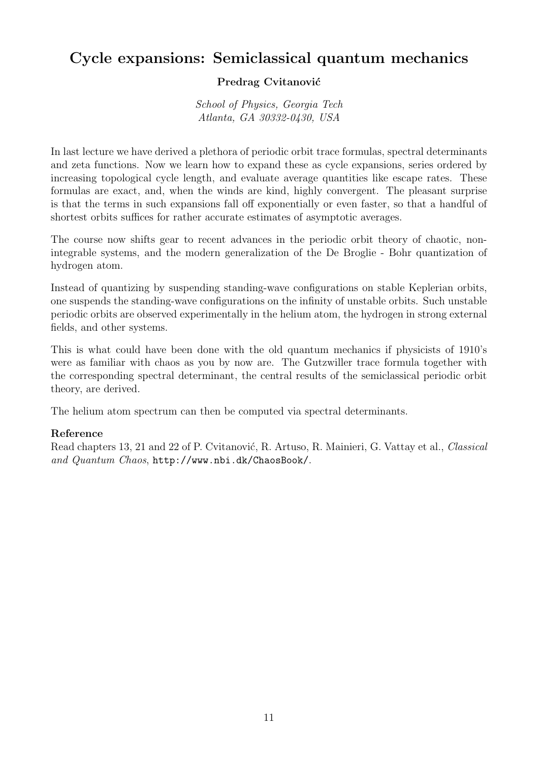# Cycle expansions: Semiclassical quantum mechanics

**Predrag Cvitanović**

*School of Physics, Georgia Tech*
*Atlanta, GA 30332-0430, USA*

In last lecture we have derived a plethora of periodic orbit trace formulas, spectral determinants and zeta functions. Now we learn how to expand these as cycle expansions, series ordered by increasing topological cycle length, and evaluate average quantities like escape rates. These formulas are exact, and, when the winds are kind, highly convergent. The pleasant surprise is that the terms in such expansions fall off exponentially or even faster, so that a handful of shortest orbits suffices for rather accurate estimates of asymptotic averages.

The course now shifts gear to recent advances in the periodic orbit theory of chaotic, non-integrable systems, and the modern generalization of the De Broglie - Bohr quantization of hydrogen atom.

Instead of quantizing by suspending standing-wave configurations on stable Keplerian orbits, one suspends the standing-wave configurations on the infinity of unstable orbits. Such unstable periodic orbits are observed experimentally in the helium atom, the hydrogen in strong external fields, and other systems.

This is what could have been done with the old quantum mechanics if physicists of 1910's were as familiar with chaos as you by now are. The Gutzwiller trace formula together with the corresponding spectral determinant, the central results of the semiclassical periodic orbit theory, are derived.

The helium atom spectrum can then be computed via spectral determinants.

**Reference**
Read chapters 13, 21 and 22 of P. Cvitanović, R. Artuso, R. Mainieri, G. Vattay et al., *Classical and Quantum Chaos*, `http://www.nbi.dk/ChaosBook/`.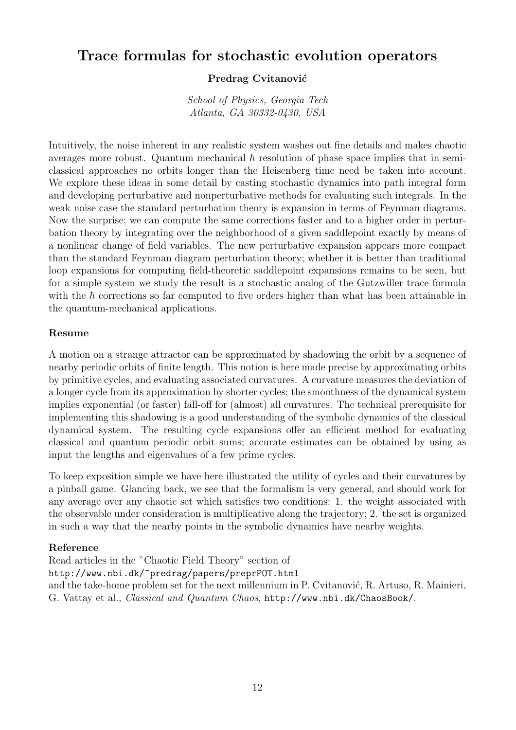# Trace formulas for stochastic evolution operators

**Predrag Cvitanović**

*School of Physics, Georgia Tech*
*Atlanta, GA 30332-0430, USA*

Intuitively, the noise inherent in any realistic system washes out fine details and makes chaotic averages more robust. Quantum mechanical $\hbar$ resolution of phase space implies that in semi-classical approaches no orbits longer than the Heisenberg time need be taken into account. We explore these ideas in some detail by casting stochastic dynamics into path integral form and developing perturbative and nonperturbative methods for evaluating such integrals. In the weak noise case the standard perturbation theory is expansion in terms of Feynman diagrams. Now the surprise; we can compute the same corrections faster and to a higher order in perturbation theory by integrating over the neighborhood of a given saddlepoint exactly by means of a nonlinear change of field variables. The new perturbative expansion appears more compact than the standard Feynman diagram perturbation theory; whether it is better than traditional loop expansions for computing field-theoretic saddlepoint expansions remains to be seen, but for a simple system we study the result is a stochastic analog of the Gutzwiller trace formula with the $\hbar$ corrections so far computed to five orders higher than what has been attainable in the quantum-mechanical applications.

### Resume

A motion on a strange attractor can be approximated by shadowing the orbit by a sequence of nearby periodic orbits of finite length. This notion is here made precise by approximating orbits by primitive cycles, and evaluating associated curvatures. A curvature measures the deviation of a longer cycle from its approximation by shorter cycles; the smoothness of the dynamical system implies exponential (or faster) fall-off for (almost) all curvatures. The technical prerequisite for implementing this shadowing is a good understanding of the symbolic dynamics of the classical dynamical system. The resulting cycle expansions offer an efficient method for evaluating classical and quantum periodic orbit sums; accurate estimates can be obtained by using as input the lengths and eigenvalues of a few prime cycles.

To keep exposition simple we have here illustrated the utility of cycles and their curvatures by a pinball game. Glancing back, we see that the formalism is very general, and should work for any average over any chaotic set which satisfies two conditions: 1. the weight associated with the observable under consideration is multiplicative along the trajectory; 2. the set is organized in such a way that the nearby points in the symbolic dynamics have nearby weights.

### Reference

Read articles in the "Chaotic Field Theory" section of
`http://www.nbi.dk/~predrag/papers/preprPOT.html`
and the take-home problem set for the next millennium in P. Cvitanović, R. Artuso, R. Mainieri, G. Vattay et al., *Classical and Quantum Chaos*, `http://www.nbi.dk/ChaosBook/`.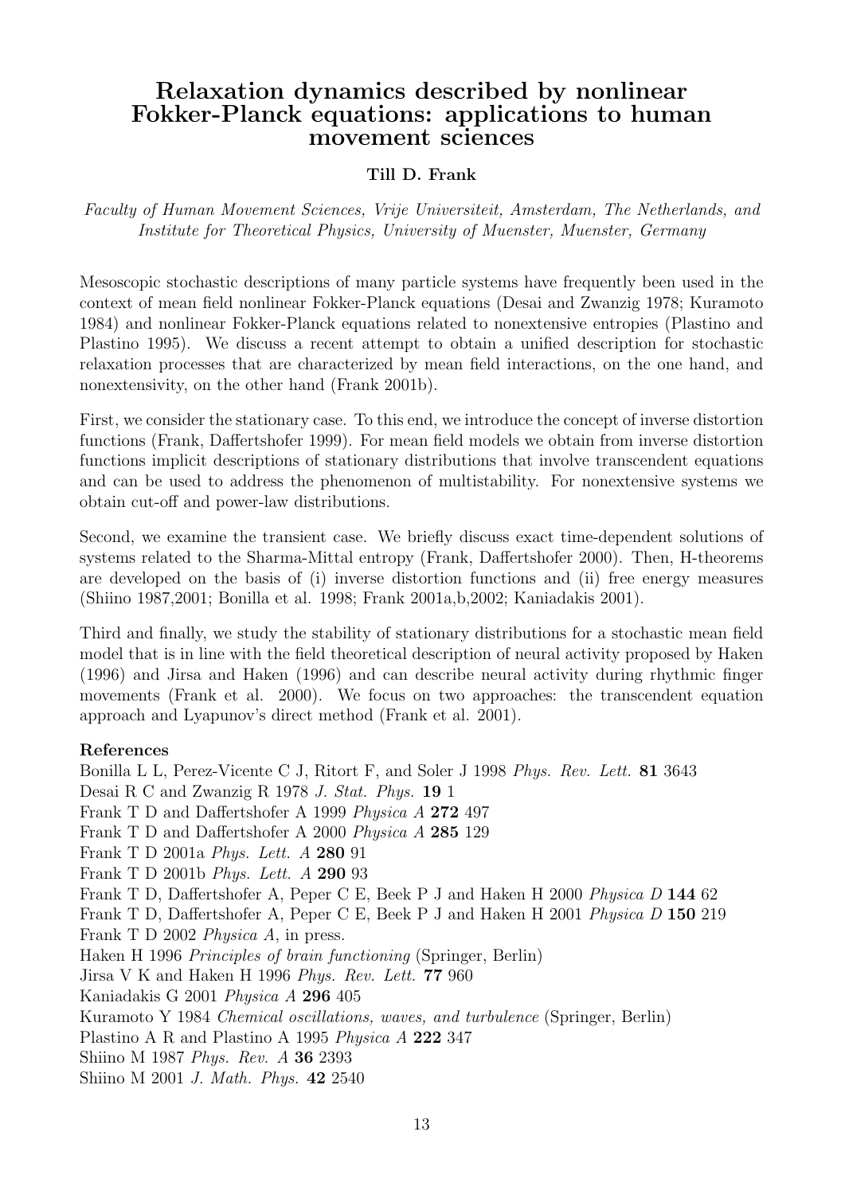# Relaxation dynamics described by nonlinear Fokker-Planck equations: applications to human movement sciences

**Till D. Frank**

*Faculty of Human Movement Sciences, Vrije Universiteit, Amsterdam, The Netherlands, and Institute for Theoretical Physics, University of Muenster, Muenster, Germany*

Mesoscopic stochastic descriptions of many particle systems have frequently been used in the context of mean field nonlinear Fokker-Planck equations (Desai and Zwanzig 1978; Kuramoto 1984) and nonlinear Fokker-Planck equations related to nonextensive entropies (Plastino and Plastino 1995). We discuss a recent attempt to obtain a unified description for stochastic relaxation processes that are characterized by mean field interactions, on the one hand, and nonextensivity, on the other hand (Frank 2001b).

First, we consider the stationary case. To this end, we introduce the concept of inverse distortion functions (Frank, Daffertshofer 1999). For mean field models we obtain from inverse distortion functions implicit descriptions of stationary distributions that involve transcendent equations and can be used to address the phenomenon of multistability. For nonextensive systems we obtain cut-off and power-law distributions.

Second, we examine the transient case. We briefly discuss exact time-dependent solutions of systems related to the Sharma-Mittal entropy (Frank, Daffertshofer 2000). Then, H-theorems are developed on the basis of (i) inverse distortion functions and (ii) free energy measures (Shiino 1987,2001; Bonilla et al. 1998; Frank 2001a,b,2002; Kaniadakis 2001).

Third and finally, we study the stability of stationary distributions for a stochastic mean field model that is in line with the field theoretical description of neural activity proposed by Haken (1996) and Jirsa and Haken (1996) and can describe neural activity during rhythmic finger movements (Frank et al. 2000). We focus on two approaches: the transcendent equation approach and Lyapunov's direct method (Frank et al. 2001).

**References**

Bonilla L L, Perez-Vicente C J, Ritort F, and Soler J 1998 *Phys. Rev. Lett.* **81** 3643
Desai R C and Zwanzig R 1978 *J. Stat. Phys.* **19** 1
Frank T D and Daffertshofer A 1999 *Physica A* **272** 497
Frank T D and Daffertshofer A 2000 *Physica A* **285** 129
Frank T D 2001a *Phys. Lett. A* **280** 91
Frank T D 2001b *Phys. Lett. A* **290** 93
Frank T D, Daffertshofer A, Peper C E, Beek P J and Haken H 2000 *Physica D* **144** 62
Frank T D, Daffertshofer A, Peper C E, Beek P J and Haken H 2001 *Physica D* **150** 219
Frank T D 2002 *Physica A*, in press.
Haken H 1996 *Principles of brain functioning* (Springer, Berlin)
Jirsa V K and Haken H 1996 *Phys. Rev. Lett.* **77** 960
Kaniadakis G 2001 *Physica A* **296** 405
Kuramoto Y 1984 *Chemical oscillations, waves, and turbulence* (Springer, Berlin)
Plastino A R and Plastino A 1995 *Physica A* **222** 347
Shiino M 1987 *Phys. Rev. A* **36** 2393
Shiino M 2001 *J. Math. Phys.* **42** 2540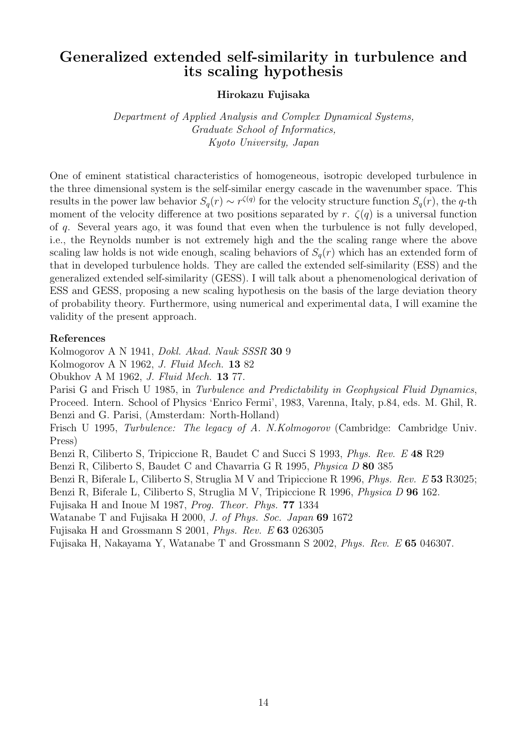# Generalized extended self-similarity in turbulence and its scaling hypothesis

**Hirokazu Fujisaka**

*Department of Applied Analysis and Complex Dynamical Systems,*
*Graduate School of Informatics,*
*Kyoto University, Japan*

One of eminent statistical characteristics of homogeneous, isotropic developed turbulence in the three dimensional system is the self-similar energy cascade in the wavenumber space. This results in the power law behavior $S_q(r) \sim r^{\zeta(q)}$ for the velocity structure function $S_q(r)$, the $q$-th moment of the velocity difference at two positions separated by $r$. $\zeta(q)$ is a universal function of $q$. Several years ago, it was found that even when the turbulence is not fully developed, i.e., the Reynolds number is not extremely high and the the scaling range where the above scaling law holds is not wide enough, scaling behaviors of $S_q(r)$ which has an extended form of that in developed turbulence holds. They are called the extended self-similarity (ESS) and the generalized extended self-similarity (GESS). I will talk about a phenomenological derivation of ESS and GESS, proposing a new scaling hypothesis on the basis of the large deviation theory of probability theory. Furthermore, using numerical and experimental data, I will examine the validity of the present approach.

### References

Kolmogorov A N 1941, *Dokl. Akad. Nauk SSSR* **30** 9

Kolmogorov A N 1962, *J. Fluid Mech.* **13** 82

Obukhov A M 1962, *J. Fluid Mech.* **13** 77.

Parisi G and Frisch U 1985, in *Turbulence and Predictability in Geophysical Fluid Dynamics*, Proceed. Intern. School of Physics 'Enrico Fermi', 1983, Varenna, Italy, p.84, eds. M. Ghil, R. Benzi and G. Parisi, (Amsterdam: North-Holland)

Frisch U 1995, *Turbulence: The legacy of A. N.Kolmogorov* (Cambridge: Cambridge Univ. Press)

Benzi R, Ciliberto S, Tripiccione R, Baudet C and Succi S 1993, *Phys. Rev. E* **48** R29

Benzi R, Ciliberto S, Baudet C and Chavarria G R 1995, *Physica D* **80** 385

Benzi R, Biferale L, Ciliberto S, Struglia M V and Tripiccione R 1996, *Phys. Rev. E* **53** R3025;

Benzi R, Biferale L, Ciliberto S, Struglia M V, Tripiccione R 1996, *Physica D* **96** 162.

Fujisaka H and Inoue M 1987, *Prog. Theor. Phys.* **77** 1334

Watanabe T and Fujisaka H 2000, *J. of Phys. Soc. Japan* **69** 1672

Fujisaka H and Grossmann S 2001, *Phys. Rev. E* **63** 026305

Fujisaka H, Nakayama Y, Watanabe T and Grossmann S 2002, *Phys. Rev. E* **65** 046307.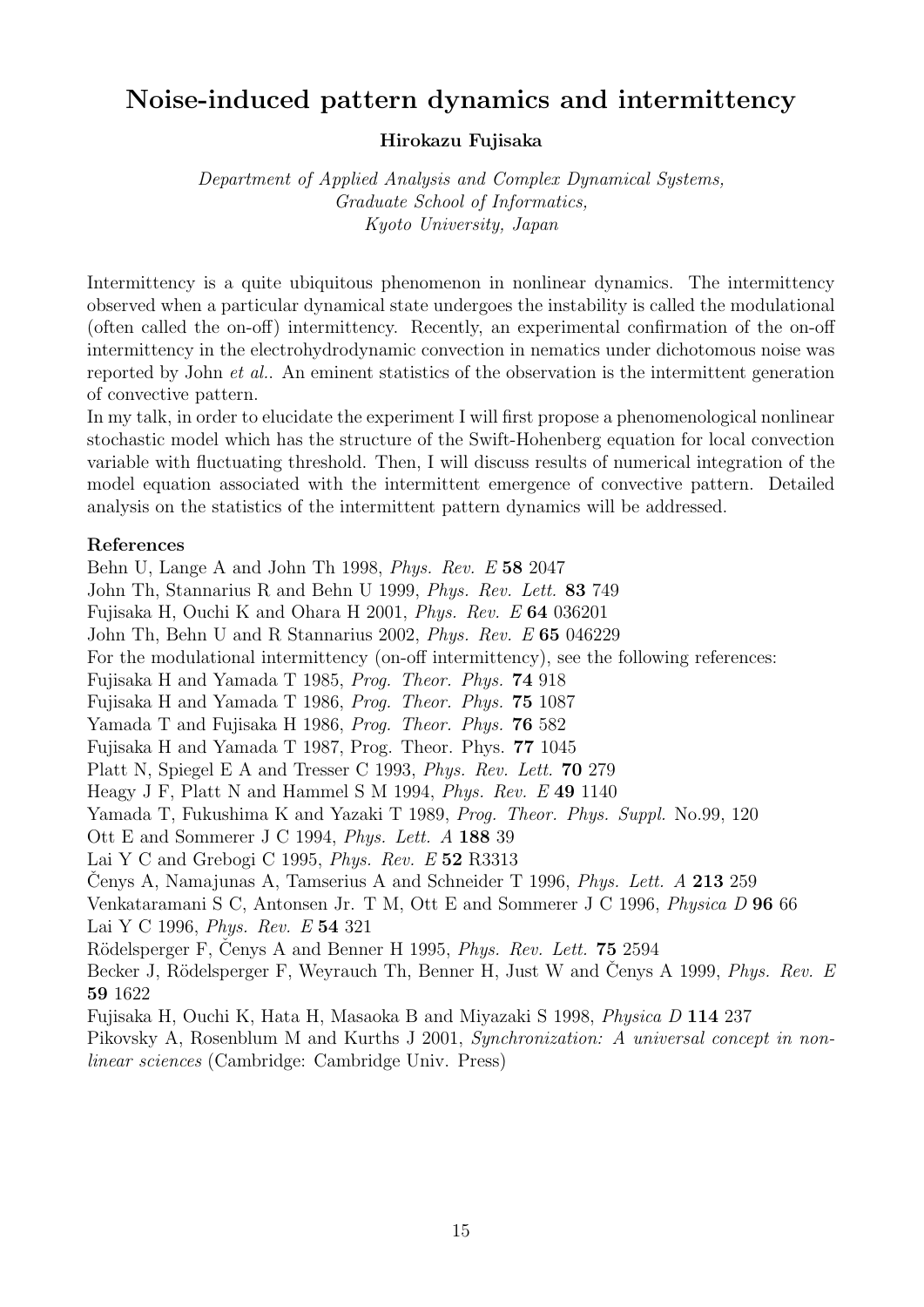# Noise-induced pattern dynamics and intermittency

**Hirokazu Fujisaka**

*Department of Applied Analysis and Complex Dynamical Systems, Graduate School of Informatics, Kyoto University, Japan*

Intermittency is a quite ubiquitous phenomenon in nonlinear dynamics. The intermittency observed when a particular dynamical state undergoes the instability is called the modulational (often called the on-off) intermittency. Recently, an experimental confirmation of the on-off intermittency in the electrohydrodynamic convection in nematics under dichotomous noise was reported by John *et al.*. An eminent statistics of the observation is the intermittent generation of convective pattern.

In my talk, in order to elucidate the experiment I will first propose a phenomenological nonlinear stochastic model which has the structure of the Swift-Hohenberg equation for local convection variable with fluctuating threshold. Then, I will discuss results of numerical integration of the model equation associated with the intermittent emergence of convective pattern. Detailed analysis on the statistics of the intermittent pattern dynamics will be addressed.

### References

Behn U, Lange A and John Th 1998, *Phys. Rev. E* **58** 2047

John Th, Stannarius R and Behn U 1999, *Phys. Rev. Lett.* **83** 749

Fujisaka H, Ouchi K and Ohara H 2001, *Phys. Rev. E* **64** 036201

John Th, Behn U and R Stannarius 2002, *Phys. Rev. E* **65** 046229

For the modulational intermittency (on-off intermittency), see the following references:

Fujisaka H and Yamada T 1985, *Prog. Theor. Phys.* **74** 918

Fujisaka H and Yamada T 1986, *Prog. Theor. Phys.* **75** 1087

Yamada T and Fujisaka H 1986, *Prog. Theor. Phys.* **76** 582

Fujisaka H and Yamada T 1987, Prog. Theor. Phys. **77** 1045

Platt N, Spiegel E A and Tresser C 1993, *Phys. Rev. Lett.* **70** 279

Heagy J F, Platt N and Hammel S M 1994, *Phys. Rev. E* **49** 1140

Yamada T, Fukushima K and Yazaki T 1989, *Prog. Theor. Phys. Suppl.* No.99, 120

Ott E and Sommerer J C 1994, *Phys. Lett. A* **188** 39

Lai Y C and Grebogi C 1995, *Phys. Rev. E* **52** R3313

Čenys A, Namajunas A, Tamserius A and Schneider T 1996, *Phys. Lett. A* **213** 259

Venkataramani S C, Antonsen Jr. T M, Ott E and Sommerer J C 1996, *Physica D* **96** 66

Lai Y C 1996, *Phys. Rev. E* **54** 321

Rödelsperger F, Čenys A and Benner H 1995, *Phys. Rev. Lett.* **75** 2594

Becker J, Rödelsperger F, Weyrauch Th, Benner H, Just W and Čenys A 1999, *Phys. Rev. E* **59** 1622

Fujisaka H, Ouchi K, Hata H, Masaoka B and Miyazaki S 1998, *Physica D* **114** 237

Pikovsky A, Rosenblum M and Kurths J 2001, *Synchronization: A universal concept in nonlinear sciences* (Cambridge: Cambridge Univ. Press)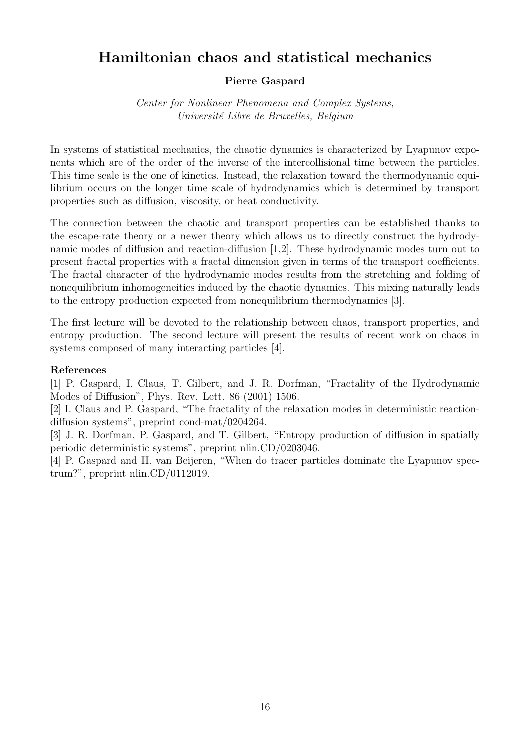# Hamiltonian chaos and statistical mechanics

**Pierre Gaspard**

*Center for Nonlinear Phenomena and Complex Systems,*
*Université Libre de Bruxelles, Belgium*

In systems of statistical mechanics, the chaotic dynamics is characterized by Lyapunov exponents which are of the order of the inverse of the intercollisional time between the particles. This time scale is the one of kinetics. Instead, the relaxation toward the thermodynamic equilibrium occurs on the longer time scale of hydrodynamics which is determined by transport properties such as diffusion, viscosity, or heat conductivity.

The connection between the chaotic and transport properties can be established thanks to the escape-rate theory or a newer theory which allows us to directly construct the hydrodynamic modes of diffusion and reaction-diffusion [1,2]. These hydrodynamic modes turn out to present fractal properties with a fractal dimension given in terms of the transport coefficients. The fractal character of the hydrodynamic modes results from the stretching and folding of nonequilibrium inhomogeneities induced by the chaotic dynamics. This mixing naturally leads to the entropy production expected from nonequilibrium thermodynamics [3].

The first lecture will be devoted to the relationship between chaos, transport properties, and entropy production. The second lecture will present the results of recent work on chaos in systems composed of many interacting particles [4].

**References**

[1] P. Gaspard, I. Claus, T. Gilbert, and J. R. Dorfman, "Fractality of the Hydrodynamic Modes of Diffusion", Phys. Rev. Lett. 86 (2001) 1506.

[2] I. Claus and P. Gaspard, "The fractality of the relaxation modes in deterministic reaction-diffusion systems", preprint cond-mat/0204264.

[3] J. R. Dorfman, P. Gaspard, and T. Gilbert, "Entropy production of diffusion in spatially periodic deterministic systems", preprint nlin.CD/0203046.

[4] P. Gaspard and H. van Beijeren, "When do tracer particles dominate the Lyapunov spectrum?", preprint nlin.CD/0112019.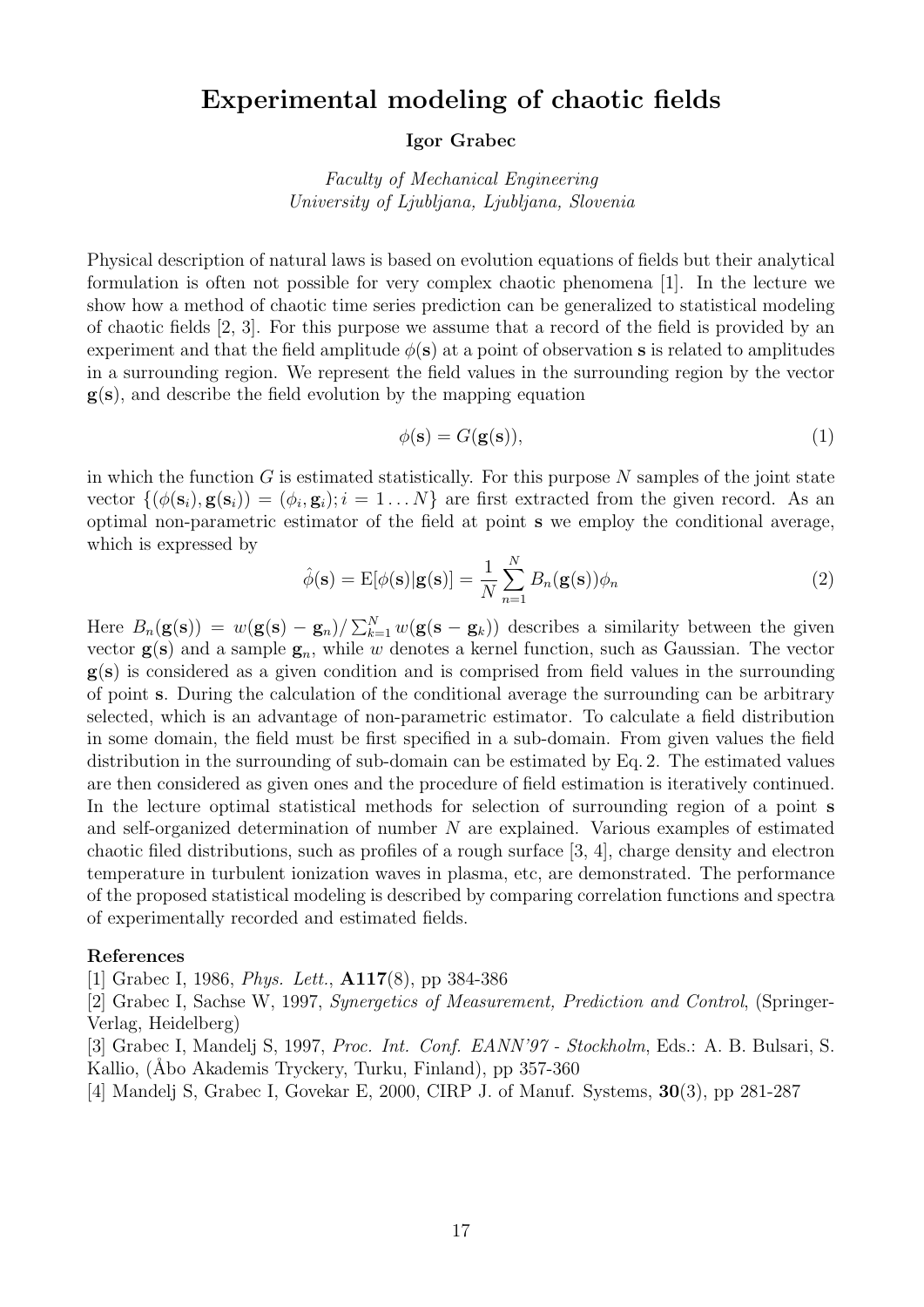# Experimental modeling of chaotic fields

**Igor Grabec**

*Faculty of Mechanical Engineering*
*University of Ljubljana, Ljubljana, Slovenia*

Physical description of natural laws is based on evolution equations of fields but their analytical formulation is often not possible for very complex chaotic phenomena [1]. In the lecture we show how a method of chaotic time series prediction can be generalized to statistical modeling of chaotic fields [2, 3]. For this purpose we assume that a record of the field is provided by an experiment and that the field amplitude $\phi(\mathbf{s})$ at a point of observation $\mathbf{s}$ is related to amplitudes in a surrounding region. We represent the field values in the surrounding region by the vector $\mathbf{g}(\mathbf{s})$, and describe the field evolution by the mapping equation

$$\phi(\mathbf{s}) = G(\mathbf{g}(\mathbf{s})), \tag{1}$$

in which the function $G$ is estimated statistically. For this purpose $N$ samples of the joint state vector $\{(\phi(\mathbf{s}_i), \mathbf{g}(\mathbf{s}_i)) = (\phi_i, \mathbf{g}_i); i = 1 \ldots N\}$ are first extracted from the given record. As an optimal non-parametric estimator of the field at point $\mathbf{s}$ we employ the conditional average, which is expressed by

$$\hat{\phi}(\mathbf{s}) = \mathrm{E}[\phi(\mathbf{s})|\mathbf{g}(\mathbf{s})] = \frac{1}{N}\sum_{n=1}^{N} B_n(\mathbf{g}(\mathbf{s}))\phi_n \tag{2}$$

Here $B_n(\mathbf{g}(\mathbf{s})) = w(\mathbf{g}(\mathbf{s}) - \mathbf{g}_n)/\sum_{k=1}^{N} w(\mathbf{g}(\mathbf{s} - \mathbf{g}_k))$ describes a similarity between the given vector $\mathbf{g}(\mathbf{s})$ and a sample $\mathbf{g}_n$, while $w$ denotes a kernel function, such as Gaussian. The vector $\mathbf{g}(\mathbf{s})$ is considered as a given condition and is comprised from field values in the surrounding of point $\mathbf{s}$. During the calculation of the conditional average the surrounding can be arbitrary selected, which is an advantage of non-parametric estimator. To calculate a field distribution in some domain, the field must be first specified in a sub-domain. From given values the field distribution in the surrounding of sub-domain can be estimated by Eq. 2. The estimated values are then considered as given ones and the procedure of field estimation is iteratively continued. In the lecture optimal statistical methods for selection of surrounding region of a point $\mathbf{s}$ and self-organized determination of number $N$ are explained. Various examples of estimated chaotic filed distributions, such as profiles of a rough surface [3, 4], charge density and electron temperature in turbulent ionization waves in plasma, etc, are demonstrated. The performance of the proposed statistical modeling is described by comparing correlation functions and spectra of experimentally recorded and estimated fields.

**References**

[1] Grabec I, 1986, *Phys. Lett.*, **A117**(8), pp 384-386

[2] Grabec I, Sachse W, 1997, *Synergetics of Measurement, Prediction and Control*, (Springer-Verlag, Heidelberg)

[3] Grabec I, Mandelj S, 1997, *Proc. Int. Conf. EANN'97 - Stockholm*, Eds.: A. B. Bulsari, S. Kallio, (Åbo Akademis Tryckery, Turku, Finland), pp 357-360

[4] Mandelj S, Grabec I, Govekar E, 2000, CIRP J. of Manuf. Systems, **30**(3), pp 281-287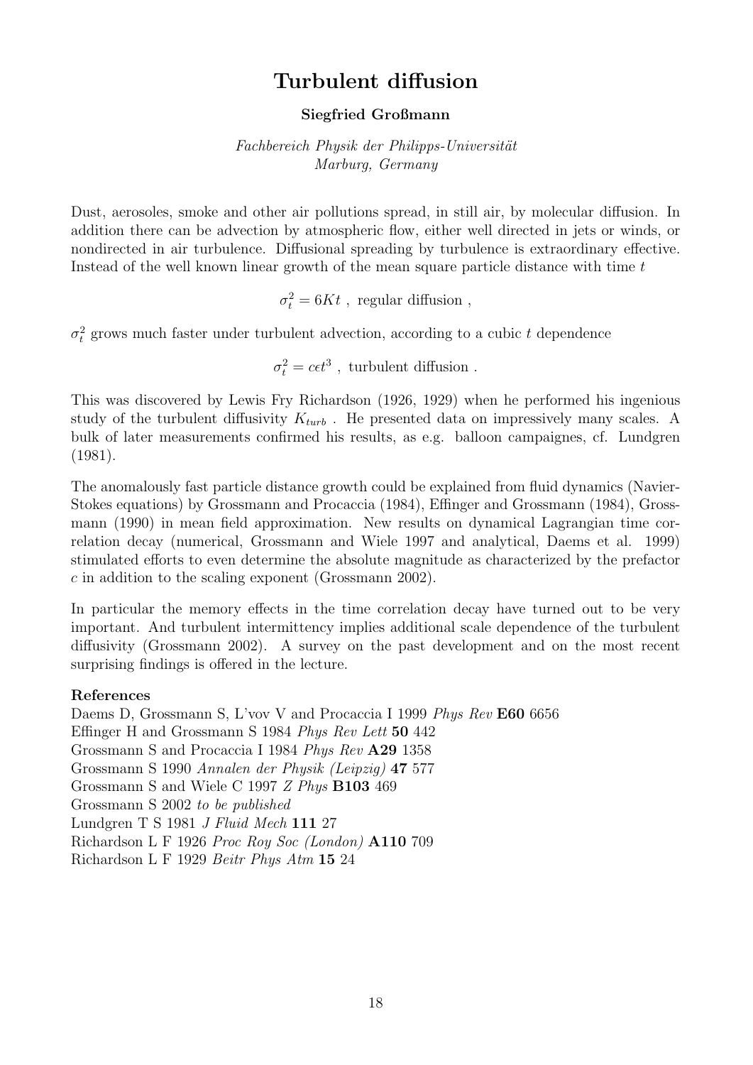# Turbulent diffusion

**Siegfried Großmann**

*Fachbereich Physik der Philipps-Universität*
*Marburg, Germany*

Dust, aerosoles, smoke and other air pollutions spread, in still air, by molecular diffusion. In addition there can be advection by atmospheric flow, either well directed in jets or winds, or nondirected in air turbulence. Diffusional spreading by turbulence is extraordinary effective. Instead of the well known linear growth of the mean square particle distance with time $t$

$$\sigma_t^2 = 6Kt \ , \ \text{regular diffusion} \ ,$$

$\sigma_t^2$ grows much faster under turbulent advection, according to a cubic $t$ dependence

$$\sigma_t^2 = c\epsilon t^3 \ , \ \text{turbulent diffusion} \ .$$

This was discovered by Lewis Fry Richardson (1926, 1929) when he performed his ingenious study of the turbulent diffusivity $K_{turb}$ . He presented data on impressively many scales. A bulk of later measurements confirmed his results, as e.g. balloon campaignes, cf. Lundgren (1981).

The anomalously fast particle distance growth could be explained from fluid dynamics (Navier-Stokes equations) by Grossmann and Procaccia (1984), Effinger and Grossmann (1984), Grossmann (1990) in mean field approximation. New results on dynamical Lagrangian time correlation decay (numerical, Grossmann and Wiele 1997 and analytical, Daems et al. 1999) stimulated efforts to even determine the absolute magnitude as characterized by the prefactor $c$ in addition to the scaling exponent (Grossmann 2002).

In particular the memory effects in the time correlation decay have turned out to be very important. And turbulent intermittency implies additional scale dependence of the turbulent diffusivity (Grossmann 2002). A survey on the past development and on the most recent surprising findings is offered in the lecture.

**References**

Daems D, Grossmann S, L'vov V and Procaccia I 1999 *Phys Rev* **E60** 6656
Effinger H and Grossmann S 1984 *Phys Rev Lett* **50** 442
Grossmann S and Procaccia I 1984 *Phys Rev* **A29** 1358
Grossmann S 1990 *Annalen der Physik (Leipzig)* **47** 577
Grossmann S and Wiele C 1997 *Z Phys* **B103** 469
Grossmann S 2002 *to be published*
Lundgren T S 1981 *J Fluid Mech* **111** 27
Richardson L F 1926 *Proc Roy Soc (London)* **A110** 709
Richardson L F 1929 *Beitr Phys Atm* **15** 24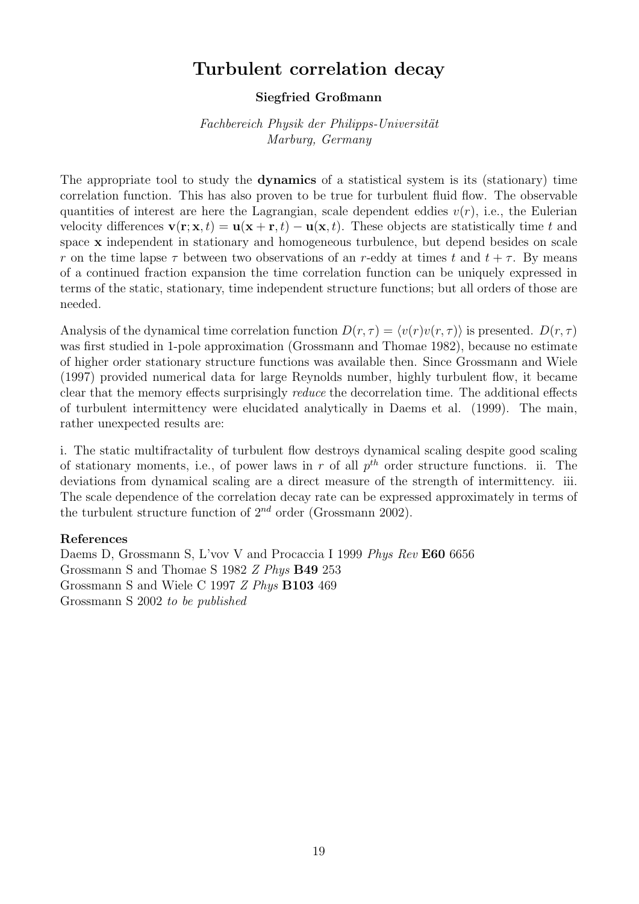# Turbulent correlation decay

**Siegfried Großmann**

*Fachbereich Physik der Philipps-Universität*
*Marburg, Germany*

The appropriate tool to study the **dynamics** of a statistical system is its (stationary) time correlation function. This has also proven to be true for turbulent fluid flow. The observable quantities of interest are here the Lagrangian, scale dependent eddies $v(r)$, i.e., the Eulerian velocity differences $\mathbf{v}(\mathbf{r}; \mathbf{x}, t) = \mathbf{u}(\mathbf{x} + \mathbf{r}, t) - \mathbf{u}(\mathbf{x}, t)$. These objects are statistically time $t$ and space $\mathbf{x}$ independent in stationary and homogeneous turbulence, but depend besides on scale $r$ on the time lapse $\tau$ between two observations of an $r$-eddy at times $t$ and $t + \tau$. By means of a continued fraction expansion the time correlation function can be uniquely expressed in terms of the static, stationary, time independent structure functions; but all orders of those are needed.

Analysis of the dynamical time correlation function $D(r, \tau) = \langle v(r)v(r, \tau)\rangle$ is presented. $D(r, \tau)$ was first studied in 1-pole approximation (Grossmann and Thomae 1982), because no estimate of higher order stationary structure functions was available then. Since Grossmann and Wiele (1997) provided numerical data for large Reynolds number, highly turbulent flow, it became clear that the memory effects surprisingly *reduce* the decorrelation time. The additional effects of turbulent intermittency were elucidated analytically in Daems et al. (1999). The main, rather unexpected results are:

i. The static multifractality of turbulent flow destroys dynamical scaling despite good scaling of stationary moments, i.e., of power laws in $r$ of all $p^{th}$ order structure functions. ii. The deviations from dynamical scaling are a direct measure of the strength of intermittency. iii. The scale dependence of the correlation decay rate can be expressed approximately in terms of the turbulent structure function of $2^{nd}$ order (Grossmann 2002).

**References**

Daems D, Grossmann S, L'vov V and Procaccia I 1999 *Phys Rev* **E60** 6656
Grossmann S and Thomae S 1982 *Z Phys* **B49** 253
Grossmann S and Wiele C 1997 *Z Phys* **B103** 469
Grossmann S 2002 *to be published*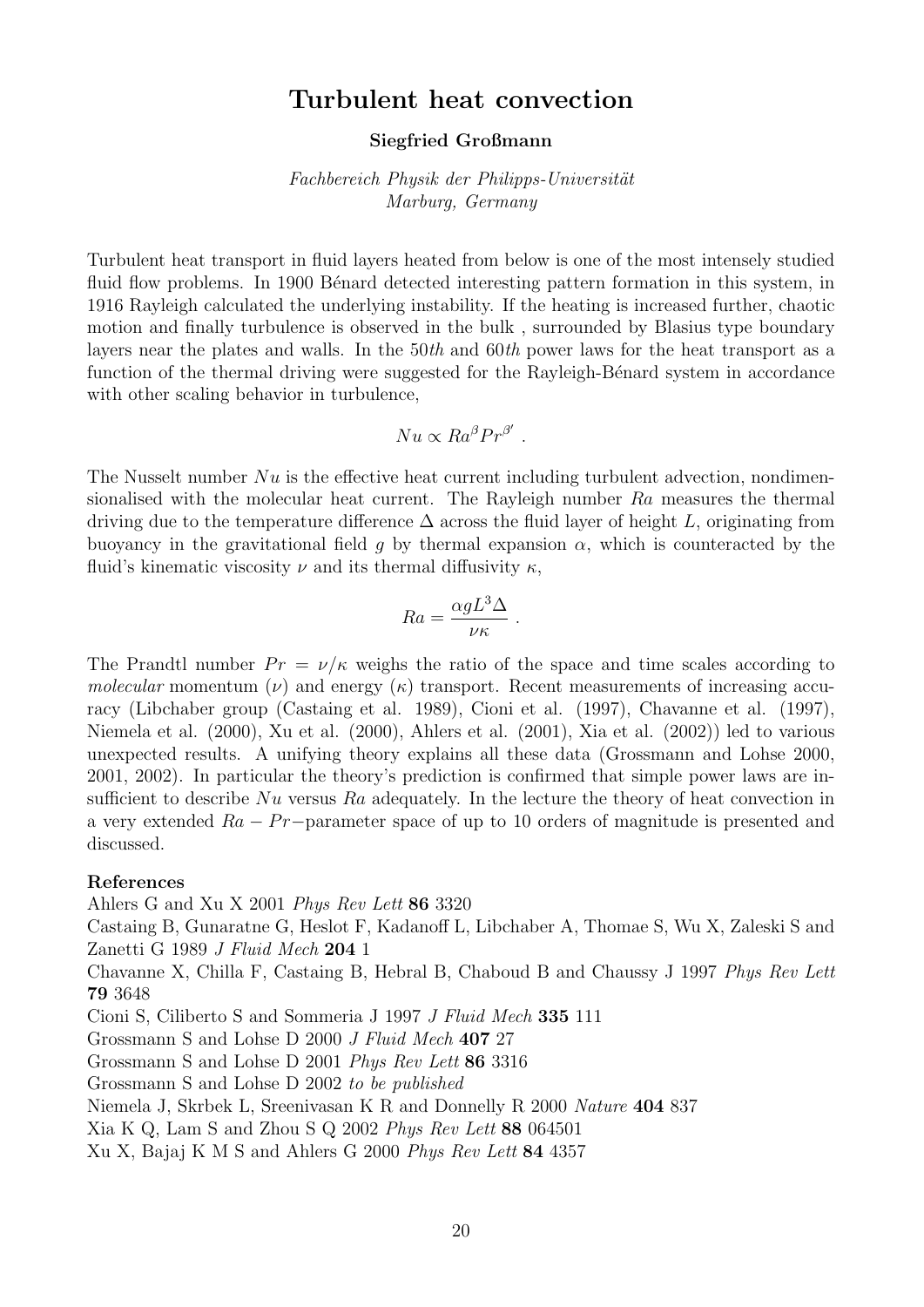# Turbulent heat convection

**Siegfried Großmann**

*Fachbereich Physik der Philipps-Universität*
*Marburg, Germany*

Turbulent heat transport in fluid layers heated from below is one of the most intensely studied fluid flow problems. In 1900 Bénard detected interesting pattern formation in this system, in 1916 Rayleigh calculated the underlying instability. If the heating is increased further, chaotic motion and finally turbulence is observed in the bulk , surrounded by Blasius type boundary layers near the plates and walls. In the 50*th* and 60*th* power laws for the heat transport as a function of the thermal driving were suggested for the Rayleigh-Bénard system in accordance with other scaling behavior in turbulence,

$$Nu \propto Ra^{\beta} Pr^{\beta'} .$$

The Nusselt number $Nu$ is the effective heat current including turbulent advection, nondimensionalised with the molecular heat current. The Rayleigh number $Ra$ measures the thermal driving due to the temperature difference $\Delta$ across the fluid layer of height $L$, originating from buoyancy in the gravitational field $g$ by thermal expansion $\alpha$, which is counteracted by the fluid's kinematic viscosity $\nu$ and its thermal diffusivity $\kappa$,

$$Ra = \frac{\alpha g L^3 \Delta}{\nu \kappa} .$$

The Prandtl number $Pr = \nu/\kappa$ weighs the ratio of the space and time scales according to *molecular* momentum ($\nu$) and energy ($\kappa$) transport. Recent measurements of increasing accuracy (Libchaber group (Castaing et al. 1989), Cioni et al. (1997), Chavanne et al. (1997), Niemela et al. (2000), Xu et al. (2000), Ahlers et al. (2001), Xia et al. (2002)) led to various unexpected results. A unifying theory explains all these data (Grossmann and Lohse 2000, 2001, 2002). In particular the theory's prediction is confirmed that simple power laws are insufficient to describe $Nu$ versus $Ra$ adequately. In the lecture the theory of heat convection in a very extended $Ra - Pr-$parameter space of up to 10 orders of magnitude is presented and discussed.

**References**

Ahlers G and Xu X 2001 *Phys Rev Lett* **86** 3320

Castaing B, Gunaratne G, Heslot F, Kadanoff L, Libchaber A, Thomae S, Wu X, Zaleski S and Zanetti G 1989 *J Fluid Mech* **204** 1

Chavanne X, Chilla F, Castaing B, Hebral B, Chaboud B and Chaussy J 1997 *Phys Rev Lett* **79** 3648

Cioni S, Ciliberto S and Sommeria J 1997 *J Fluid Mech* **335** 111

Grossmann S and Lohse D 2000 *J Fluid Mech* **407** 27

Grossmann S and Lohse D 2001 *Phys Rev Lett* **86** 3316

Grossmann S and Lohse D 2002 *to be published*

Niemela J, Skrbek L, Sreenivasan K R and Donnelly R 2000 *Nature* **404** 837

Xia K Q, Lam S and Zhou S Q 2002 *Phys Rev Lett* **88** 064501

Xu X, Bajaj K M S and Ahlers G 2000 *Phys Rev Lett* **84** 4357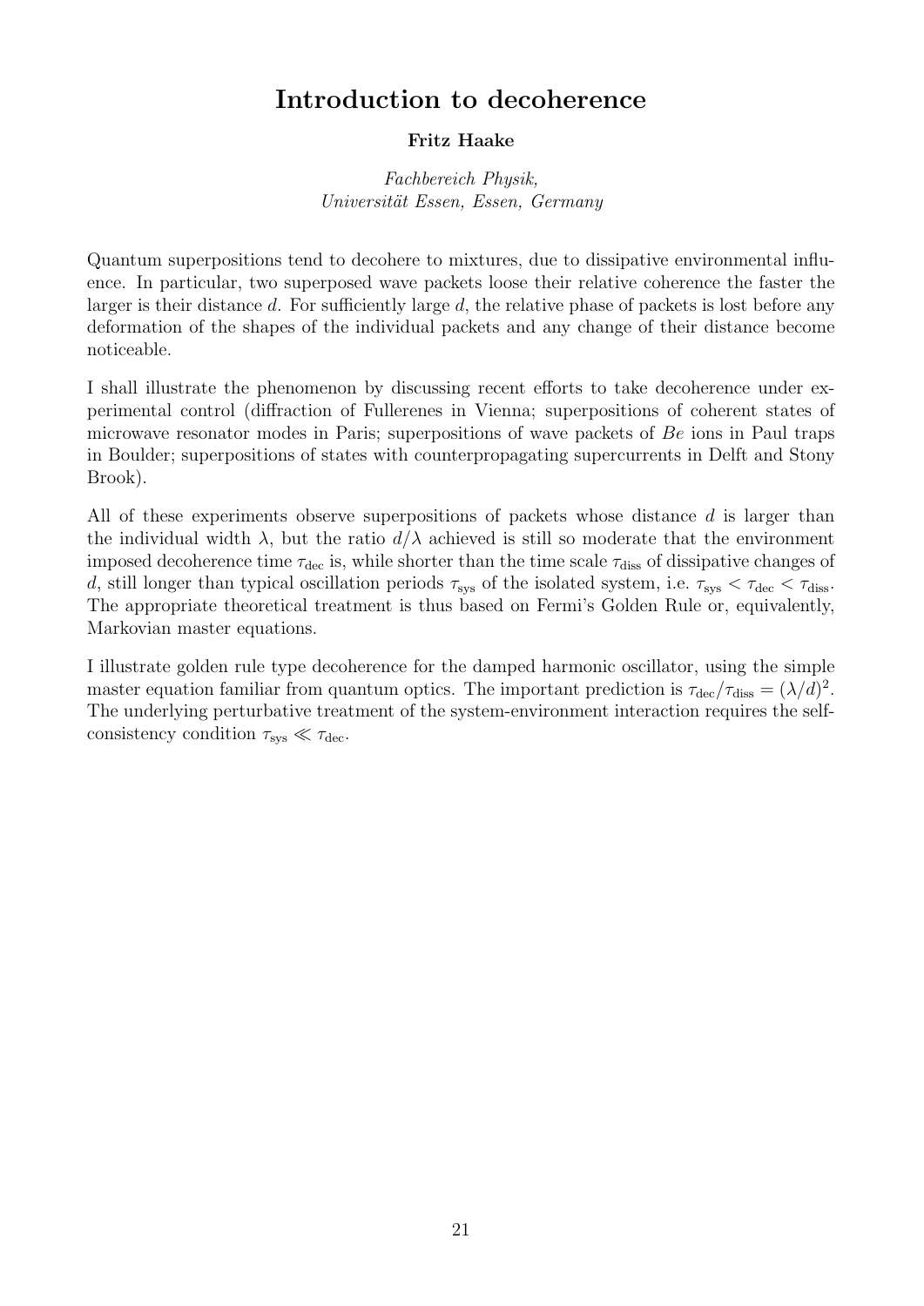# Introduction to decoherence

**Fritz Haake**

*Fachbereich Physik,*
*Universität Essen, Essen, Germany*

Quantum superpositions tend to decohere to mixtures, due to dissipative environmental influence. In particular, two superposed wave packets loose their relative coherence the faster the larger is their distance $d$. For sufficiently large $d$, the relative phase of packets is lost before any deformation of the shapes of the individual packets and any change of their distance become noticeable.

I shall illustrate the phenomenon by discussing recent efforts to take decoherence under experimental control (diffraction of Fullerenes in Vienna; superpositions of coherent states of microwave resonator modes in Paris; superpositions of wave packets of *Be* ions in Paul traps in Boulder; superpositions of states with counterpropagating supercurrents in Delft and Stony Brook).

All of these experiments observe superpositions of packets whose distance $d$ is larger than the individual width $\lambda$, but the ratio $d/\lambda$ achieved is still so moderate that the environment imposed decoherence time $\tau_{\text{dec}}$ is, while shorter than the time scale $\tau_{\text{diss}}$ of dissipative changes of $d$, still longer than typical oscillation periods $\tau_{\text{sys}}$ of the isolated system, i.e. $\tau_{\text{sys}} < \tau_{\text{dec}} < \tau_{\text{diss}}$. The appropriate theoretical treatment is thus based on Fermi's Golden Rule or, equivalently, Markovian master equations.

I illustrate golden rule type decoherence for the damped harmonic oscillator, using the simple master equation familiar from quantum optics. The important prediction is $\tau_{\text{dec}}/\tau_{\text{diss}} = (\lambda/d)^2$. The underlying perturbative treatment of the system-environment interaction requires the self-consistency condition $\tau_{\text{sys}} \ll \tau_{\text{dec}}$.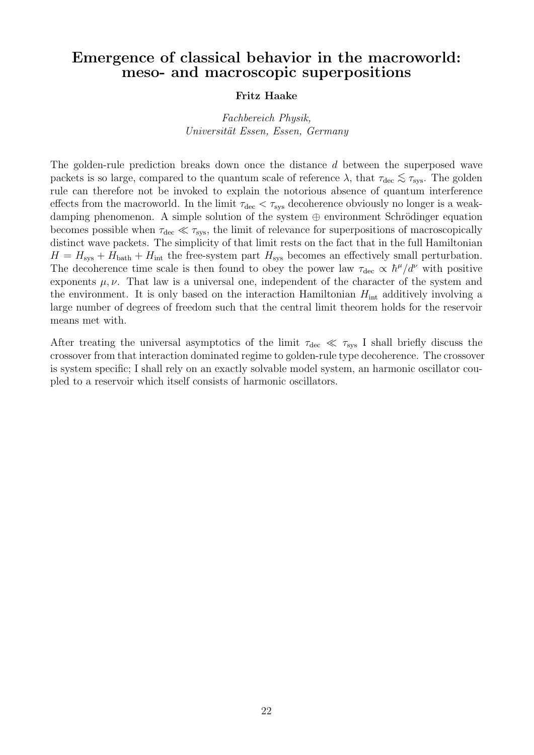# Emergence of classical behavior in the macroworld: meso- and macroscopic superpositions

**Fritz Haake**

*Fachbereich Physik,*
*Universität Essen, Essen, Germany*

The golden-rule prediction breaks down once the distance $d$ between the superposed wave packets is so large, compared to the quantum scale of reference $\lambda$, that $\tau_{\rm dec} \lesssim \tau_{\rm sys}$. The golden rule can therefore not be invoked to explain the notorious absence of quantum interference effects from the macroworld. In the limit $\tau_{\rm dec} < \tau_{\rm sys}$ decoherence obviously no longer is a weak-damping phenomenon. A simple solution of the system $\oplus$ environment Schrödinger equation becomes possible when $\tau_{\rm dec} \ll \tau_{\rm sys}$, the limit of relevance for superpositions of macroscopically distinct wave packets. The simplicity of that limit rests on the fact that in the full Hamiltonian $H = H_{\rm sys} + H_{\rm bath} + H_{\rm int}$ the free-system part $H_{\rm sys}$ becomes an effectively small perturbation. The decoherence time scale is then found to obey the power law $\tau_{\rm dec} \propto \hbar^{\mu}/d^{\nu}$ with positive exponents $\mu, \nu$. That law is a universal one, independent of the character of the system and the environment. It is only based on the interaction Hamiltonian $H_{\rm int}$ additively involving a large number of degrees of freedom such that the central limit theorem holds for the reservoir means met with.

After treating the universal asymptotics of the limit $\tau_{\rm dec} \ll \tau_{\rm sys}$ I shall briefly discuss the crossover from that interaction dominated regime to golden-rule type decoherence. The crossover is system specific; I shall rely on an exactly solvable model system, an harmonic oscillator coupled to a reservoir which itself consists of harmonic oscillators.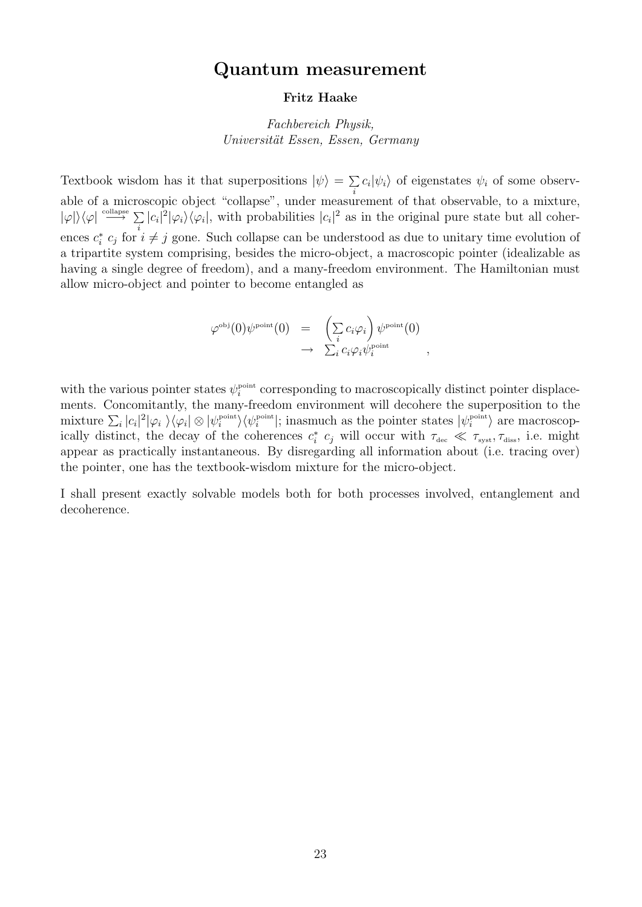# Quantum measurement

**Fritz Haake**

*Fachbereich Physik,*
*Universität Essen, Essen, Germany*

Textbook wisdom has it that superpositions $|\psi\rangle = \sum_i c_i|\psi_i\rangle$ of eigenstates $\psi_i$ of some observable of a microscopic object "collapse", under measurement of that observable, to a mixture, $|\varphi|\rangle\langle\varphi| \stackrel{\text{collapse}}{\longrightarrow} \sum_i |c_i|^2|\varphi_i\rangle\langle\varphi_i|$, with probabilities $|c_i|^2$ as in the original pure state but all coherences $c_i^*\ c_j$ for $i \neq j$ gone. Such collapse can be understood as due to unitary time evolution of a tripartite system comprising, besides the micro-object, a macroscopic pointer (idealizable as having a single degree of freedom), and a many-freedom environment. The Hamiltonian must allow micro-object and pointer to become entangled as

$$
\begin{aligned}
\varphi^{\text{obj}}(0)\psi^{\text{point}}(0) &= \left(\sum_i c_i\varphi_i\right)\psi^{\text{point}}(0) \\
&\to \sum_i c_i\varphi_i\psi_i^{\text{point}}
\end{aligned} \quad ,
$$

with the various pointer states $\psi_i^{\text{point}}$ corresponding to macroscopically distinct pointer displacements. Concomitantly, the many-freedom environment will decohere the superposition to the mixture $\sum_i |c_i|^2|\varphi_i\ \rangle\langle\varphi_i| \otimes |\psi_i^{\text{point}}\rangle\langle\psi_i^{\text{point}}|$; inasmuch as the pointer states $|\psi_i^{\text{point}}\rangle$ are macroscopically distinct, the decay of the coherences $c_i^*\ c_j$ will occur with $\tau_{\text{dec}} \ll \tau_{\text{syst}}, \tau_{\text{diss}}$, i.e. might appear as practically instantaneous. By disregarding all information about (i.e. tracing over) the pointer, one has the textbook-wisdom mixture for the micro-object.

I shall present exactly solvable models both for both processes involved, entanglement and decoherence.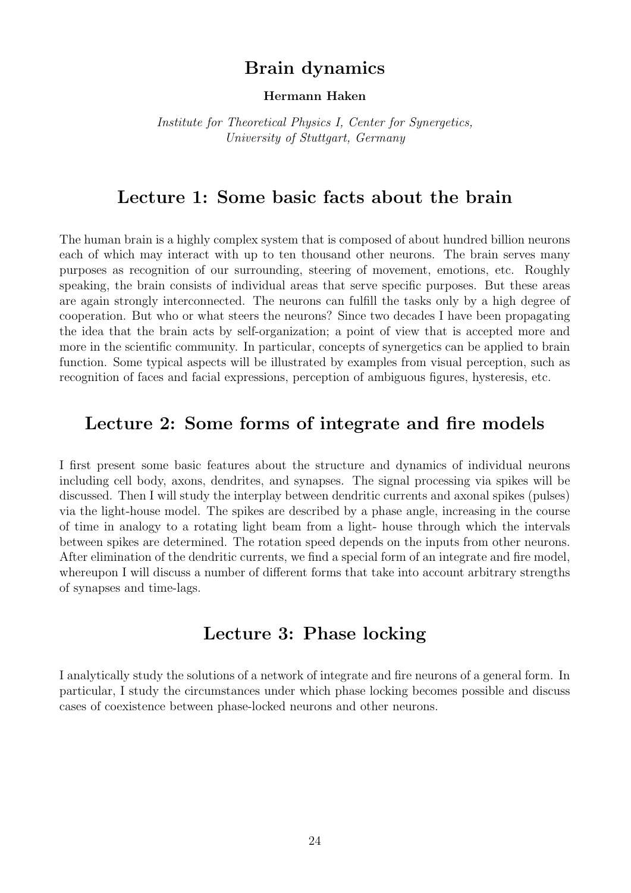# Brain dynamics

**Hermann Haken**

*Institute for Theoretical Physics I, Center for Synergetics,*
*University of Stuttgart, Germany*

## Lecture 1: Some basic facts about the brain

The human brain is a highly complex system that is composed of about hundred billion neurons each of which may interact with up to ten thousand other neurons. The brain serves many purposes as recognition of our surrounding, steering of movement, emotions, etc. Roughly speaking, the brain consists of individual areas that serve specific purposes. But these areas are again strongly interconnected. The neurons can fulfill the tasks only by a high degree of cooperation. But who or what steers the neurons? Since two decades I have been propagating the idea that the brain acts by self-organization; a point of view that is accepted more and more in the scientific community. In particular, concepts of synergetics can be applied to brain function. Some typical aspects will be illustrated by examples from visual perception, such as recognition of faces and facial expressions, perception of ambiguous figures, hysteresis, etc.

## Lecture 2: Some forms of integrate and fire models

I first present some basic features about the structure and dynamics of individual neurons including cell body, axons, dendrites, and synapses. The signal processing via spikes will be discussed. Then I will study the interplay between dendritic currents and axonal spikes (pulses) via the light-house model. The spikes are described by a phase angle, increasing in the course of time in analogy to a rotating light beam from a light- house through which the intervals between spikes are determined. The rotation speed depends on the inputs from other neurons. After elimination of the dendritic currents, we find a special form of an integrate and fire model, whereupon I will discuss a number of different forms that take into account arbitrary strengths of synapses and time-lags.

## Lecture 3: Phase locking

I analytically study the solutions of a network of integrate and fire neurons of a general form. In particular, I study the circumstances under which phase locking becomes possible and discuss cases of coexistence between phase-locked neurons and other neurons.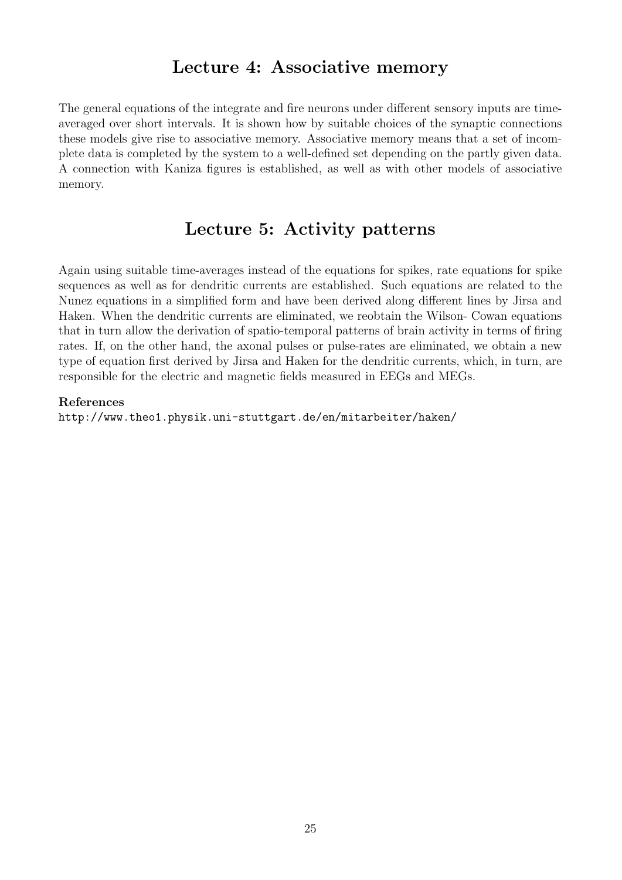## Lecture 4: Associative memory

The general equations of the integrate and fire neurons under different sensory inputs are time-averaged over short intervals. It is shown how by suitable choices of the synaptic connections these models give rise to associative memory. Associative memory means that a set of incomplete data is completed by the system to a well-defined set depending on the partly given data. A connection with Kaniza figures is established, as well as with other models of associative memory.

## Lecture 5: Activity patterns

Again using suitable time-averages instead of the equations for spikes, rate equations for spike sequences as well as for dendritic currents are established. Such equations are related to the Nunez equations in a simplified form and have been derived along different lines by Jirsa and Haken. When the dendritic currents are eliminated, we reobtain the Wilson- Cowan equations that in turn allow the derivation of spatio-temporal patterns of brain activity in terms of firing rates. If, on the other hand, the axonal pulses or pulse-rates are eliminated, we obtain a new type of equation first derived by Jirsa and Haken for the dendritic currents, which, in turn, are responsible for the electric and magnetic fields measured in EEGs and MEGs.

**References**

http://www.theo1.physik.uni-stuttgart.de/en/mitarbeiter/haken/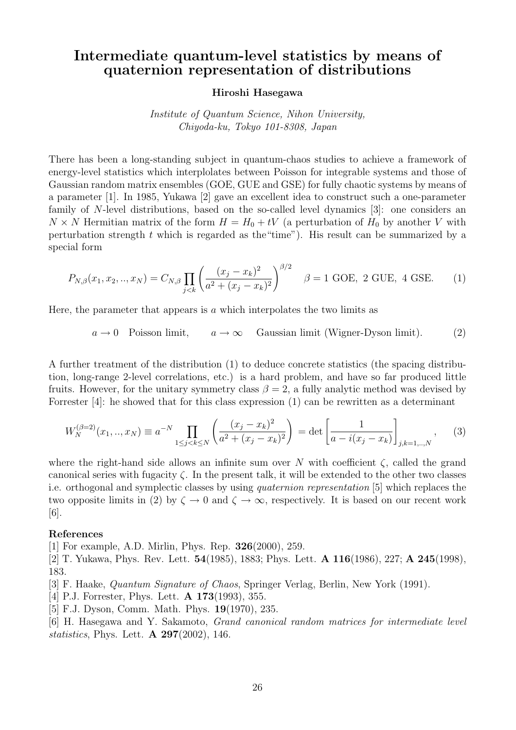# Intermediate quantum-level statistics by means of quaternion representation of distributions

**Hiroshi Hasegawa**

*Institute of Quantum Science, Nihon University, Chiyoda-ku, Tokyo 101-8308, Japan*

There has been a long-standing subject in quantum-chaos studies to achieve a framework of energy-level statistics which interplolates between Poisson for integrable systems and those of Gaussian random matrix ensembles (GOE, GUE and GSE) for fully chaotic systems by means of a parameter [1]. In 1985, Yukawa [2] gave an excellent idea to construct such a one-parameter family of $N$-level distributions, based on the so-called level dynamics [3]: one considers an $N \times N$ Hermitian matrix of the form $H = H_0 + tV$ (a perturbation of $H_0$ by another $V$ with perturbation strength $t$ which is regarded as the"time"). His result can be summarized by a special form

$$P_{N,\beta}(x_1, x_2, .., x_N) = C_{N,\beta} \prod_{j<k} \left( \frac{(x_j - x_k)^2}{a^2 + (x_j - x_k)^2} \right)^{\beta/2} \quad \beta = 1 \text{ GOE}, \ 2 \text{ GUE}, \ 4 \text{ GSE}. \tag{1}$$

Here, the parameter that appears is $a$ which interpolates the two limits as

$$a \to 0 \quad \text{Poisson limit}, \qquad a \to \infty \quad \text{Gaussian limit (Wigner-Dyson limit)}. \tag{2}$$

A further treatment of the distribution (1) to deduce concrete statistics (the spacing distribution, long-range 2-level correlations, etc.) is a hard problem, and have so far produced little fruits. However, for the unitary symmetry class $\beta = 2$, a fully analytic method was devised by Forrester [4]: he showed that for this class expression (1) can be rewritten as a determinant

$$W_N^{(\beta=2)}(x_1, .., x_N) \equiv a^{-N} \prod_{1 \le j<k \le N} \left( \frac{(x_j - x_k)^2}{a^2 + (x_j - x_k)^2} \right) = \det \left[ \frac{1}{a - i(x_j - x_k)} \right]_{j,k=1,..,N}, \tag{3}$$

where the right-hand side allows an infinite sum over $N$ with coefficient $\zeta$, called the grand canonical series with fugacity $\zeta$. In the present talk, it will be extended to the other two classes i.e. orthogonal and symplectic classes by using *quaternion representation* [5] which replaces the two opposite limits in (2) by $\zeta \to 0$ and $\zeta \to \infty$, respectively. It is based on our recent work [6].

## References

[1] For example, A.D. Mirlin, Phys. Rep. **326**(2000), 259.

[2] T. Yukawa, Phys. Rev. Lett. **54**(1985), 1883; Phys. Lett. **A 116**(1986), 227; **A 245**(1998), 183.

[3] F. Haake, *Quantum Signature of Chaos*, Springer Verlag, Berlin, New York (1991).

[4] P.J. Forrester, Phys. Lett. **A 173**(1993), 355.

[5] F.J. Dyson, Comm. Math. Phys. **19**(1970), 235.

[6] H. Hasegawa and Y. Sakamoto, *Grand canonical random matrices for intermediate level statistics*, Phys. Lett. **A 297**(2002), 146.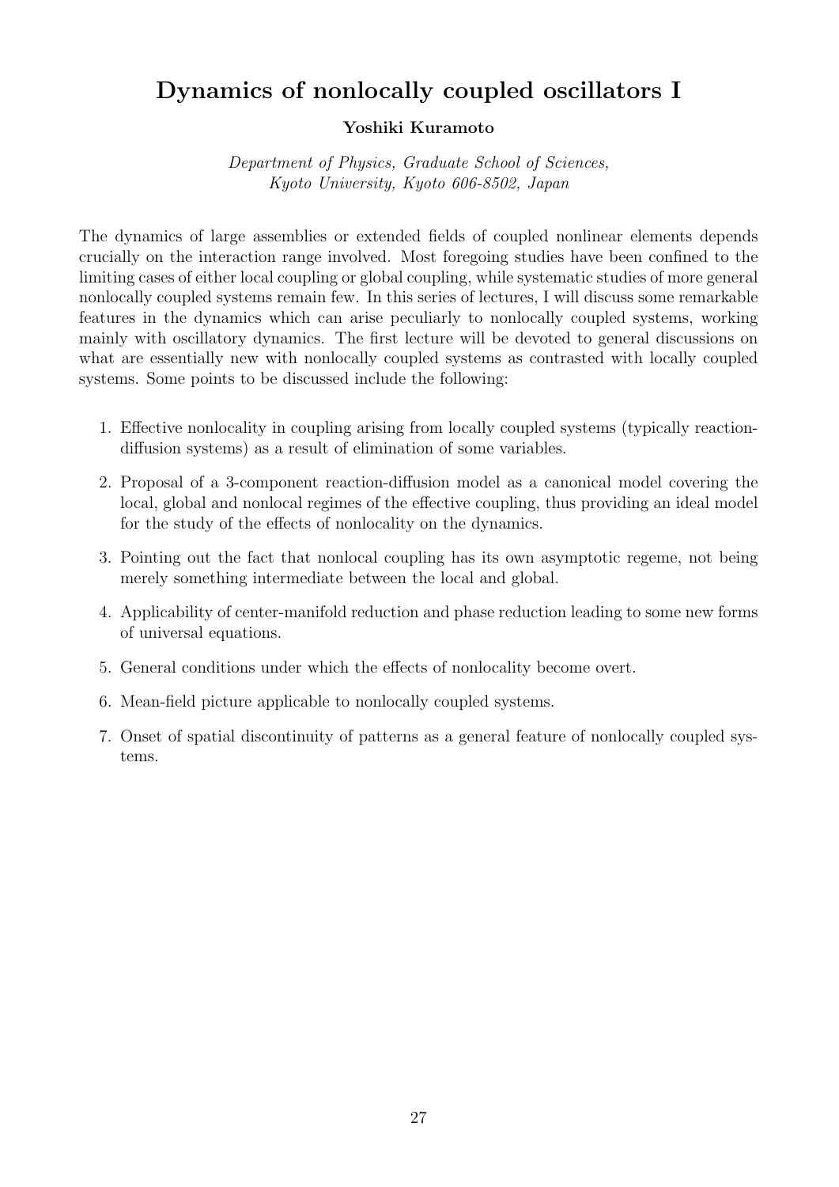# Dynamics of nonlocally coupled oscillators I

**Yoshiki Kuramoto**

*Department of Physics, Graduate School of Sciences,*
*Kyoto University, Kyoto 606-8502, Japan*

The dynamics of large assemblies or extended fields of coupled nonlinear elements depends crucially on the interaction range involved. Most foregoing studies have been confined to the limiting cases of either local coupling or global coupling, while systematic studies of more general nonlocally coupled systems remain few. In this series of lectures, I will discuss some remarkable features in the dynamics which can arise peculiarly to nonlocally coupled systems, working mainly with oscillatory dynamics. The first lecture will be devoted to general discussions on what are essentially new with nonlocally coupled systems as contrasted with locally coupled systems. Some points to be discussed include the following:

1. Effective nonlocality in coupling arising from locally coupled systems (typically reaction-diffusion systems) as a result of elimination of some variables.
2. Proposal of a 3-component reaction-diffusion model as a canonical model covering the local, global and nonlocal regimes of the effective coupling, thus providing an ideal model for the study of the effects of nonlocality on the dynamics.
3. Pointing out the fact that nonlocal coupling has its own asymptotic regeme, not being merely something intermediate between the local and global.
4. Applicability of center-manifold reduction and phase reduction leading to some new forms of universal equations.
5. General conditions under which the effects of nonlocality become overt.
6. Mean-field picture applicable to nonlocally coupled systems.
7. Onset of spatial discontinuity of patterns as a general feature of nonlocally coupled systems.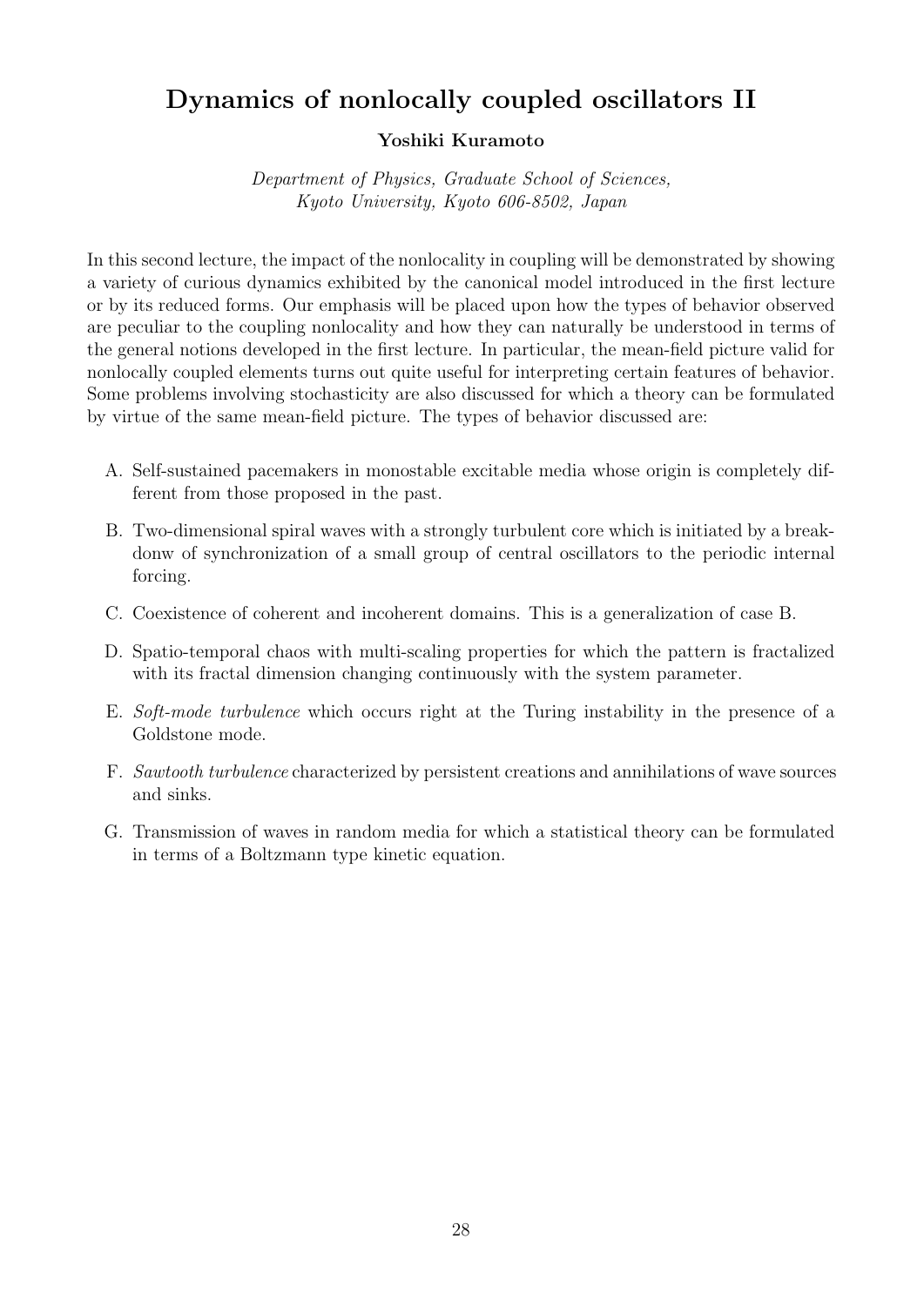# Dynamics of nonlocally coupled oscillators II

**Yoshiki Kuramoto**

*Department of Physics, Graduate School of Sciences, Kyoto University, Kyoto 606-8502, Japan*

In this second lecture, the impact of the nonlocality in coupling will be demonstrated by showing a variety of curious dynamics exhibited by the canonical model introduced in the first lecture or by its reduced forms. Our emphasis will be placed upon how the types of behavior observed are peculiar to the coupling nonlocality and how they can naturally be understood in terms of the general notions developed in the first lecture. In particular, the mean-field picture valid for nonlocally coupled elements turns out quite useful for interpreting certain features of behavior. Some problems involving stochasticity are also discussed for which a theory can be formulated by virtue of the same mean-field picture. The types of behavior discussed are:

A. Self-sustained pacemakers in monostable excitable media whose origin is completely different from those proposed in the past.

B. Two-dimensional spiral waves with a strongly turbulent core which is initiated by a breakdonw of synchronization of a small group of central oscillators to the periodic internal forcing.

C. Coexistence of coherent and incoherent domains. This is a generalization of case B.

D. Spatio-temporal chaos with multi-scaling properties for which the pattern is fractalized with its fractal dimension changing continuously with the system parameter.

E. *Soft-mode turbulence* which occurs right at the Turing instability in the presence of a Goldstone mode.

F. *Sawtooth turbulence* characterized by persistent creations and annihilations of wave sources and sinks.

G. Transmission of waves in random media for which a statistical theory can be formulated in terms of a Boltzmann type kinetic equation.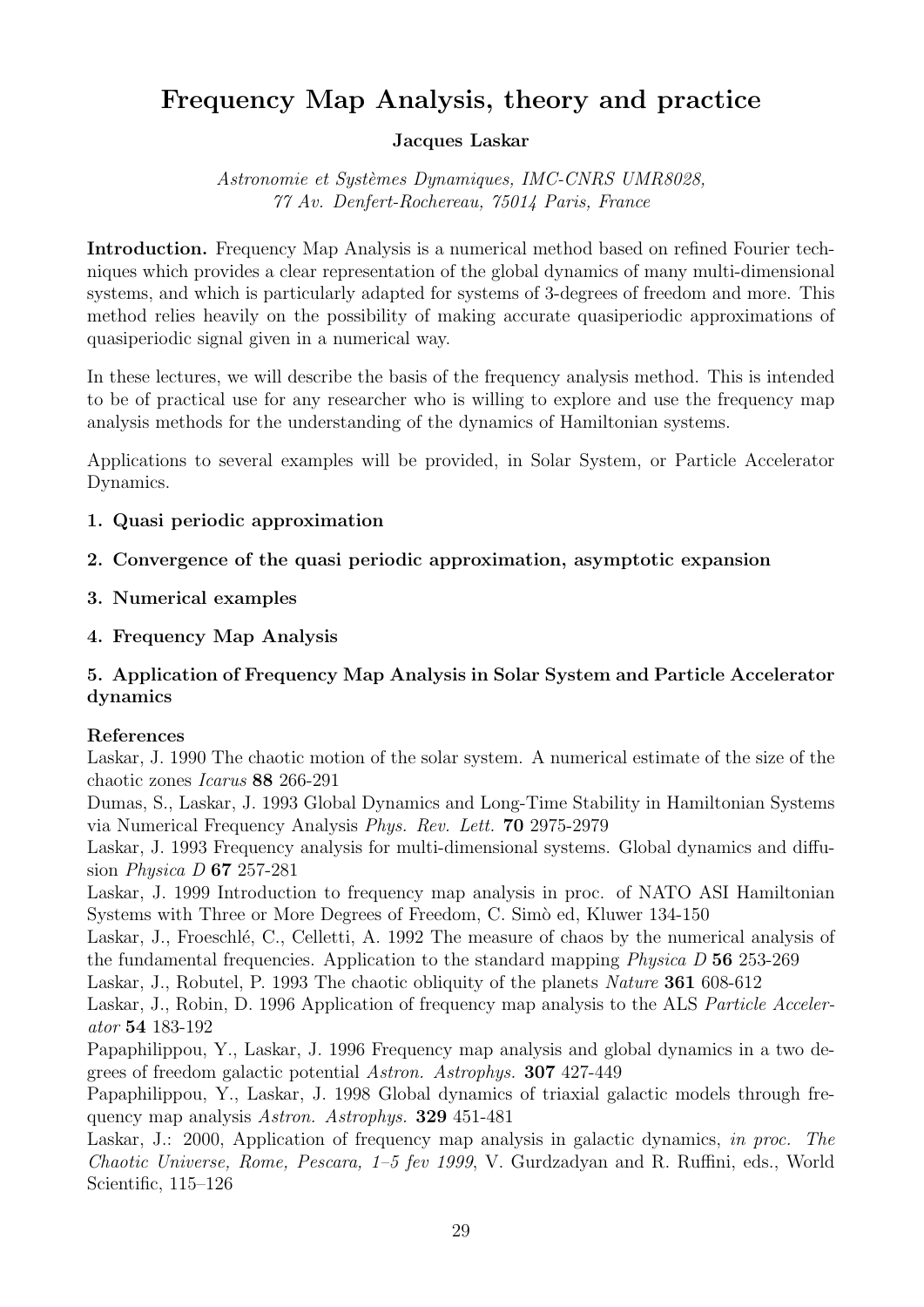# Frequency Map Analysis, theory and practice

**Jacques Laskar**

*Astronomie et Systèmes Dynamiques, IMC-CNRS UMR8028,*
*77 Av. Denfert-Rochereau, 75014 Paris, France*

**Introduction.** Frequency Map Analysis is a numerical method based on refined Fourier techniques which provides a clear representation of the global dynamics of many multi-dimensional systems, and which is particularly adapted for systems of 3-degrees of freedom and more. This method relies heavily on the possibility of making accurate quasiperiodic approximations of quasiperiodic signal given in a numerical way.

In these lectures, we will describe the basis of the frequency analysis method. This is intended to be of practical use for any researcher who is willing to explore and use the frequency map analysis methods for the understanding of the dynamics of Hamiltonian systems.

Applications to several examples will be provided, in Solar System, or Particle Accelerator Dynamics.

**1. Quasi periodic approximation**

**2. Convergence of the quasi periodic approximation, asymptotic expansion**

**3. Numerical examples**

**4. Frequency Map Analysis**

**5. Application of Frequency Map Analysis in Solar System and Particle Accelerator dynamics**

**References**

Laskar, J. 1990 The chaotic motion of the solar system. A numerical estimate of the size of the chaotic zones *Icarus* **88** 266-291

Dumas, S., Laskar, J. 1993 Global Dynamics and Long-Time Stability in Hamiltonian Systems via Numerical Frequency Analysis *Phys. Rev. Lett.* **70** 2975-2979

Laskar, J. 1993 Frequency analysis for multi-dimensional systems. Global dynamics and diffusion *Physica D* **67** 257-281

Laskar, J. 1999 Introduction to frequency map analysis in proc. of NATO ASI Hamiltonian Systems with Three or More Degrees of Freedom, C. Simò ed, Kluwer 134-150

Laskar, J., Froeschlé, C., Celletti, A. 1992 The measure of chaos by the numerical analysis of the fundamental frequencies. Application to the standard mapping *Physica D* **56** 253-269

Laskar, J., Robutel, P. 1993 The chaotic obliquity of the planets *Nature* **361** 608-612

Laskar, J., Robin, D. 1996 Application of frequency map analysis to the ALS *Particle Accelerator* **54** 183-192

Papaphilippou, Y., Laskar, J. 1996 Frequency map analysis and global dynamics in a two degrees of freedom galactic potential *Astron. Astrophys.* **307** 427-449

Papaphilippou, Y., Laskar, J. 1998 Global dynamics of triaxial galactic models through frequency map analysis *Astron. Astrophys.* **329** 451-481

Laskar, J.: 2000, Application of frequency map analysis in galactic dynamics, *in proc. The Chaotic Universe, Rome, Pescara, 1–5 fev 1999*, V. Gurdzadyan and R. Ruffini, eds., World Scientific, 115–126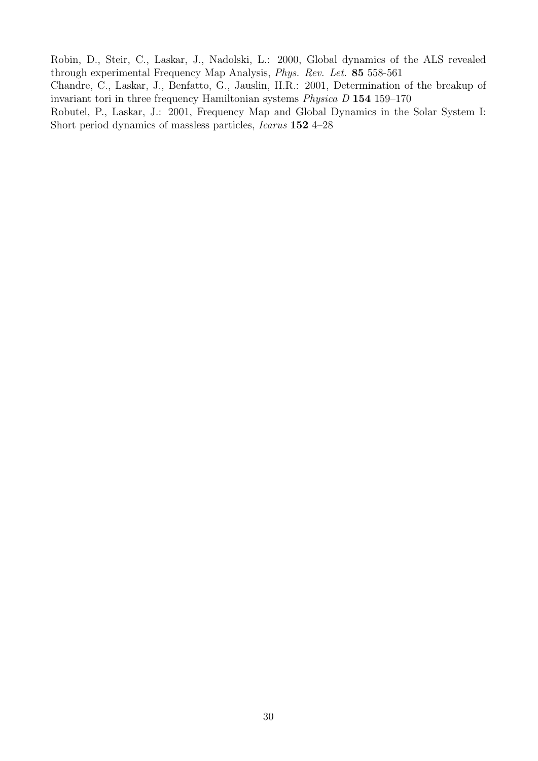Robin, D., Steir, C., Laskar, J., Nadolski, L.: 2000, Global dynamics of the ALS revealed through experimental Frequency Map Analysis, *Phys. Rev. Let.* **85** 558-561

Chandre, C., Laskar, J., Benfatto, G., Jauslin, H.R.: 2001, Determination of the breakup of invariant tori in three frequency Hamiltonian systems *Physica D* **154** 159–170

Robutel, P., Laskar, J.: 2001, Frequency Map and Global Dynamics in the Solar System I: Short period dynamics of massless particles, *Icarus* **152** 4–28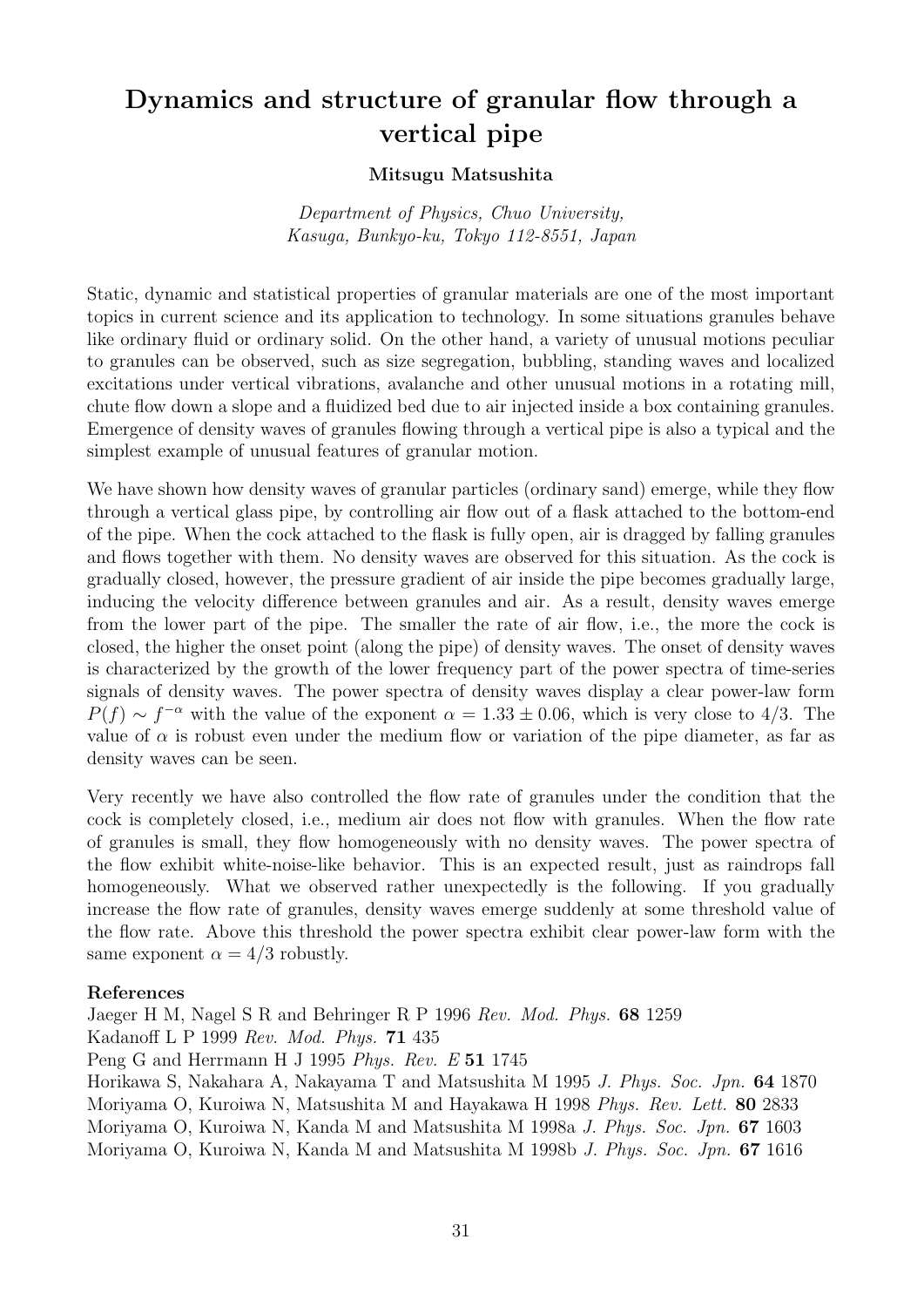# Dynamics and structure of granular flow through a vertical pipe

**Mitsugu Matsushita**

*Department of Physics, Chuo University, Kasuga, Bunkyo-ku, Tokyo 112-8551, Japan*

Static, dynamic and statistical properties of granular materials are one of the most important topics in current science and its application to technology. In some situations granules behave like ordinary fluid or ordinary solid. On the other hand, a variety of unusual motions peculiar to granules can be observed, such as size segregation, bubbling, standing waves and localized excitations under vertical vibrations, avalanche and other unusual motions in a rotating mill, chute flow down a slope and a fluidized bed due to air injected inside a box containing granules. Emergence of density waves of granules flowing through a vertical pipe is also a typical and the simplest example of unusual features of granular motion.

We have shown how density waves of granular particles (ordinary sand) emerge, while they flow through a vertical glass pipe, by controlling air flow out of a flask attached to the bottom-end of the pipe. When the cock attached to the flask is fully open, air is dragged by falling granules and flows together with them. No density waves are observed for this situation. As the cock is gradually closed, however, the pressure gradient of air inside the pipe becomes gradually large, inducing the velocity difference between granules and air. As a result, density waves emerge from the lower part of the pipe. The smaller the rate of air flow, i.e., the more the cock is closed, the higher the onset point (along the pipe) of density waves. The onset of density waves is characterized by the growth of the lower frequency part of the power spectra of time-series signals of density waves. The power spectra of density waves display a clear power-law form $P(f) \sim f^{-\alpha}$ with the value of the exponent $\alpha = 1.33 \pm 0.06$, which is very close to 4/3. The value of $\alpha$ is robust even under the medium flow or variation of the pipe diameter, as far as density waves can be seen.

Very recently we have also controlled the flow rate of granules under the condition that the cock is completely closed, i.e., medium air does not flow with granules. When the flow rate of granules is small, they flow homogeneously with no density waves. The power spectra of the flow exhibit white-noise-like behavior. This is an expected result, just as raindrops fall homogeneously. What we observed rather unexpectedly is the following. If you gradually increase the flow rate of granules, density waves emerge suddenly at some threshold value of the flow rate. Above this threshold the power spectra exhibit clear power-law form with the same exponent $\alpha = 4/3$ robustly.

**References**

Jaeger H M, Nagel S R and Behringer R P 1996 *Rev. Mod. Phys.* **68** 1259
Kadanoff L P 1999 *Rev. Mod. Phys.* **71** 435
Peng G and Herrmann H J 1995 *Phys. Rev. E* **51** 1745
Horikawa S, Nakahara A, Nakayama T and Matsushita M 1995 *J. Phys. Soc. Jpn.* **64** 1870
Moriyama O, Kuroiwa N, Matsushita M and Hayakawa H 1998 *Phys. Rev. Lett.* **80** 2833
Moriyama O, Kuroiwa N, Kanda M and Matsushita M 1998a *J. Phys. Soc. Jpn.* **67** 1603
Moriyama O, Kuroiwa N, Kanda M and Matsushita M 1998b *J. Phys. Soc. Jpn.* **67** 1616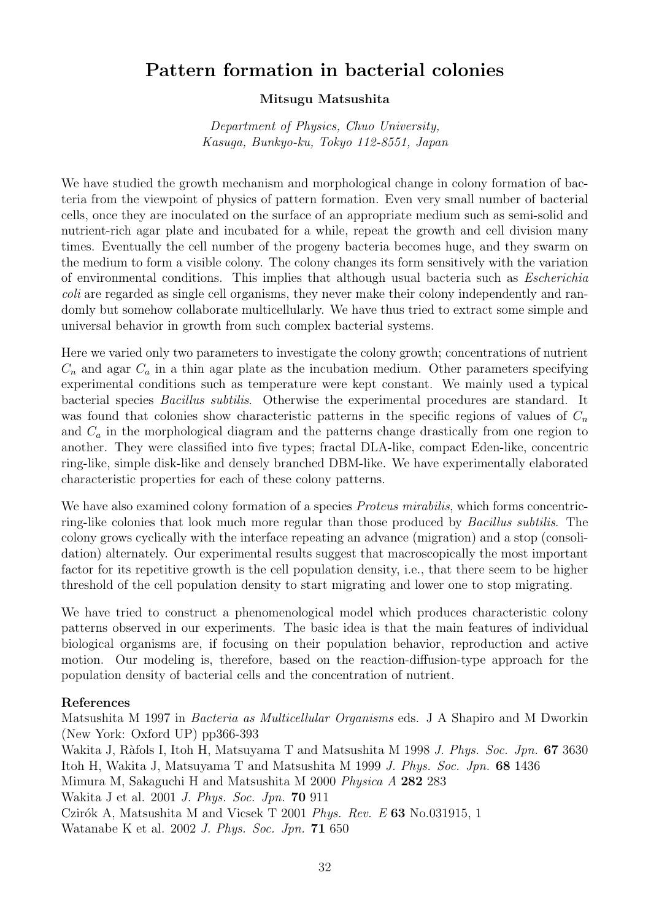# Pattern formation in bacterial colonies

**Mitsugu Matsushita**

*Department of Physics, Chuo University, Kasuga, Bunkyo-ku, Tokyo 112-8551, Japan*

We have studied the growth mechanism and morphological change in colony formation of bacteria from the viewpoint of physics of pattern formation. Even very small number of bacterial cells, once they are inoculated on the surface of an appropriate medium such as semi-solid and nutrient-rich agar plate and incubated for a while, repeat the growth and cell division many times. Eventually the cell number of the progeny bacteria becomes huge, and they swarm on the medium to form a visible colony. The colony changes its form sensitively with the variation of environmental conditions. This implies that although usual bacteria such as *Escherichia coli* are regarded as single cell organisms, they never make their colony independently and randomly but somehow collaborate multicellularly. We have thus tried to extract some simple and universal behavior in growth from such complex bacterial systems.

Here we varied only two parameters to investigate the colony growth; concentrations of nutrient $C_n$ and agar $C_a$ in a thin agar plate as the incubation medium. Other parameters specifying experimental conditions such as temperature were kept constant. We mainly used a typical bacterial species *Bacillus subtilis*. Otherwise the experimental procedures are standard. It was found that colonies show characteristic patterns in the specific regions of values of $C_n$ and $C_a$ in the morphological diagram and the patterns change drastically from one region to another. They were classified into five types; fractal DLA-like, compact Eden-like, concentric ring-like, simple disk-like and densely branched DBM-like. We have experimentally elaborated characteristic properties for each of these colony patterns.

We have also examined colony formation of a species *Proteus mirabilis*, which forms concentric-ring-like colonies that look much more regular than those produced by *Bacillus subtilis*. The colony grows cyclically with the interface repeating an advance (migration) and a stop (consolidation) alternately. Our experimental results suggest that macroscopically the most important factor for its repetitive growth is the cell population density, i.e., that there seem to be higher threshold of the cell population density to start migrating and lower one to stop migrating.

We have tried to construct a phenomenological model which produces characteristic colony patterns observed in our experiments. The basic idea is that the main features of individual biological organisms are, if focusing on their population behavior, reproduction and active motion. Our modeling is, therefore, based on the reaction-diffusion-type approach for the population density of bacterial cells and the concentration of nutrient.

**References**

Matsushita M 1997 in *Bacteria as Multicellular Organisms* eds. J A Shapiro and M Dworkin (New York: Oxford UP) pp366-393

Wakita J, Ràfols I, Itoh H, Matsuyama T and Matsushita M 1998 *J. Phys. Soc. Jpn.* **67** 3630

Itoh H, Wakita J, Matsuyama T and Matsushita M 1999 *J. Phys. Soc. Jpn.* **68** 1436

Mimura M, Sakaguchi H and Matsushita M 2000 *Physica A* **282** 283

Wakita J et al. 2001 *J. Phys. Soc. Jpn.* **70** 911

Czirók A, Matsushita M and Vicsek T 2001 *Phys. Rev. E* **63** No.031915, 1

Watanabe K et al. 2002 *J. Phys. Soc. Jpn.* **71** 650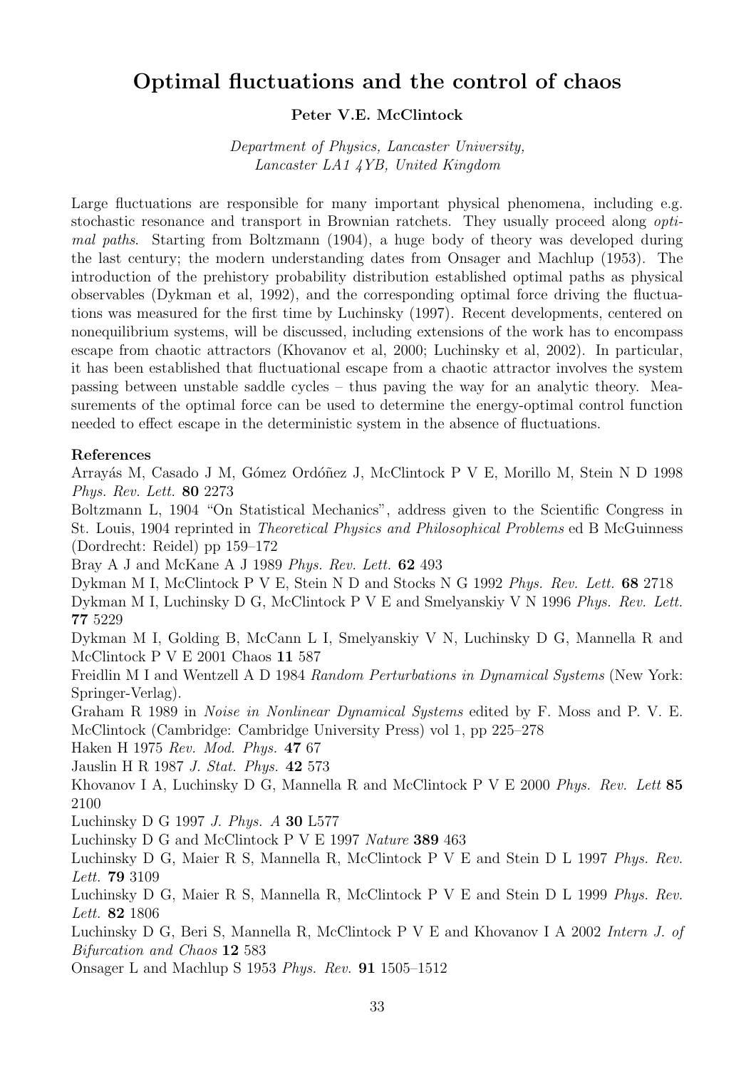# Optimal fluctuations and the control of chaos

**Peter V.E. McClintock**

*Department of Physics, Lancaster University, Lancaster LA1 4YB, United Kingdom*

Large fluctuations are responsible for many important physical phenomena, including e.g. stochastic resonance and transport in Brownian ratchets. They usually proceed along *optimal paths*. Starting from Boltzmann (1904), a huge body of theory was developed during the last century; the modern understanding dates from Onsager and Machlup (1953). The introduction of the prehistory probability distribution established optimal paths as physical observables (Dykman et al, 1992), and the corresponding optimal force driving the fluctuations was measured for the first time by Luchinsky (1997). Recent developments, centered on nonequilibrium systems, will be discussed, including extensions of the work has to encompass escape from chaotic attractors (Khovanov et al, 2000; Luchinsky et al, 2002). In particular, it has been established that fluctuational escape from a chaotic attractor involves the system passing between unstable saddle cycles – thus paving the way for an analytic theory. Measurements of the optimal force can be used to determine the energy-optimal control function needed to effect escape in the deterministic system in the absence of fluctuations.

**References**

Arrayás M, Casado J M, Gómez Ordóñez J, McClintock P V E, Morillo M, Stein N D 1998 *Phys. Rev. Lett.* **80** 2273

Boltzmann L, 1904 "On Statistical Mechanics", address given to the Scientific Congress in St. Louis, 1904 reprinted in *Theoretical Physics and Philosophical Problems* ed B McGuinness (Dordrecht: Reidel) pp 159–172

Bray A J and McKane A J 1989 *Phys. Rev. Lett.* **62** 493

Dykman M I, McClintock P V E, Stein N D and Stocks N G 1992 *Phys. Rev. Lett.* **68** 2718

Dykman M I, Luchinsky D G, McClintock P V E and Smelyanskiy V N 1996 *Phys. Rev. Lett.* **77** 5229

Dykman M I, Golding B, McCann L I, Smelyanskiy V N, Luchinsky D G, Mannella R and McClintock P V E 2001 Chaos **11** 587

Freidlin M I and Wentzell A D 1984 *Random Perturbations in Dynamical Systems* (New York: Springer-Verlag).

Graham R 1989 in *Noise in Nonlinear Dynamical Systems* edited by F. Moss and P. V. E. McClintock (Cambridge: Cambridge University Press) vol 1, pp 225–278

Haken H 1975 *Rev. Mod. Phys.* **47** 67

Jauslin H R 1987 *J. Stat. Phys.* **42** 573

Khovanov I A, Luchinsky D G, Mannella R and McClintock P V E 2000 *Phys. Rev. Lett* **85** 2100

Luchinsky D G 1997 *J. Phys. A* **30** L577

Luchinsky D G and McClintock P V E 1997 *Nature* **389** 463

Luchinsky D G, Maier R S, Mannella R, McClintock P V E and Stein D L 1997 *Phys. Rev. Lett.* **79** 3109

Luchinsky D G, Maier R S, Mannella R, McClintock P V E and Stein D L 1999 *Phys. Rev. Lett.* **82** 1806

Luchinsky D G, Beri S, Mannella R, McClintock P V E and Khovanov I A 2002 *Intern J. of Bifurcation and Chaos* **12** 583

Onsager L and Machlup S 1953 *Phys. Rev.* **91** 1505–1512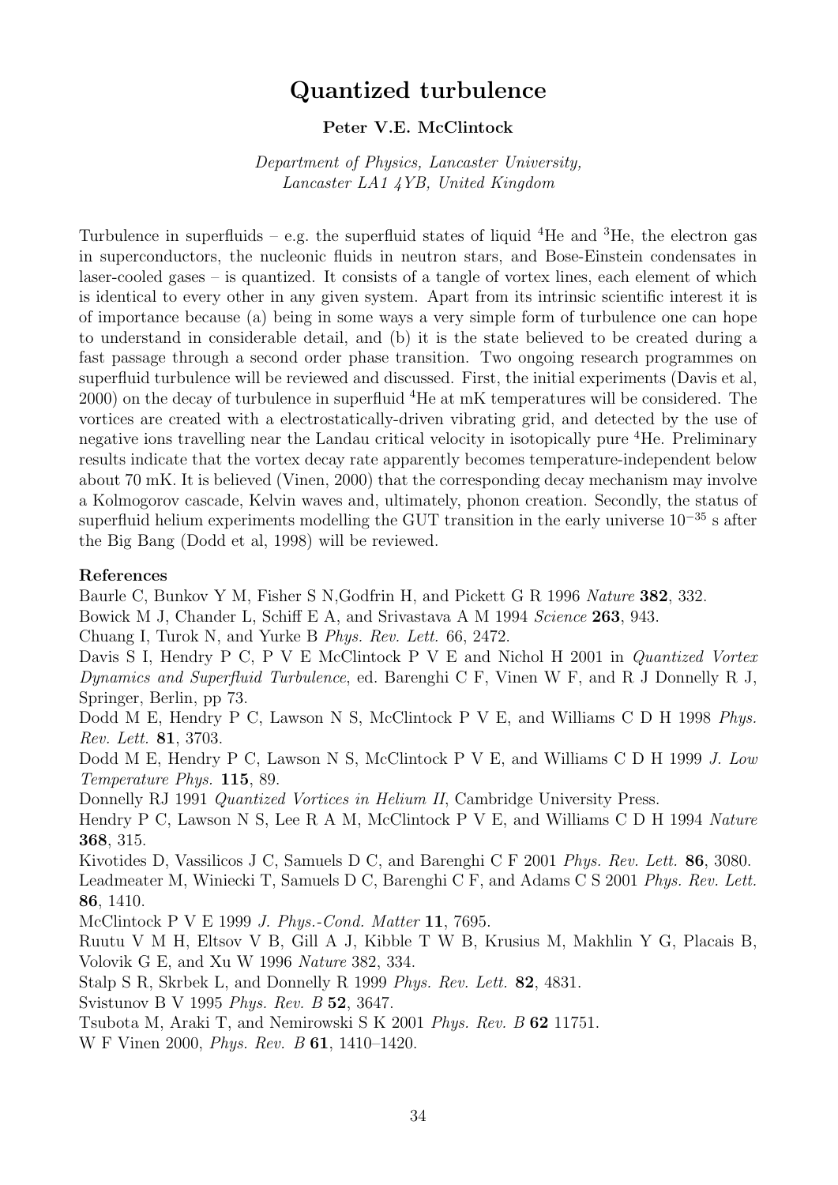# Quantized turbulence

**Peter V.E. McClintock**

*Department of Physics, Lancaster University, Lancaster LA1 4YB, United Kingdom*

Turbulence in superfluids – e.g. the superfluid states of liquid $^4$He and $^3$He, the electron gas in superconductors, the nucleonic fluids in neutron stars, and Bose-Einstein condensates in laser-cooled gases – is quantized. It consists of a tangle of vortex lines, each element of which is identical to every other in any given system. Apart from its intrinsic scientific interest it is of importance because (a) being in some ways a very simple form of turbulence one can hope to understand in considerable detail, and (b) it is the state believed to be created during a fast passage through a second order phase transition. Two ongoing research programmes on superfluid turbulence will be reviewed and discussed. First, the initial experiments (Davis et al, 2000) on the decay of turbulence in superfluid $^4$He at mK temperatures will be considered. The vortices are created with a electrostatically-driven vibrating grid, and detected by the use of negative ions travelling near the Landau critical velocity in isotopically pure $^4$He. Preliminary results indicate that the vortex decay rate apparently becomes temperature-independent below about 70 mK. It is believed (Vinen, 2000) that the corresponding decay mechanism may involve a Kolmogorov cascade, Kelvin waves and, ultimately, phonon creation. Secondly, the status of superfluid helium experiments modelling the GUT transition in the early universe $10^{-35}$ s after the Big Bang (Dodd et al, 1998) will be reviewed.

**References**

Baurle C, Bunkov Y M, Fisher S N,Godfrin H, and Pickett G R 1996 *Nature* **382**, 332.

Bowick M J, Chander L, Schiff E A, and Srivastava A M 1994 *Science* **263**, 943.

Chuang I, Turok N, and Yurke B *Phys. Rev. Lett.* 66, 2472.

Davis S I, Hendry P C, P V E McClintock P V E and Nichol H 2001 in *Quantized Vortex Dynamics and Superfluid Turbulence*, ed. Barenghi C F, Vinen W F, and R J Donnelly R J, Springer, Berlin, pp 73.

Dodd M E, Hendry P C, Lawson N S, McClintock P V E, and Williams C D H 1998 *Phys. Rev. Lett.* **81**, 3703.

Dodd M E, Hendry P C, Lawson N S, McClintock P V E, and Williams C D H 1999 *J. Low Temperature Phys.* **115**, 89.

Donnelly RJ 1991 *Quantized Vortices in Helium II*, Cambridge University Press.

Hendry P C, Lawson N S, Lee R A M, McClintock P V E, and Williams C D H 1994 *Nature* **368**, 315.

Kivotides D, Vassilicos J C, Samuels D C, and Barenghi C F 2001 *Phys. Rev. Lett.* **86**, 3080.

Leadmeater M, Winiecki T, Samuels D C, Barenghi C F, and Adams C S 2001 *Phys. Rev. Lett.* **86**, 1410.

McClintock P V E 1999 *J. Phys.-Cond. Matter* **11**, 7695.

Ruutu V M H, Eltsov V B, Gill A J, Kibble T W B, Krusius M, Makhlin Y G, Placais B, Volovik G E, and Xu W 1996 *Nature* 382, 334.

Stalp S R, Skrbek L, and Donnelly R 1999 *Phys. Rev. Lett.* **82**, 4831.

Svistunov B V 1995 *Phys. Rev. B* **52**, 3647.

Tsubota M, Araki T, and Nemirowski S K 2001 *Phys. Rev. B* **62** 11751.

W F Vinen 2000, *Phys. Rev. B* **61**, 1410–1420.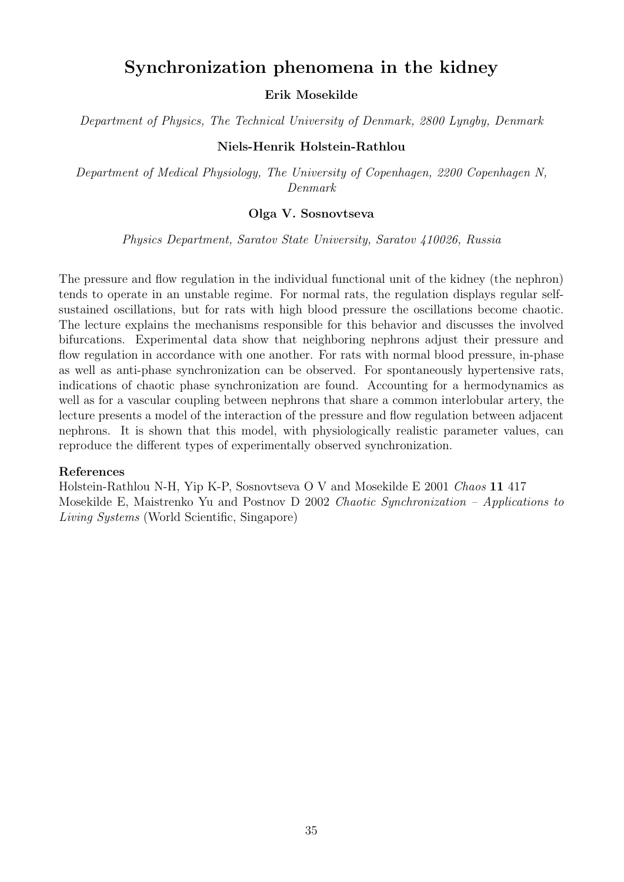# Synchronization phenomena in the kidney

**Erik Mosekilde**

*Department of Physics, The Technical University of Denmark, 2800 Lyngby, Denmark*

**Niels-Henrik Holstein-Rathlou**

*Department of Medical Physiology, The University of Copenhagen, 2200 Copenhagen N, Denmark*

**Olga V. Sosnovtseva**

*Physics Department, Saratov State University, Saratov 410026, Russia*

The pressure and flow regulation in the individual functional unit of the kidney (the nephron) tends to operate in an unstable regime. For normal rats, the regulation displays regular self-sustained oscillations, but for rats with high blood pressure the oscillations become chaotic. The lecture explains the mechanisms responsible for this behavior and discusses the involved bifurcations. Experimental data show that neighboring nephrons adjust their pressure and flow regulation in accordance with one another. For rats with normal blood pressure, in-phase as well as anti-phase synchronization can be observed. For spontaneously hypertensive rats, indications of chaotic phase synchronization are found. Accounting for a hermodynamics as well as for a vascular coupling between nephrons that share a common interlobular artery, the lecture presents a model of the interaction of the pressure and flow regulation between adjacent nephrons. It is shown that this model, with physiologically realistic parameter values, can reproduce the different types of experimentally observed synchronization.

**References**

Holstein-Rathlou N-H, Yip K-P, Sosnovtseva O V and Mosekilde E 2001 *Chaos* **11** 417

Mosekilde E, Maistrenko Yu and Postnov D 2002 *Chaotic Synchronization – Applications to Living Systems* (World Scientific, Singapore)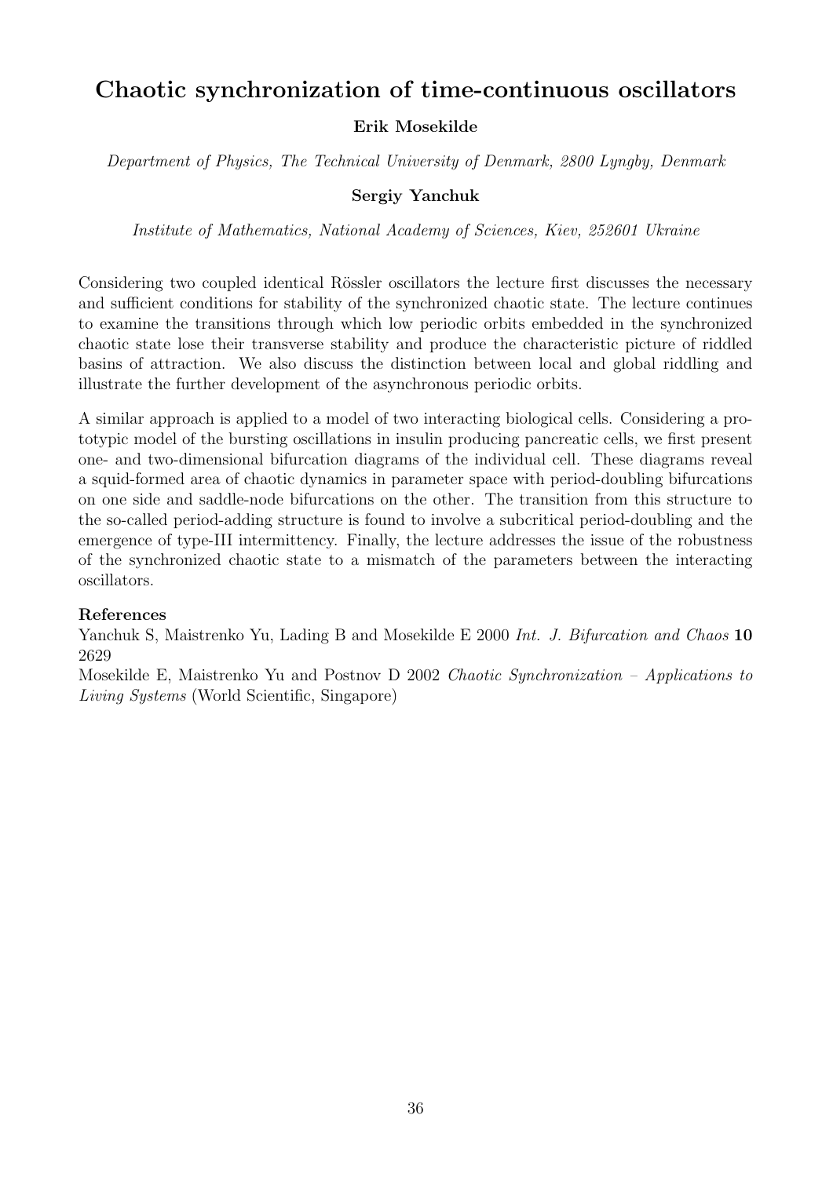## Chaotic synchronization of time-continuous oscillators

**Erik Mosekilde**

*Department of Physics, The Technical University of Denmark, 2800 Lyngby, Denmark*

**Sergiy Yanchuk**

*Institute of Mathematics, National Academy of Sciences, Kiev, 252601 Ukraine*

Considering two coupled identical Rössler oscillators the lecture first discusses the necessary and sufficient conditions for stability of the synchronized chaotic state. The lecture continues to examine the transitions through which low periodic orbits embedded in the synchronized chaotic state lose their transverse stability and produce the characteristic picture of riddled basins of attraction. We also discuss the distinction between local and global riddling and illustrate the further development of the asynchronous periodic orbits.

A similar approach is applied to a model of two interacting biological cells. Considering a prototypic model of the bursting oscillations in insulin producing pancreatic cells, we first present one- and two-dimensional bifurcation diagrams of the individual cell. These diagrams reveal a squid-formed area of chaotic dynamics in parameter space with period-doubling bifurcations on one side and saddle-node bifurcations on the other. The transition from this structure to the so-called period-adding structure is found to involve a subcritical period-doubling and the emergence of type-III intermittency. Finally, the lecture addresses the issue of the robustness of the synchronized chaotic state to a mismatch of the parameters between the interacting oscillators.

**References**

Yanchuk S, Maistrenko Yu, Lading B and Mosekilde E 2000 *Int. J. Bifurcation and Chaos* **10** 2629

Mosekilde E, Maistrenko Yu and Postnov D 2002 *Chaotic Synchronization – Applications to Living Systems* (World Scientific, Singapore)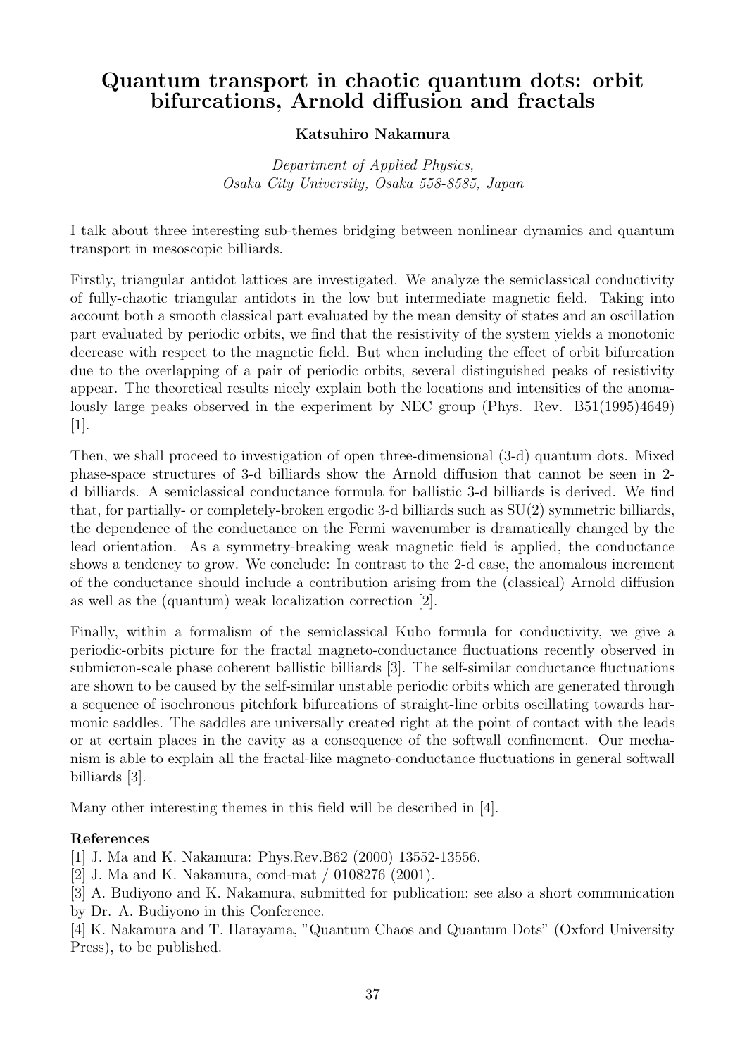# Quantum transport in chaotic quantum dots: orbit bifurcations, Arnold diffusion and fractals

**Katsuhiro Nakamura**

*Department of Applied Physics,*
*Osaka City University, Osaka 558-8585, Japan*

I talk about three interesting sub-themes bridging between nonlinear dynamics and quantum transport in mesoscopic billiards.

Firstly, triangular antidot lattices are investigated. We analyze the semiclassical conductivity of fully-chaotic triangular antidots in the low but intermediate magnetic field. Taking into account both a smooth classical part evaluated by the mean density of states and an oscillation part evaluated by periodic orbits, we find that the resistivity of the system yields a monotonic decrease with respect to the magnetic field. But when including the effect of orbit bifurcation due to the overlapping of a pair of periodic orbits, several distinguished peaks of resistivity appear. The theoretical results nicely explain both the locations and intensities of the anomalously large peaks observed in the experiment by NEC group (Phys. Rev. B51(1995)4649) [1].

Then, we shall proceed to investigation of open three-dimensional (3-d) quantum dots. Mixed phase-space structures of 3-d billiards show the Arnold diffusion that cannot be seen in 2-d billiards. A semiclassical conductance formula for ballistic 3-d billiards is derived. We find that, for partially- or completely-broken ergodic 3-d billiards such as SU(2) symmetric billiards, the dependence of the conductance on the Fermi wavenumber is dramatically changed by the lead orientation. As a symmetry-breaking weak magnetic field is applied, the conductance shows a tendency to grow. We conclude: In contrast to the 2-d case, the anomalous increment of the conductance should include a contribution arising from the (classical) Arnold diffusion as well as the (quantum) weak localization correction [2].

Finally, within a formalism of the semiclassical Kubo formula for conductivity, we give a periodic-orbits picture for the fractal magneto-conductance fluctuations recently observed in submicron-scale phase coherent ballistic billiards [3]. The self-similar conductance fluctuations are shown to be caused by the self-similar unstable periodic orbits which are generated through a sequence of isochronous pitchfork bifurcations of straight-line orbits oscillating towards harmonic saddles. The saddles are universally created right at the point of contact with the leads or at certain places in the cavity as a consequence of the softwall confinement. Our mechanism is able to explain all the fractal-like magneto-conductance fluctuations in general softwall billiards [3].

Many other interesting themes in this field will be described in [4].

**References**

[1] J. Ma and K. Nakamura: Phys.Rev.B62 (2000) 13552-13556.
[2] J. Ma and K. Nakamura, cond-mat / 0108276 (2001).
[3] A. Budiyono and K. Nakamura, submitted for publication; see also a short communication by Dr. A. Budiyono in this Conference.
[4] K. Nakamura and T. Harayama, "Quantum Chaos and Quantum Dots" (Oxford University Press), to be published.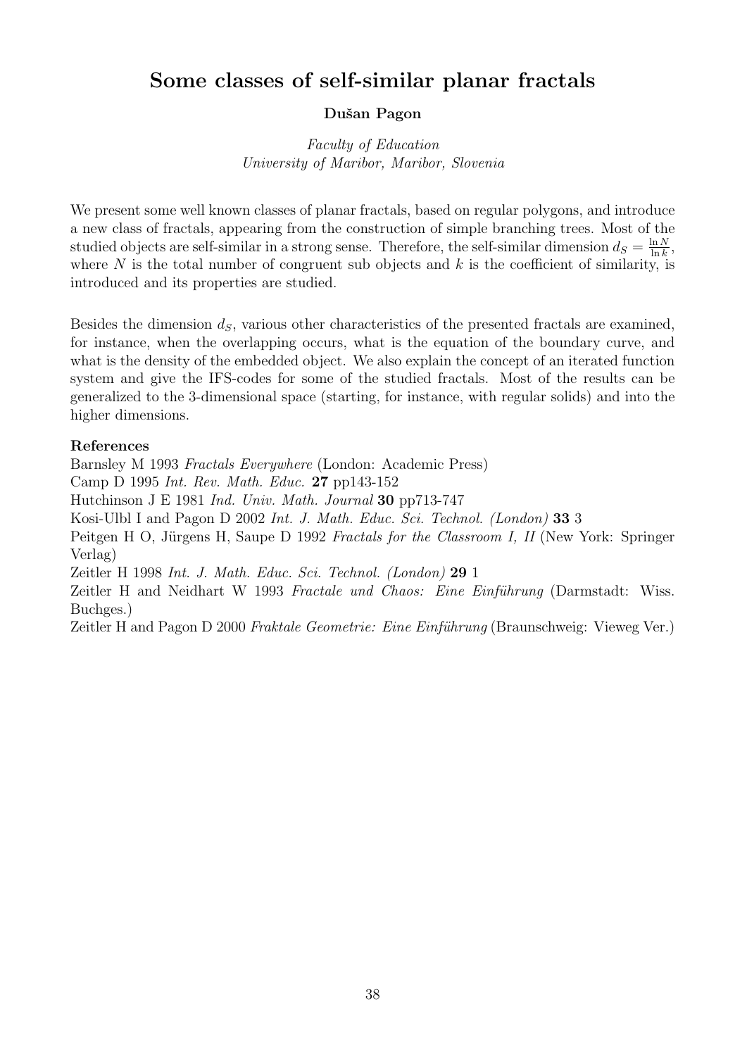# Some classes of self-similar planar fractals

**Dušan Pagon**

*Faculty of Education*
*University of Maribor, Maribor, Slovenia*

We present some well known classes of planar fractals, based on regular polygons, and introduce a new class of fractals, appearing from the construction of simple branching trees. Most of the studied objects are self-similar in a strong sense. Therefore, the self-similar dimension $d_S = \frac{\ln N}{\ln k}$, where $N$ is the total number of congruent sub objects and $k$ is the coefficient of similarity, is introduced and its properties are studied.

Besides the dimension $d_S$, various other characteristics of the presented fractals are examined, for instance, when the overlapping occurs, what is the equation of the boundary curve, and what is the density of the embedded object. We also explain the concept of an iterated function system and give the IFS-codes for some of the studied fractals. Most of the results can be generalized to the 3-dimensional space (starting, for instance, with regular solids) and into the higher dimensions.

**References**

Barnsley M 1993 *Fractals Everywhere* (London: Academic Press)
Camp D 1995 *Int. Rev. Math. Educ.* **27** pp143-152
Hutchinson J E 1981 *Ind. Univ. Math. Journal* **30** pp713-747
Kosi-Ulbl I and Pagon D 2002 *Int. J. Math. Educ. Sci. Technol. (London)* **33** 3
Peitgen H O, Jürgens H, Saupe D 1992 *Fractals for the Classroom I, II* (New York: Springer Verlag)
Zeitler H 1998 *Int. J. Math. Educ. Sci. Technol. (London)* **29** 1
Zeitler H and Neidhart W 1993 *Fractale und Chaos: Eine Einführung* (Darmstadt: Wiss. Buchges.)
Zeitler H and Pagon D 2000 *Fraktale Geometrie: Eine Einführung* (Braunschweig: Vieweg Ver.)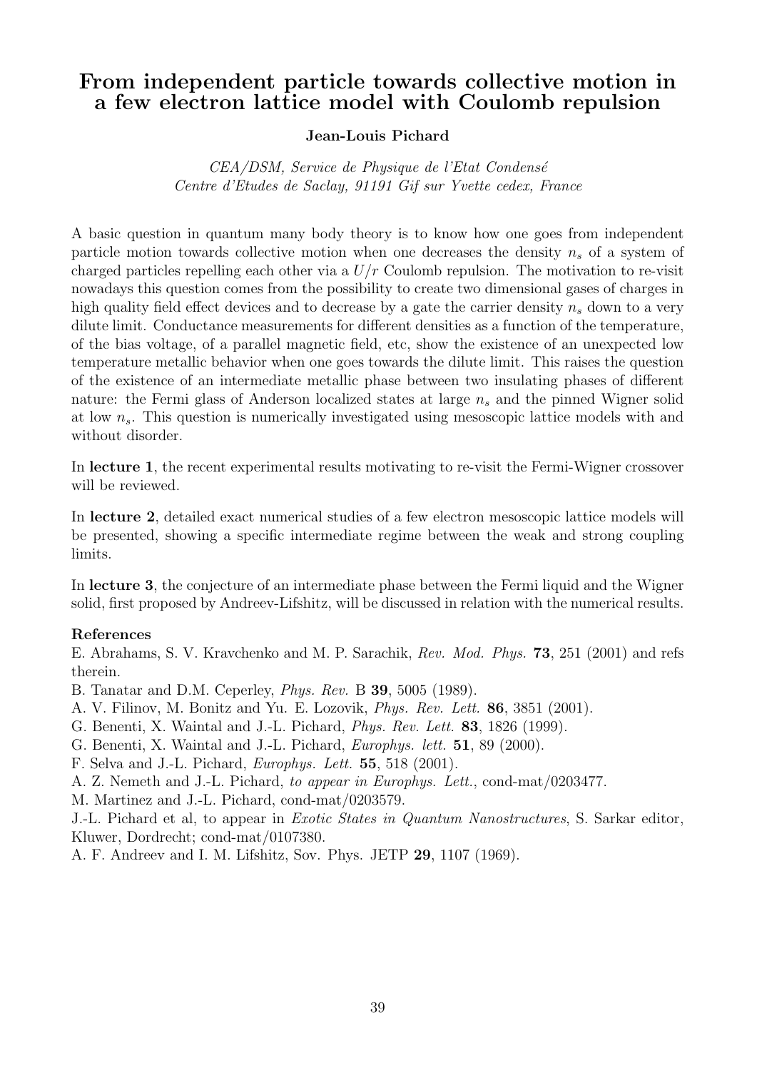# From independent particle towards collective motion in a few electron lattice model with Coulomb repulsion

**Jean-Louis Pichard**

*CEA/DSM, Service de Physique de l'Etat Condensé*
*Centre d'Etudes de Saclay, 91191 Gif sur Yvette cedex, France*

A basic question in quantum many body theory is to know how one goes from independent particle motion towards collective motion when one decreases the density $n_s$ of a system of charged particles repelling each other via a $U/r$ Coulomb repulsion. The motivation to re-visit nowadays this question comes from the possibility to create two dimensional gases of charges in high quality field effect devices and to decrease by a gate the carrier density $n_s$ down to a very dilute limit. Conductance measurements for different densities as a function of the temperature, of the bias voltage, of a parallel magnetic field, etc, show the existence of an unexpected low temperature metallic behavior when one goes towards the dilute limit. This raises the question of the existence of an intermediate metallic phase between two insulating phases of different nature: the Fermi glass of Anderson localized states at large $n_s$ and the pinned Wigner solid at low $n_s$. This question is numerically investigated using mesoscopic lattice models with and without disorder.

In **lecture 1**, the recent experimental results motivating to re-visit the Fermi-Wigner crossover will be reviewed.

In **lecture 2**, detailed exact numerical studies of a few electron mesoscopic lattice models will be presented, showing a specific intermediate regime between the weak and strong coupling limits.

In **lecture 3**, the conjecture of an intermediate phase between the Fermi liquid and the Wigner solid, first proposed by Andreev-Lifshitz, will be discussed in relation with the numerical results.

**References**

E. Abrahams, S. V. Kravchenko and M. P. Sarachik, *Rev. Mod. Phys.* **73**, 251 (2001) and refs therein.

B. Tanatar and D.M. Ceperley, *Phys. Rev.* B **39**, 5005 (1989).

A. V. Filinov, M. Bonitz and Yu. E. Lozovik, *Phys. Rev. Lett.* **86**, 3851 (2001).

G. Benenti, X. Waintal and J.-L. Pichard, *Phys. Rev. Lett.* **83**, 1826 (1999).

G. Benenti, X. Waintal and J.-L. Pichard, *Europhys. lett.* **51**, 89 (2000).

F. Selva and J.-L. Pichard, *Europhys. Lett.* **55**, 518 (2001).

A. Z. Nemeth and J.-L. Pichard, *to appear in Europhys. Lett.*, cond-mat/0203477.

M. Martinez and J.-L. Pichard, cond-mat/0203579.

J.-L. Pichard et al, to appear in *Exotic States in Quantum Nanostructures*, S. Sarkar editor, Kluwer, Dordrecht; cond-mat/0107380.

A. F. Andreev and I. M. Lifshitz, Sov. Phys. JETP **29**, 1107 (1969).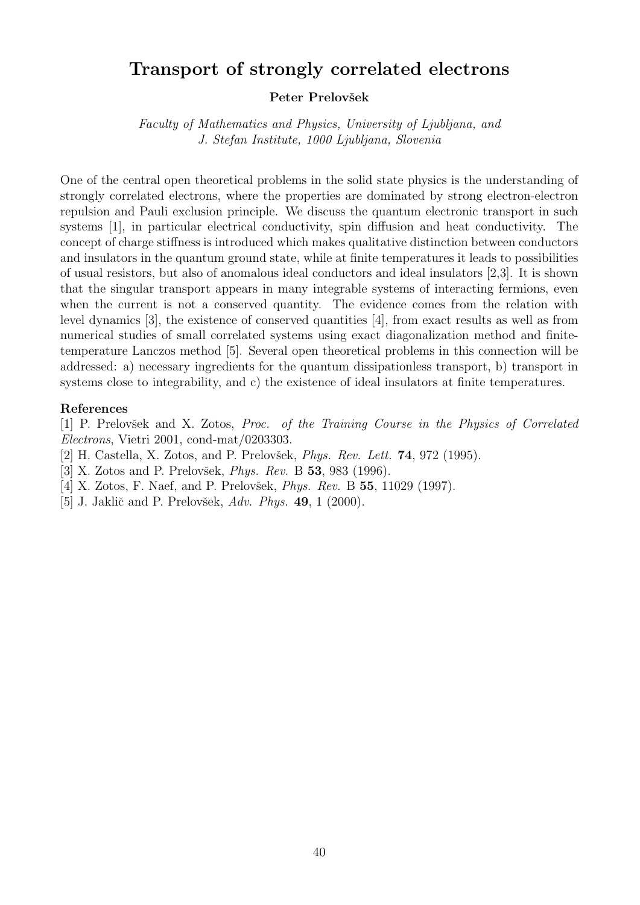# Transport of strongly correlated electrons

**Peter Prelovšek**

*Faculty of Mathematics and Physics, University of Ljubljana, and J. Stefan Institute, 1000 Ljubljana, Slovenia*

One of the central open theoretical problems in the solid state physics is the understanding of strongly correlated electrons, where the properties are dominated by strong electron-electron repulsion and Pauli exclusion principle. We discuss the quantum electronic transport in such systems [1], in particular electrical conductivity, spin diffusion and heat conductivity. The concept of charge stiffness is introduced which makes qualitative distinction between conductors and insulators in the quantum ground state, while at finite temperatures it leads to possibilities of usual resistors, but also of anomalous ideal conductors and ideal insulators [2,3]. It is shown that the singular transport appears in many integrable systems of interacting fermions, even when the current is not a conserved quantity. The evidence comes from the relation with level dynamics [3], the existence of conserved quantities [4], from exact results as well as from numerical studies of small correlated systems using exact diagonalization method and finite-temperature Lanczos method [5]. Several open theoretical problems in this connection will be addressed: a) necessary ingredients for the quantum dissipationless transport, b) transport in systems close to integrability, and c) the existence of ideal insulators at finite temperatures.

**References**

[1] P. Prelovšek and X. Zotos, *Proc. of the Training Course in the Physics of Correlated Electrons*, Vietri 2001, cond-mat/0203303.

[2] H. Castella, X. Zotos, and P. Prelovšek, *Phys. Rev. Lett.* **74**, 972 (1995).

[3] X. Zotos and P. Prelovšek, *Phys. Rev.* B **53**, 983 (1996).

[4] X. Zotos, F. Naef, and P. Prelovšek, *Phys. Rev.* B **55**, 11029 (1997).

[5] J. Jaklič and P. Prelovšek, *Adv. Phys.* **49**, 1 (2000).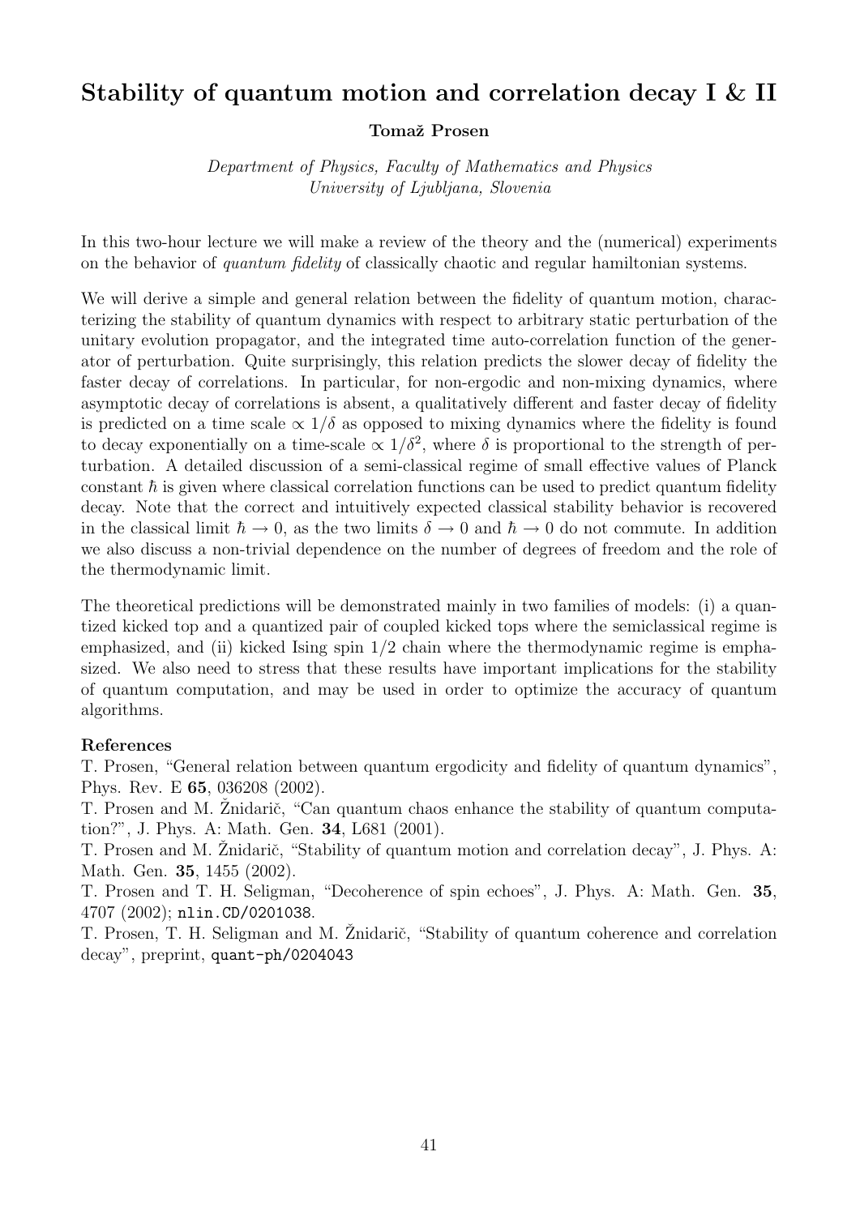## Stability of quantum motion and correlation decay I & II

**Tomaž Prosen**

*Department of Physics, Faculty of Mathematics and Physics*
*University of Ljubljana, Slovenia*

In this two-hour lecture we will make a review of the theory and the (numerical) experiments on the behavior of *quantum fidelity* of classically chaotic and regular hamiltonian systems.

We will derive a simple and general relation between the fidelity of quantum motion, characterizing the stability of quantum dynamics with respect to arbitrary static perturbation of the unitary evolution propagator, and the integrated time auto-correlation function of the generator of perturbation. Quite surprisingly, this relation predicts the slower decay of fidelity the faster decay of correlations. In particular, for non-ergodic and non-mixing dynamics, where asymptotic decay of correlations is absent, a qualitatively different and faster decay of fidelity is predicted on a time scale $\propto 1/\delta$ as opposed to mixing dynamics where the fidelity is found to decay exponentially on a time-scale $\propto 1/\delta^2$, where $\delta$ is proportional to the strength of perturbation. A detailed discussion of a semi-classical regime of small effective values of Planck constant $\hbar$ is given where classical correlation functions can be used to predict quantum fidelity decay. Note that the correct and intuitively expected classical stability behavior is recovered in the classical limit $\hbar \to 0$, as the two limits $\delta \to 0$ and $\hbar \to 0$ do not commute. In addition we also discuss a non-trivial dependence on the number of degrees of freedom and the role of the thermodynamic limit.

The theoretical predictions will be demonstrated mainly in two families of models: (i) a quantized kicked top and a quantized pair of coupled kicked tops where the semiclassical regime is emphasized, and (ii) kicked Ising spin 1/2 chain where the thermodynamic regime is emphasized. We also need to stress that these results have important implications for the stability of quantum computation, and may be used in order to optimize the accuracy of quantum algorithms.

**References**

T. Prosen, "General relation between quantum ergodicity and fidelity of quantum dynamics", Phys. Rev. E **65**, 036208 (2002).

T. Prosen and M. Žnidarič, "Can quantum chaos enhance the stability of quantum computation?", J. Phys. A: Math. Gen. **34**, L681 (2001).

T. Prosen and M. Žnidarič, "Stability of quantum motion and correlation decay", J. Phys. A: Math. Gen. **35**, 1455 (2002).

T. Prosen and T. H. Seligman, "Decoherence of spin echoes", J. Phys. A: Math. Gen. **35**, 4707 (2002); `nlin.CD/0201038`.

T. Prosen, T. H. Seligman and M. Žnidarič, "Stability of quantum coherence and correlation decay", preprint, `quant-ph/0204043`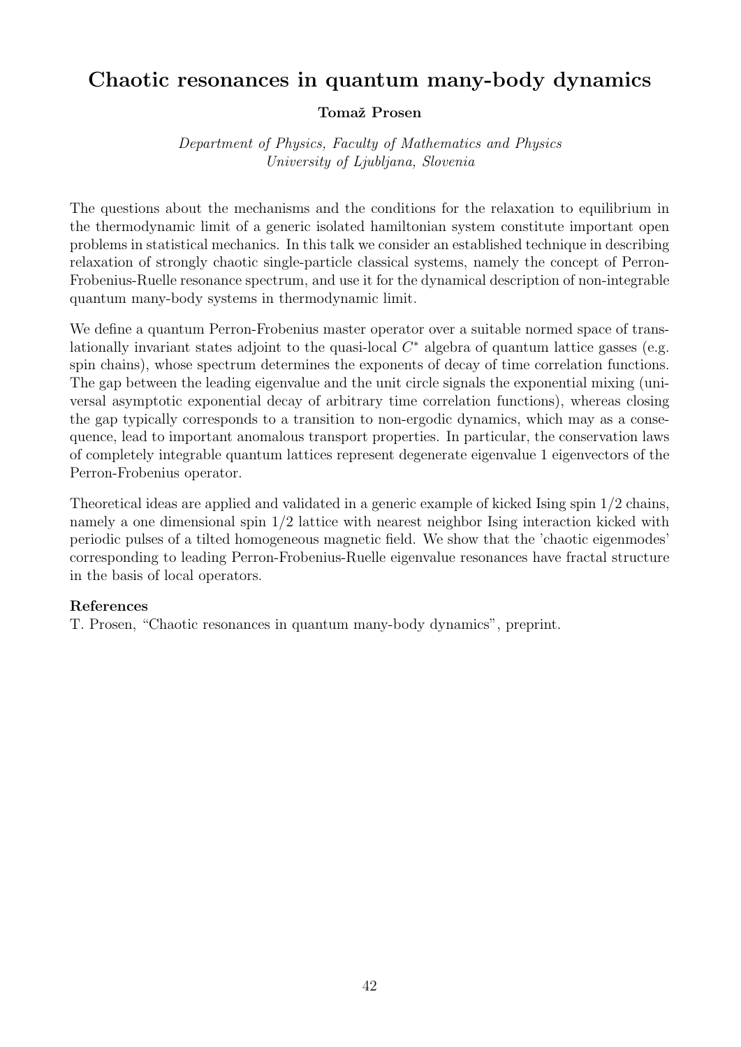# Chaotic resonances in quantum many-body dynamics

**Tomaž Prosen**

*Department of Physics, Faculty of Mathematics and Physics*
*University of Ljubljana, Slovenia*

The questions about the mechanisms and the conditions for the relaxation to equilibrium in the thermodynamic limit of a generic isolated hamiltonian system constitute important open problems in statistical mechanics. In this talk we consider an established technique in describing relaxation of strongly chaotic single-particle classical systems, namely the concept of Perron-Frobenius-Ruelle resonance spectrum, and use it for the dynamical description of non-integrable quantum many-body systems in thermodynamic limit.

We define a quantum Perron-Frobenius master operator over a suitable normed space of translationally invariant states adjoint to the quasi-local $C^*$ algebra of quantum lattice gasses (e.g. spin chains), whose spectrum determines the exponents of decay of time correlation functions. The gap between the leading eigenvalue and the unit circle signals the exponential mixing (universal asymptotic exponential decay of arbitrary time correlation functions), whereas closing the gap typically corresponds to a transition to non-ergodic dynamics, which may as a consequence, lead to important anomalous transport properties. In particular, the conservation laws of completely integrable quantum lattices represent degenerate eigenvalue 1 eigenvectors of the Perron-Frobenius operator.

Theoretical ideas are applied and validated in a generic example of kicked Ising spin 1/2 chains, namely a one dimensional spin 1/2 lattice with nearest neighbor Ising interaction kicked with periodic pulses of a tilted homogeneous magnetic field. We show that the 'chaotic eigenmodes' corresponding to leading Perron-Frobenius-Ruelle eigenvalue resonances have fractal structure in the basis of local operators.

**References**

T. Prosen, "Chaotic resonances in quantum many-body dynamics", preprint.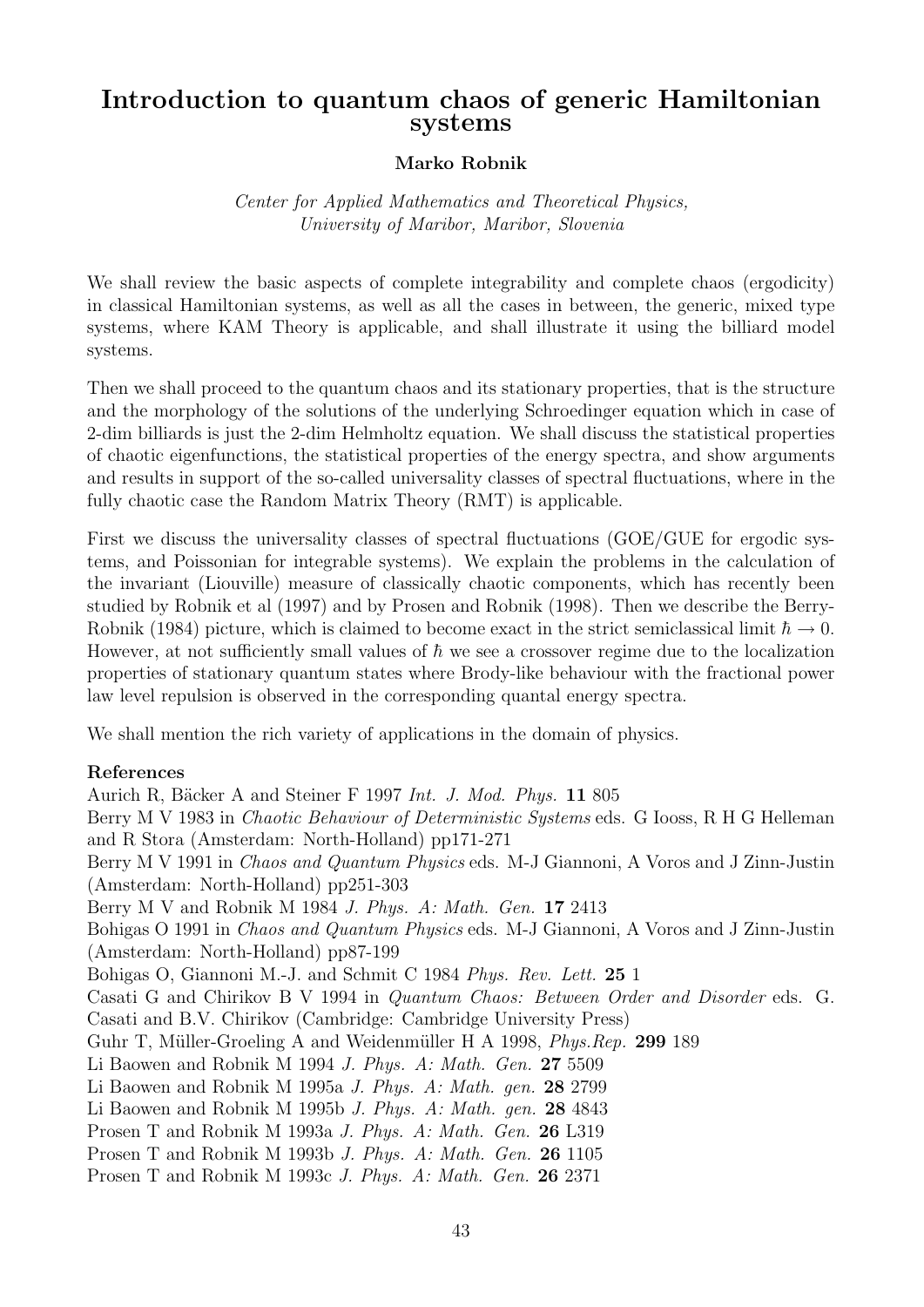# Introduction to quantum chaos of generic Hamiltonian systems

**Marko Robnik**

*Center for Applied Mathematics and Theoretical Physics,*
*University of Maribor, Maribor, Slovenia*

We shall review the basic aspects of complete integrability and complete chaos (ergodicity) in classical Hamiltonian systems, as well as all the cases in between, the generic, mixed type systems, where KAM Theory is applicable, and shall illustrate it using the billiard model systems.

Then we shall proceed to the quantum chaos and its stationary properties, that is the structure and the morphology of the solutions of the underlying Schroedinger equation which in case of 2-dim billiards is just the 2-dim Helmholtz equation. We shall discuss the statistical properties of chaotic eigenfunctions, the statistical properties of the energy spectra, and show arguments and results in support of the so-called universality classes of spectral fluctuations, where in the fully chaotic case the Random Matrix Theory (RMT) is applicable.

First we discuss the universality classes of spectral fluctuations (GOE/GUE for ergodic systems, and Poissonian for integrable systems). We explain the problems in the calculation of the invariant (Liouville) measure of classically chaotic components, which has recently been studied by Robnik et al (1997) and by Prosen and Robnik (1998). Then we describe the Berry-Robnik (1984) picture, which is claimed to become exact in the strict semiclassical limit $\hbar \to 0$. However, at not sufficiently small values of $\hbar$ we see a crossover regime due to the localization properties of stationary quantum states where Brody-like behaviour with the fractional power law level repulsion is observed in the corresponding quantal energy spectra.

We shall mention the rich variety of applications in the domain of physics.

**References**

Aurich R, Bäcker A and Steiner F 1997 *Int. J. Mod. Phys.* **11** 805

Berry M V 1983 in *Chaotic Behaviour of Deterministic Systems* eds. G Iooss, R H G Helleman and R Stora (Amsterdam: North-Holland) pp171-271

Berry M V 1991 in *Chaos and Quantum Physics* eds. M-J Giannoni, A Voros and J Zinn-Justin (Amsterdam: North-Holland) pp251-303

Berry M V and Robnik M 1984 *J. Phys. A: Math. Gen.* **17** 2413

Bohigas O 1991 in *Chaos and Quantum Physics* eds. M-J Giannoni, A Voros and J Zinn-Justin (Amsterdam: North-Holland) pp87-199

Bohigas O, Giannoni M.-J. and Schmit C 1984 *Phys. Rev. Lett.* **25** 1

Casati G and Chirikov B V 1994 in *Quantum Chaos: Between Order and Disorder* eds. G. Casati and B.V. Chirikov (Cambridge: Cambridge University Press)

Guhr T, Müller-Groeling A and Weidenmüller H A 1998, *Phys.Rep.* **299** 189

Li Baowen and Robnik M 1994 *J. Phys. A: Math. Gen.* **27** 5509

Li Baowen and Robnik M 1995a *J. Phys. A: Math. gen.* **28** 2799

Li Baowen and Robnik M 1995b *J. Phys. A: Math. gen.* **28** 4843

Prosen T and Robnik M 1993a *J. Phys. A: Math. Gen.* **26** L319

Prosen T and Robnik M 1993b *J. Phys. A: Math. Gen.* **26** 1105

Prosen T and Robnik M 1993c *J. Phys. A: Math. Gen.* **26** 2371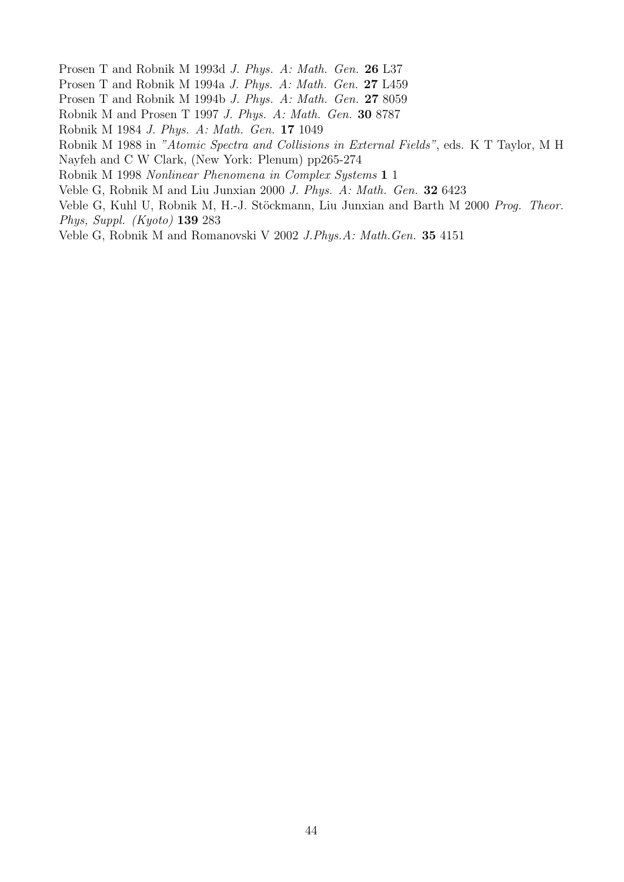Prosen T and Robnik M 1993d *J. Phys. A: Math. Gen.* **26** L37

Prosen T and Robnik M 1994a *J. Phys. A: Math. Gen.* **27** L459

Prosen T and Robnik M 1994b *J. Phys. A: Math. Gen.* **27** 8059

Robnik M and Prosen T 1997 *J. Phys. A: Math. Gen.* **30** 8787

Robnik M 1984 *J. Phys. A: Math. Gen.* **17** 1049

Robnik M 1988 in *"Atomic Spectra and Collisions in External Fields"*, eds. K T Taylor, M H Nayfeh and C W Clark, (New York: Plenum) pp265-274

Robnik M 1998 *Nonlinear Phenomena in Complex Systems* **1** 1

Veble G, Robnik M and Liu Junxian 2000 *J. Phys. A: Math. Gen.* **32** 6423

Veble G, Kuhl U, Robnik M, H.-J. Stöckmann, Liu Junxian and Barth M 2000 *Prog. Theor. Phys, Suppl. (Kyoto)* **139** 283

Veble G, Robnik M and Romanovski V 2002 *J.Phys.A: Math.Gen.* **35** 4151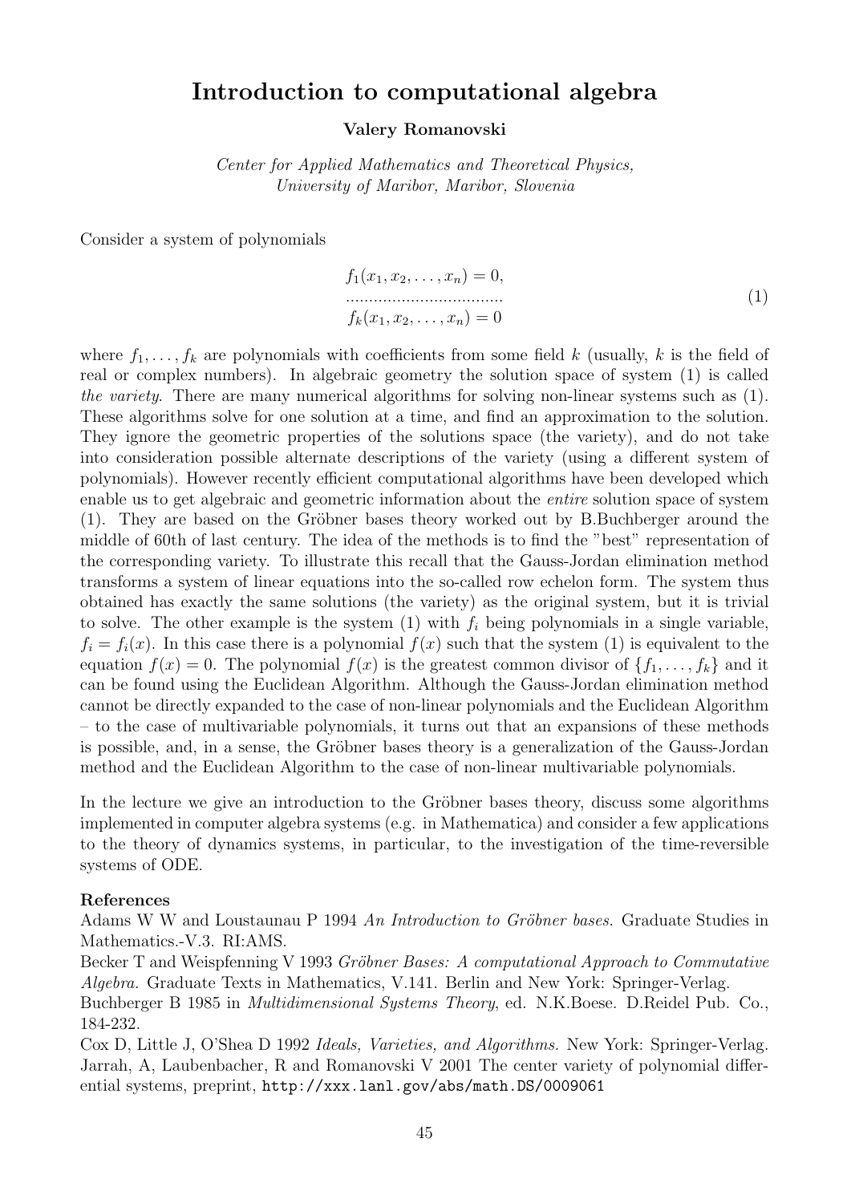# Introduction to computational algebra

**Valery Romanovski**

*Center for Applied Mathematics and Theoretical Physics, University of Maribor, Maribor, Slovenia*

Consider a system of polynomials

$$
\begin{array}{c}
f_1(x_1, x_2, \ldots, x_n) = 0, \\
\ldots\ldots\ldots\ldots\ldots\ldots\ldots\ldots\ldots \\
f_k(x_1, x_2, \ldots, x_n) = 0
\end{array}
\tag{1}
$$

where $f_1, \ldots, f_k$ are polynomials with coefficients from some field $k$ (usually, $k$ is the field of real or complex numbers). In algebraic geometry the solution space of system (1) is called *the variety*. There are many numerical algorithms for solving non-linear systems such as (1). These algorithms solve for one solution at a time, and find an approximation to the solution. They ignore the geometric properties of the solutions space (the variety), and do not take into consideration possible alternate descriptions of the variety (using a different system of polynomials). However recently efficient computational algorithms have been developed which enable us to get algebraic and geometric information about the *entire* solution space of system (1). They are based on the Gröbner bases theory worked out by B.Buchberger around the middle of 60th of last century. The idea of the methods is to find the "best" representation of the corresponding variety. To illustrate this recall that the Gauss-Jordan elimination method transforms a system of linear equations into the so-called row echelon form. The system thus obtained has exactly the same solutions (the variety) as the original system, but it is trivial to solve. The other example is the system (1) with $f_i$ being polynomials in a single variable, $f_i = f_i(x)$. In this case there is a polynomial $f(x)$ such that the system (1) is equivalent to the equation $f(x) = 0$. The polynomial $f(x)$ is the greatest common divisor of $\{f_1, \ldots, f_k\}$ and it can be found using the Euclidean Algorithm. Although the Gauss-Jordan elimination method cannot be directly expanded to the case of non-linear polynomials and the Euclidean Algorithm – to the case of multivariable polynomials, it turns out that an expansions of these methods is possible, and, in a sense, the Gröbner bases theory is a generalization of the Gauss-Jordan method and the Euclidean Algorithm to the case of non-linear multivariable polynomials.

In the lecture we give an introduction to the Gröbner bases theory, discuss some algorithms implemented in computer algebra systems (e.g. in Mathematica) and consider a few applications to the theory of dynamics systems, in particular, to the investigation of the time-reversible systems of ODE.

**References**

Adams W W and Loustaunau P 1994 *An Introduction to Gröbner bases.* Graduate Studies in Mathematics.-V.3. RI:AMS.

Becker T and Weispfenning V 1993 *Gröbner Bases: A computational Approach to Commutative Algebra.* Graduate Texts in Mathematics, V.141. Berlin and New York: Springer-Verlag.

Buchberger B 1985 in *Multidimensional Systems Theory*, ed. N.K.Boese. D.Reidel Pub. Co., 184-232.

Cox D, Little J, O'Shea D 1992 *Ideals, Varieties, and Algorithms.* New York: Springer-Verlag.

Jarrah, A, Laubenbacher, R and Romanovski V 2001 The center variety of polynomial differential systems, preprint, `http://xxx.lanl.gov/abs/math.DS/0009061`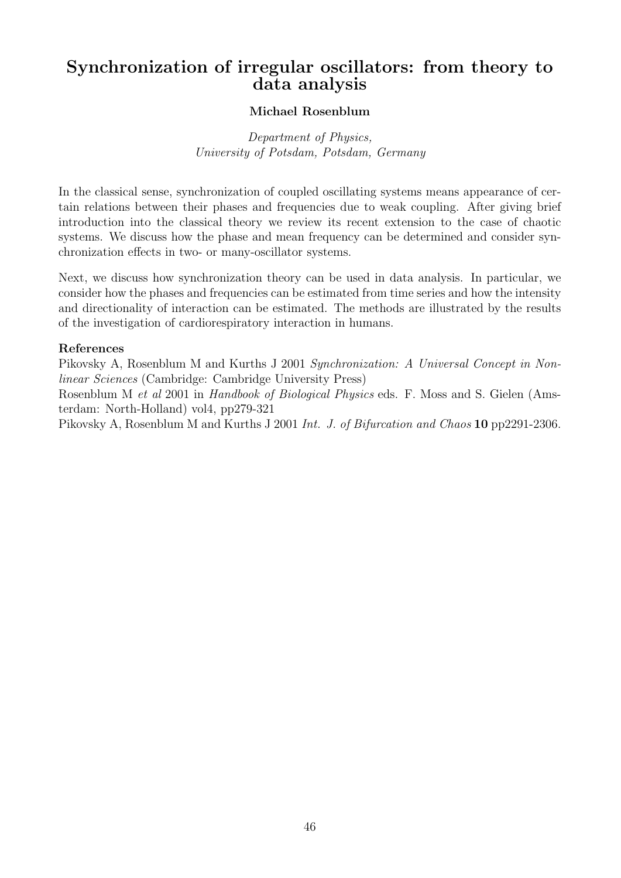# Synchronization of irregular oscillators: from theory to data analysis

**Michael Rosenblum**

*Department of Physics,*
*University of Potsdam, Potsdam, Germany*

In the classical sense, synchronization of coupled oscillating systems means appearance of certain relations between their phases and frequencies due to weak coupling. After giving brief introduction into the classical theory we review its recent extension to the case of chaotic systems. We discuss how the phase and mean frequency can be determined and consider synchronization effects in two- or many-oscillator systems.

Next, we discuss how synchronization theory can be used in data analysis. In particular, we consider how the phases and frequencies can be estimated from time series and how the intensity and directionality of interaction can be estimated. The methods are illustrated by the results of the investigation of cardiorespiratory interaction in humans.

**References**

Pikovsky A, Rosenblum M and Kurths J 2001 *Synchronization: A Universal Concept in Nonlinear Sciences* (Cambridge: Cambridge University Press)

Rosenblum M *et al* 2001 in *Handbook of Biological Physics* eds. F. Moss and S. Gielen (Amsterdam: North-Holland) vol4, pp279-321

Pikovsky A, Rosenblum M and Kurths J 2001 *Int. J. of Bifurcation and Chaos* **10** pp2291-2306.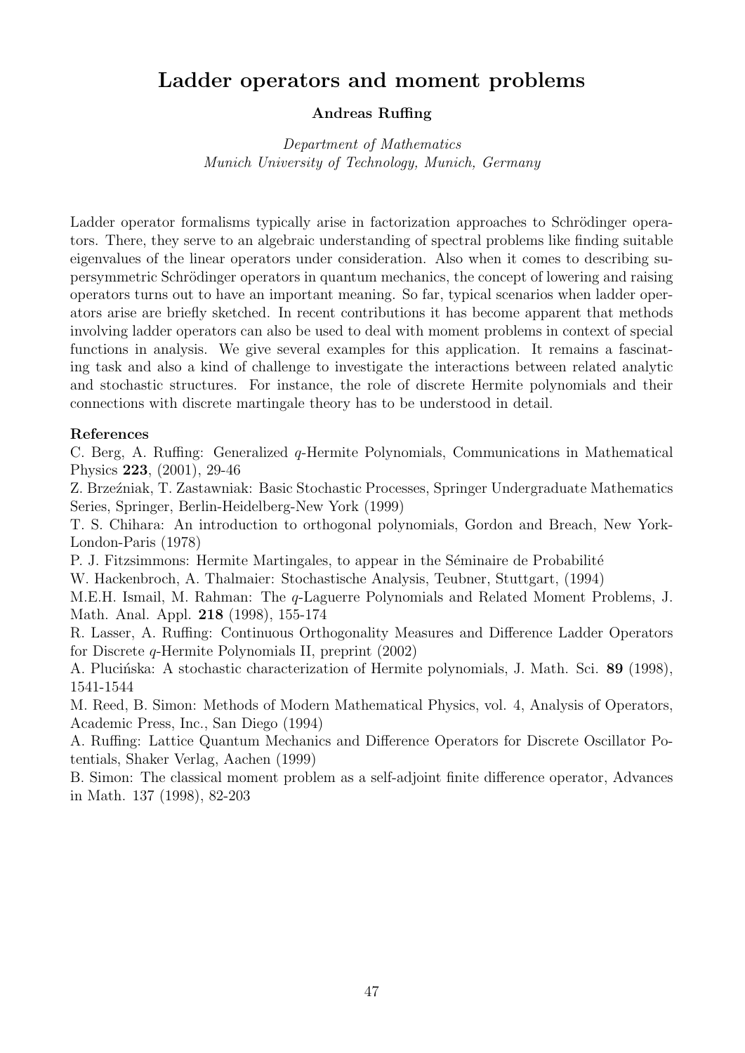# Ladder operators and moment problems

**Andreas Ruffing**

*Department of Mathematics*
*Munich University of Technology, Munich, Germany*

Ladder operator formalisms typically arise in factorization approaches to Schrödinger operators. There, they serve to an algebraic understanding of spectral problems like finding suitable eigenvalues of the linear operators under consideration. Also when it comes to describing supersymmetric Schrödinger operators in quantum mechanics, the concept of lowering and raising operators turns out to have an important meaning. So far, typical scenarios when ladder operators arise are briefly sketched. In recent contributions it has become apparent that methods involving ladder operators can also be used to deal with moment problems in context of special functions in analysis. We give several examples for this application. It remains a fascinating task and also a kind of challenge to investigate the interactions between related analytic and stochastic structures. For instance, the role of discrete Hermite polynomials and their connections with discrete martingale theory has to be understood in detail.

**References**

C. Berg, A. Ruffing: Generalized $q$-Hermite Polynomials, Communications in Mathematical Physics **223**, (2001), 29-46

Z. Brzeźniak, T. Zastawniak: Basic Stochastic Processes, Springer Undergraduate Mathematics Series, Springer, Berlin-Heidelberg-New York (1999)

T. S. Chihara: An introduction to orthogonal polynomials, Gordon and Breach, New York-London-Paris (1978)

P. J. Fitzsimmons: Hermite Martingales, to appear in the Séminaire de Probabilité

W. Hackenbroch, A. Thalmaier: Stochastische Analysis, Teubner, Stuttgart, (1994)

M.E.H. Ismail, M. Rahman: The $q$-Laguerre Polynomials and Related Moment Problems, J. Math. Anal. Appl. **218** (1998), 155-174

R. Lasser, A. Ruffing: Continuous Orthogonality Measures and Difference Ladder Operators for Discrete $q$-Hermite Polynomials II, preprint (2002)

A. Plucińska: A stochastic characterization of Hermite polynomials, J. Math. Sci. **89** (1998), 1541-1544

M. Reed, B. Simon: Methods of Modern Mathematical Physics, vol. 4, Analysis of Operators, Academic Press, Inc., San Diego (1994)

A. Ruffing: Lattice Quantum Mechanics and Difference Operators for Discrete Oscillator Potentials, Shaker Verlag, Aachen (1999)

B. Simon: The classical moment problem as a self-adjoint finite difference operator, Advances in Math. 137 (1998), 82-203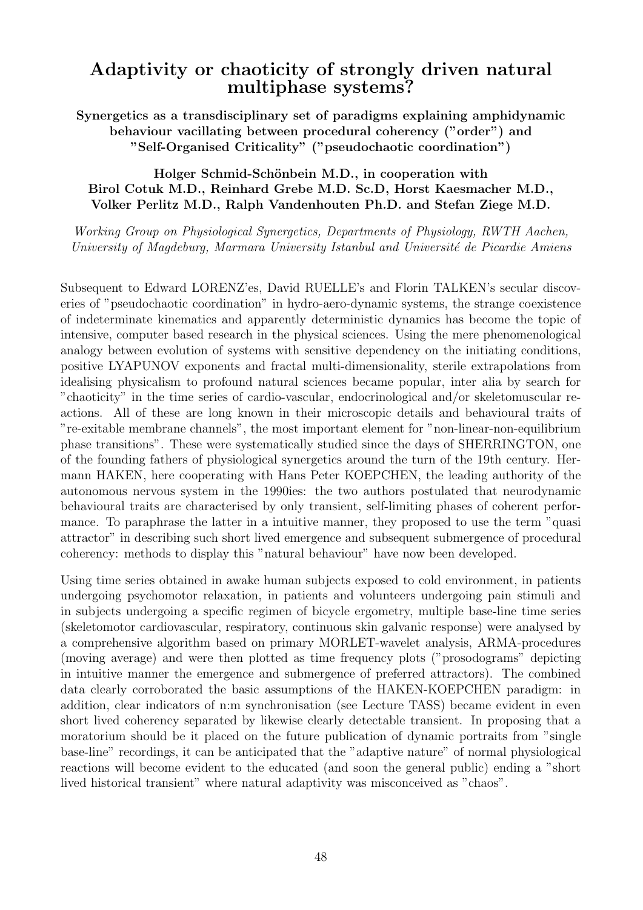# Adaptivity or chaoticity of strongly driven natural multiphase systems?

**Synergetics as a transdisciplinary set of paradigms explaining amphidynamic behaviour vacillating between procedural coherency ("order") and "Self-Organised Criticality" ("pseudochaotic coordination")**

**Holger Schmid-Schönbein M.D., in cooperation with Birol Cotuk M.D., Reinhard Grebe M.D. Sc.D, Horst Kaesmacher M.D., Volker Perlitz M.D., Ralph Vandenhouten Ph.D. and Stefan Ziege M.D.**

*Working Group on Physiological Synergetics, Departments of Physiology, RWTH Aachen, University of Magdeburg, Marmara University Istanbul and Université de Picardie Amiens*

Subsequent to Edward LORENZ'es, David RUELLE's and Florin TALKEN's secular discoveries of "pseudochaotic coordination" in hydro-aero-dynamic systems, the strange coexistence of indeterminate kinematics and apparently deterministic dynamics has become the topic of intensive, computer based research in the physical sciences. Using the mere phenomenological analogy between evolution of systems with sensitive dependency on the initiating conditions, positive LYAPUNOV exponents and fractal multi-dimensionality, sterile extrapolations from idealising physicalism to profound natural sciences became popular, inter alia by search for "chaoticity" in the time series of cardio-vascular, endocrinological and/or skeletomuscular reactions. All of these are long known in their microscopic details and behavioural traits of "re-exitable membrane channels", the most important element for "non-linear-non-equilibrium phase transitions". These were systematically studied since the days of SHERRINGTON, one of the founding fathers of physiological synergetics around the turn of the 19th century. Hermann HAKEN, here cooperating with Hans Peter KOEPCHEN, the leading authority of the autonomous nervous system in the 1990ies: the two authors postulated that neurodynamic behavioural traits are characterised by only transient, self-limiting phases of coherent performance. To paraphrase the latter in a intuitive manner, they proposed to use the term "quasi attractor" in describing such short lived emergence and subsequent submergence of procedural coherency: methods to display this "natural behaviour" have now been developed.

Using time series obtained in awake human subjects exposed to cold environment, in patients undergoing psychomotor relaxation, in patients and volunteers undergoing pain stimuli and in subjects undergoing a specific regimen of bicycle ergometry, multiple base-line time series (skeletomotor cardiovascular, respiratory, continuous skin galvanic response) were analysed by a comprehensive algorithm based on primary MORLET-wavelet analysis, ARMA-procedures (moving average) and were then plotted as time frequency plots ("prosodograms" depicting in intuitive manner the emergence and submergence of preferred attractors). The combined data clearly corroborated the basic assumptions of the HAKEN-KOEPCHEN paradigm: in addition, clear indicators of n:m synchronisation (see Lecture TASS) became evident in even short lived coherency separated by likewise clearly detectable transient. In proposing that a moratorium should be it placed on the future publication of dynamic portraits from "single base-line" recordings, it can be anticipated that the "adaptive nature" of normal physiological reactions will become evident to the educated (and soon the general public) ending a "short lived historical transient" where natural adaptivity was misconceived as "chaos".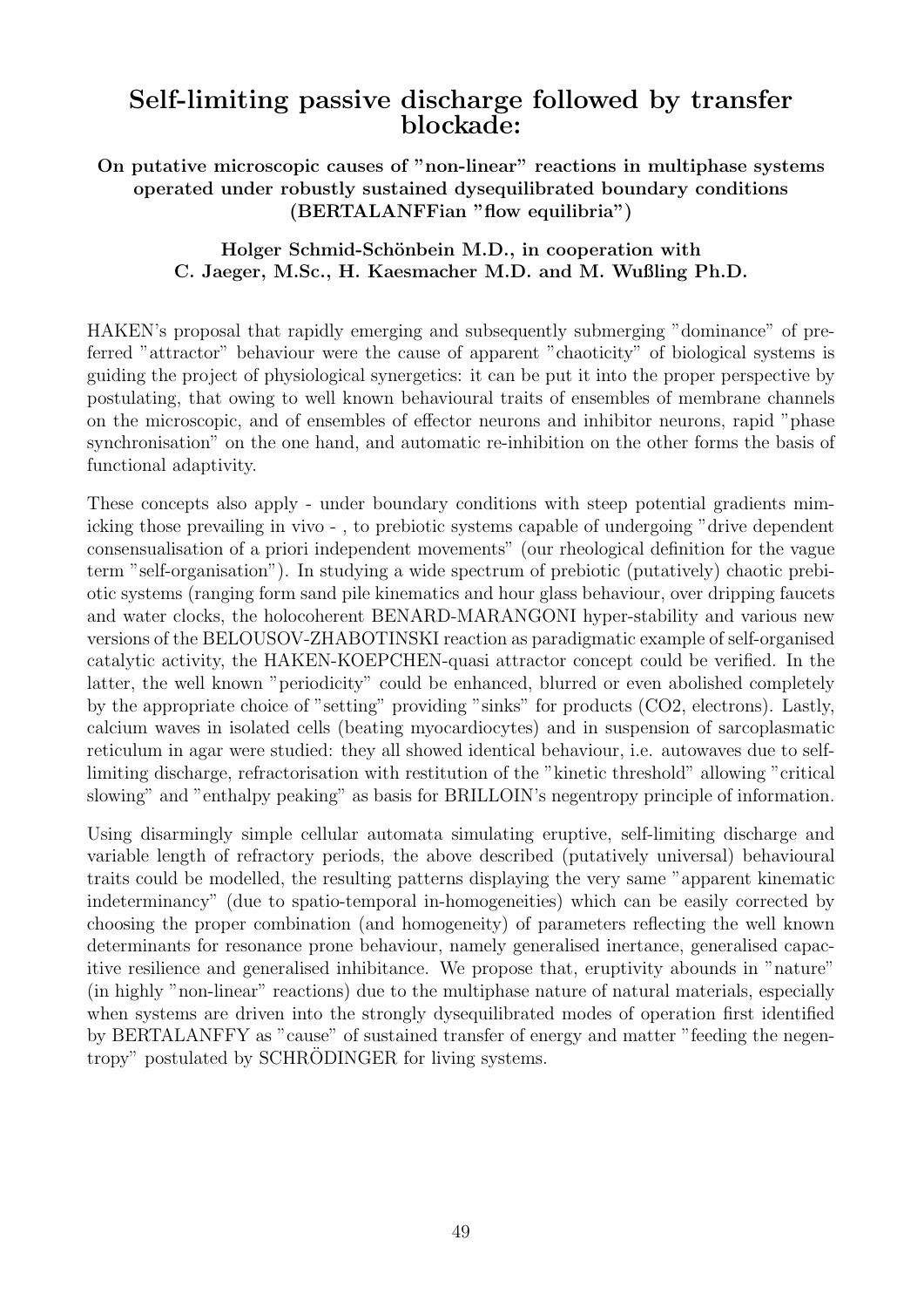# Self-limiting passive discharge followed by transfer blockade:

### On putative microscopic causes of "non-linear" reactions in multiphase systems operated under robustly sustained dysequilibrated boundary conditions (BERTALANFFian "flow equilibria")

#### Holger Schmid-Schönbein M.D., in cooperation with C. Jaeger, M.Sc., H. Kaesmacher M.D. and M. Wußling Ph.D.

HAKEN's proposal that rapidly emerging and subsequently submerging "dominance" of preferred "attractor" behaviour were the cause of apparent "chaoticity" of biological systems is guiding the project of physiological synergetics: it can be put it into the proper perspective by postulating, that owing to well known behavioural traits of ensembles of membrane channels on the microscopic, and of ensembles of effector neurons and inhibitor neurons, rapid "phase synchronisation" on the one hand, and automatic re-inhibition on the other forms the basis of functional adaptivity.

These concepts also apply - under boundary conditions with steep potential gradients mimicking those prevailing in vivo - , to prebiotic systems capable of undergoing "drive dependent consensualisation of a priori independent movements" (our rheological definition for the vague term "self-organisation"). In studying a wide spectrum of prebiotic (putatively) chaotic prebiotic systems (ranging form sand pile kinematics and hour glass behaviour, over dripping faucets and water clocks, the holocoherent BENARD-MARANGONI hyper-stability and various new versions of the BELOUSOV-ZHABOTINSKI reaction as paradigmatic example of self-organised catalytic activity, the HAKEN-KOEPCHEN-quasi attractor concept could be verified. In the latter, the well known "periodicity" could be enhanced, blurred or even abolished completely by the appropriate choice of "setting" providing "sinks" for products ($CO_2$, electrons). Lastly, calcium waves in isolated cells (beating myocardiocytes) and in suspension of sarcoplasmatic reticulum in agar were studied: they all showed identical behaviour, i.e. autowaves due to self-limiting discharge, refractorisation with restitution of the "kinetic threshold" allowing "critical slowing" and "enthalpy peaking" as basis for BRILLOIN's negentropy principle of information.

Using disarmingly simple cellular automata simulating eruptive, self-limiting discharge and variable length of refractory periods, the above described (putatively universal) behavioural traits could be modelled, the resulting patterns displaying the very same "apparent kinematic indeterminancy" (due to spatio-temporal in-homogeneities) which can be easily corrected by choosing the proper combination (and homogeneity) of parameters reflecting the well known determinants for resonance prone behaviour, namely generalised inertance, generalised capacitive resilience and generalised inhibitance. We propose that, eruptivity abounds in "nature" (in highly "non-linear" reactions) due to the multiphase nature of natural materials, especially when systems are driven into the strongly dysequilibrated modes of operation first identified by BERTALANFFY as "cause" of sustained transfer of energy and matter "feeding the negentropy" postulated by SCHRÖDINGER for living systems.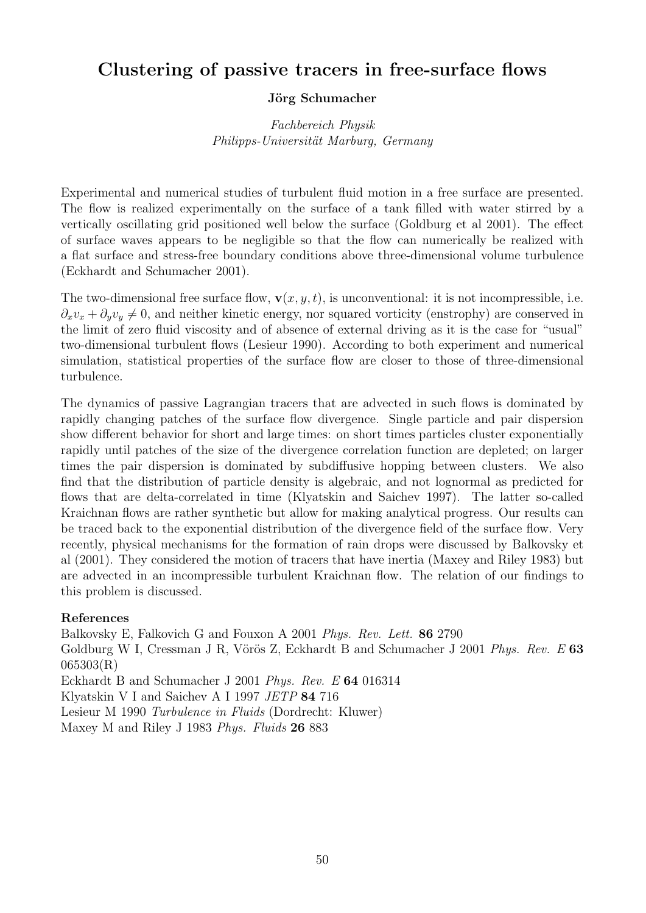# Clustering of passive tracers in free-surface flows

**Jörg Schumacher**

*Fachbereich Physik*
*Philipps-Universität Marburg, Germany*

Experimental and numerical studies of turbulent fluid motion in a free surface are presented. The flow is realized experimentally on the surface of a tank filled with water stirred by a vertically oscillating grid positioned well below the surface (Goldburg et al 2001). The effect of surface waves appears to be negligible so that the flow can numerically be realized with a flat surface and stress-free boundary conditions above three-dimensional volume turbulence (Eckhardt and Schumacher 2001).

The two-dimensional free surface flow, $\mathbf{v}(x, y, t)$, is unconventional: it is not incompressible, i.e. $\partial_x v_x + \partial_y v_y \neq 0$, and neither kinetic energy, nor squared vorticity (enstrophy) are conserved in the limit of zero fluid viscosity and of absence of external driving as it is the case for "usual" two-dimensional turbulent flows (Lesieur 1990). According to both experiment and numerical simulation, statistical properties of the surface flow are closer to those of three-dimensional turbulence.

The dynamics of passive Lagrangian tracers that are advected in such flows is dominated by rapidly changing patches of the surface flow divergence. Single particle and pair dispersion show different behavior for short and large times: on short times particles cluster exponentially rapidly until patches of the size of the divergence correlation function are depleted; on larger times the pair dispersion is dominated by subdiffusive hopping between clusters. We also find that the distribution of particle density is algebraic, and not lognormal as predicted for flows that are delta-correlated in time (Klyatskin and Saichev 1997). The latter so-called Kraichnan flows are rather synthetic but allow for making analytical progress. Our results can be traced back to the exponential distribution of the divergence field of the surface flow. Very recently, physical mechanisms for the formation of rain drops were discussed by Balkovsky et al (2001). They considered the motion of tracers that have inertia (Maxey and Riley 1983) but are advected in an incompressible turbulent Kraichnan flow. The relation of our findings to this problem is discussed.

**References**

Balkovsky E, Falkovich G and Fouxon A 2001 *Phys. Rev. Lett.* **86** 2790

Goldburg W I, Cressman J R, Vörös Z, Eckhardt B and Schumacher J 2001 *Phys. Rev. E* **63** 065303(R)

Eckhardt B and Schumacher J 2001 *Phys. Rev. E* **64** 016314

Klyatskin V I and Saichev A I 1997 *JETP* **84** 716

Lesieur M 1990 *Turbulence in Fluids* (Dordrecht: Kluwer)

Maxey M and Riley J 1983 *Phys. Fluids* **26** 883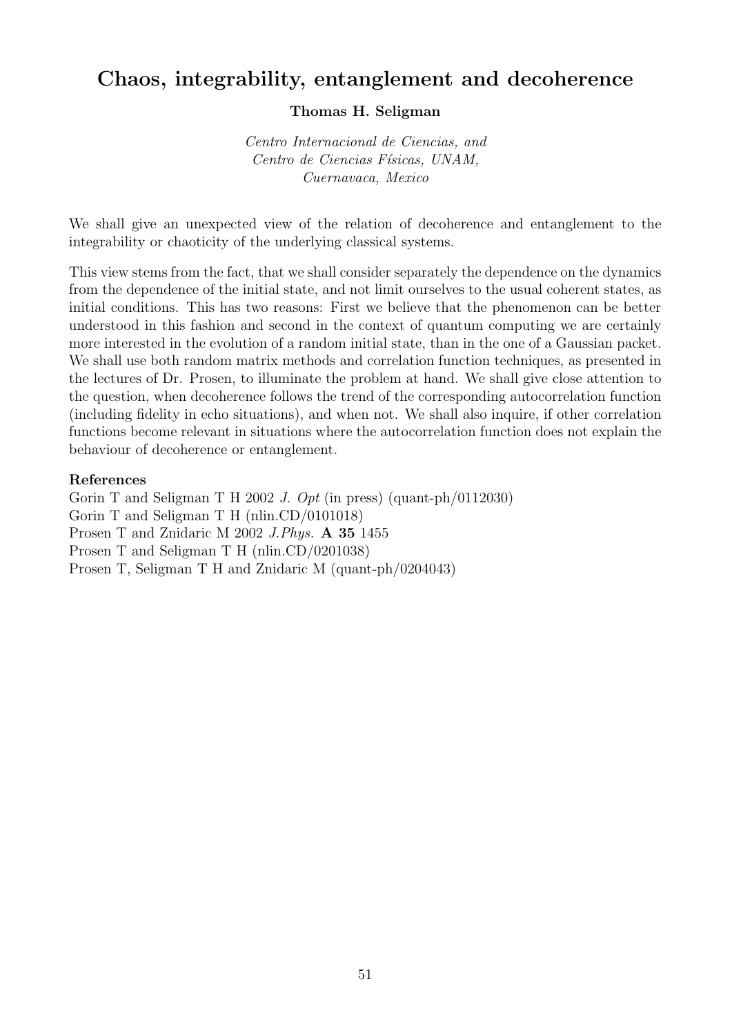# Chaos, integrability, entanglement and decoherence

**Thomas H. Seligman**

*Centro Internacional de Ciencias, and*
*Centro de Ciencias Físicas, UNAM,*
*Cuernavaca, Mexico*

We shall give an unexpected view of the relation of decoherence and entanglement to the integrability or chaoticity of the underlying classical systems.

This view stems from the fact, that we shall consider separately the dependence on the dynamics from the dependence of the initial state, and not limit ourselves to the usual coherent states, as initial conditions. This has two reasons: First we believe that the phenomenon can be better understood in this fashion and second in the context of quantum computing we are certainly more interested in the evolution of a random initial state, than in the one of a Gaussian packet. We shall use both random matrix methods and correlation function techniques, as presented in the lectures of Dr. Prosen, to illuminate the problem at hand. We shall give close attention to the question, when decoherence follows the trend of the corresponding autocorrelation function (including fidelity in echo situations), and when not. We shall also inquire, if other correlation functions become relevant in situations where the autocorrelation function does not explain the behaviour of decoherence or entanglement.

**References**

Gorin T and Seligman T H 2002 *J. Opt* (in press) (quant-ph/0112030)
Gorin T and Seligman T H (nlin.CD/0101018)
Prosen T and Znidaric M 2002 *J.Phys.* **A 35** 1455
Prosen T and Seligman T H (nlin.CD/0201038)
Prosen T, Seligman T H and Znidaric M (quant-ph/0204043)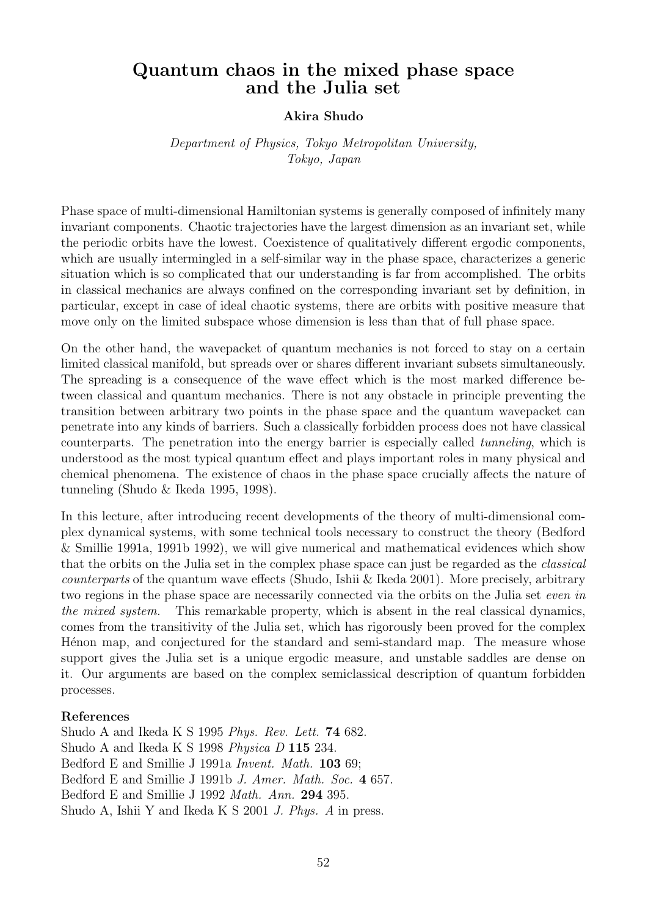# Quantum chaos in the mixed phase space and the Julia set

**Akira Shudo**

*Department of Physics, Tokyo Metropolitan University, Tokyo, Japan*

Phase space of multi-dimensional Hamiltonian systems is generally composed of infinitely many invariant components. Chaotic trajectories have the largest dimension as an invariant set, while the periodic orbits have the lowest. Coexistence of qualitatively different ergodic components, which are usually intermingled in a self-similar way in the phase space, characterizes a generic situation which is so complicated that our understanding is far from accomplished. The orbits in classical mechanics are always confined on the corresponding invariant set by definition, in particular, except in case of ideal chaotic systems, there are orbits with positive measure that move only on the limited subspace whose dimension is less than that of full phase space.

On the other hand, the wavepacket of quantum mechanics is not forced to stay on a certain limited classical manifold, but spreads over or shares different invariant subsets simultaneously. The spreading is a consequence of the wave effect which is the most marked difference between classical and quantum mechanics. There is not any obstacle in principle preventing the transition between arbitrary two points in the phase space and the quantum wavepacket can penetrate into any kinds of barriers. Such a classically forbidden process does not have classical counterparts. The penetration into the energy barrier is especially called *tunneling*, which is understood as the most typical quantum effect and plays important roles in many physical and chemical phenomena. The existence of chaos in the phase space crucially affects the nature of tunneling (Shudo & Ikeda 1995, 1998).

In this lecture, after introducing recent developments of the theory of multi-dimensional complex dynamical systems, with some technical tools necessary to construct the theory (Bedford & Smillie 1991a, 1991b 1992), we will give numerical and mathematical evidences which show that the orbits on the Julia set in the complex phase space can just be regarded as the *classical counterparts* of the quantum wave effects (Shudo, Ishii & Ikeda 2001). More precisely, arbitrary two regions in the phase space are necessarily connected via the orbits on the Julia set *even in the mixed system.* This remarkable property, which is absent in the real classical dynamics, comes from the transitivity of the Julia set, which has rigorously been proved for the complex Hénon map, and conjectured for the standard and semi-standard map. The measure whose support gives the Julia set is a unique ergodic measure, and unstable saddles are dense on it. Our arguments are based on the complex semiclassical description of quantum forbidden processes.

**References**

Shudo A and Ikeda K S 1995 *Phys. Rev. Lett.* **74** 682.
Shudo A and Ikeda K S 1998 *Physica D* **115** 234.
Bedford E and Smillie J 1991a *Invent. Math.* **103** 69;
Bedford E and Smillie J 1991b *J. Amer. Math. Soc.* **4** 657.
Bedford E and Smillie J 1992 *Math. Ann.* **294** 395.
Shudo A, Ishii Y and Ikeda K S 2001 *J. Phys. A* in press.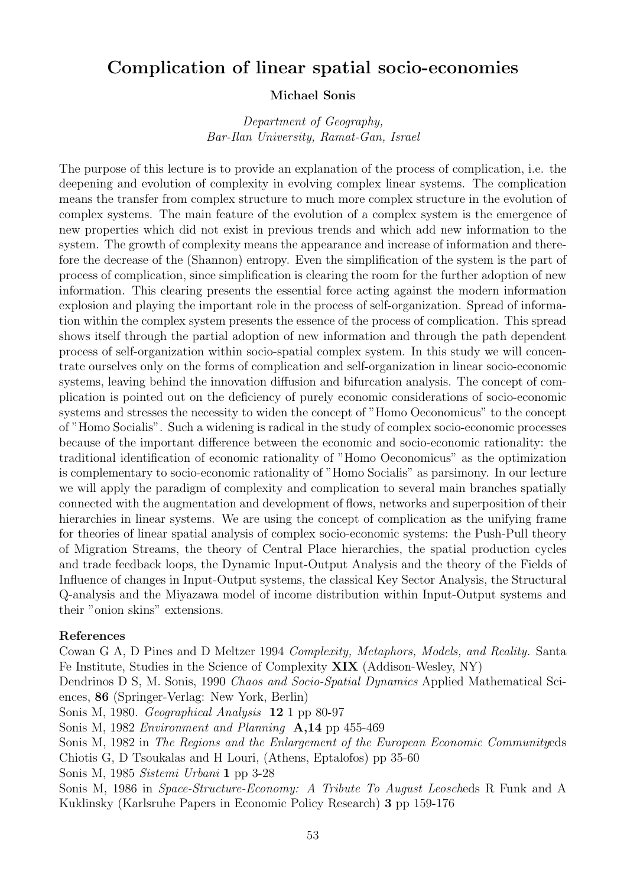# Complication of linear spatial socio-economies

**Michael Sonis**

*Department of Geography, Bar-Ilan University, Ramat-Gan, Israel*

The purpose of this lecture is to provide an explanation of the process of complication, i.e. the deepening and evolution of complexity in evolving complex linear systems. The complication means the transfer from complex structure to much more complex structure in the evolution of complex systems. The main feature of the evolution of a complex system is the emergence of new properties which did not exist in previous trends and which add new information to the system. The growth of complexity means the appearance and increase of information and therefore the decrease of the (Shannon) entropy. Even the simplification of the system is the part of process of complication, since simplification is clearing the room for the further adoption of new information. This clearing presents the essential force acting against the modern information explosion and playing the important role in the process of self-organization. Spread of information within the complex system presents the essence of the process of complication. This spread shows itself through the partial adoption of new information and through the path dependent process of self-organization within socio-spatial complex system. In this study we will concentrate ourselves only on the forms of complication and self-organization in linear socio-economic systems, leaving behind the innovation diffusion and bifurcation analysis. The concept of complication is pointed out on the deficiency of purely economic considerations of socio-economic systems and stresses the necessity to widen the concept of "Homo Oeconomicus" to the concept of "Homo Socialis". Such a widening is radical in the study of complex socio-economic processes because of the important difference between the economic and socio-economic rationality: the traditional identification of economic rationality of "Homo Oeconomicus" as the optimization is complementary to socio-economic rationality of "Homo Socialis" as parsimony. In our lecture we will apply the paradigm of complexity and complication to several main branches spatially connected with the augmentation and development of flows, networks and superposition of their hierarchies in linear systems. We are using the concept of complication as the unifying frame for theories of linear spatial analysis of complex socio-economic systems: the Push-Pull theory of Migration Streams, the theory of Central Place hierarchies, the spatial production cycles and trade feedback loops, the Dynamic Input-Output Analysis and the theory of the Fields of Influence of changes in Input-Output systems, the classical Key Sector Analysis, the Structural Q-analysis and the Miyazawa model of income distribution within Input-Output systems and their "onion skins" extensions.

**References**

Cowan G A, D Pines and D Meltzer 1994 *Complexity, Metaphors, Models, and Reality.* Santa Fe Institute, Studies in the Science of Complexity **XIX** (Addison-Wesley, NY)

Dendrinos D S, M. Sonis, 1990 *Chaos and Socio-Spatial Dynamics* Applied Mathematical Sciences, **86** (Springer-Verlag: New York, Berlin)

Sonis M, 1980. *Geographical Analysis* **12** 1 pp 80-97

Sonis M, 1982 *Environment and Planning* **A,14** pp 455-469

Sonis M, 1982 in *The Regions and the Enlargement of the European Economic Community*eds Chiotis G, D Tsoukalas and H Louri, (Athens, Eptalofos) pp 35-60

Sonis M, 1985 *Sistemi Urbani* **1** pp 3-28

Sonis M, 1986 in *Space-Structure-Economy: A Tribute To August Leosch*eds R Funk and A Kuklinsky (Karlsruhe Papers in Economic Policy Research) **3** pp 159-176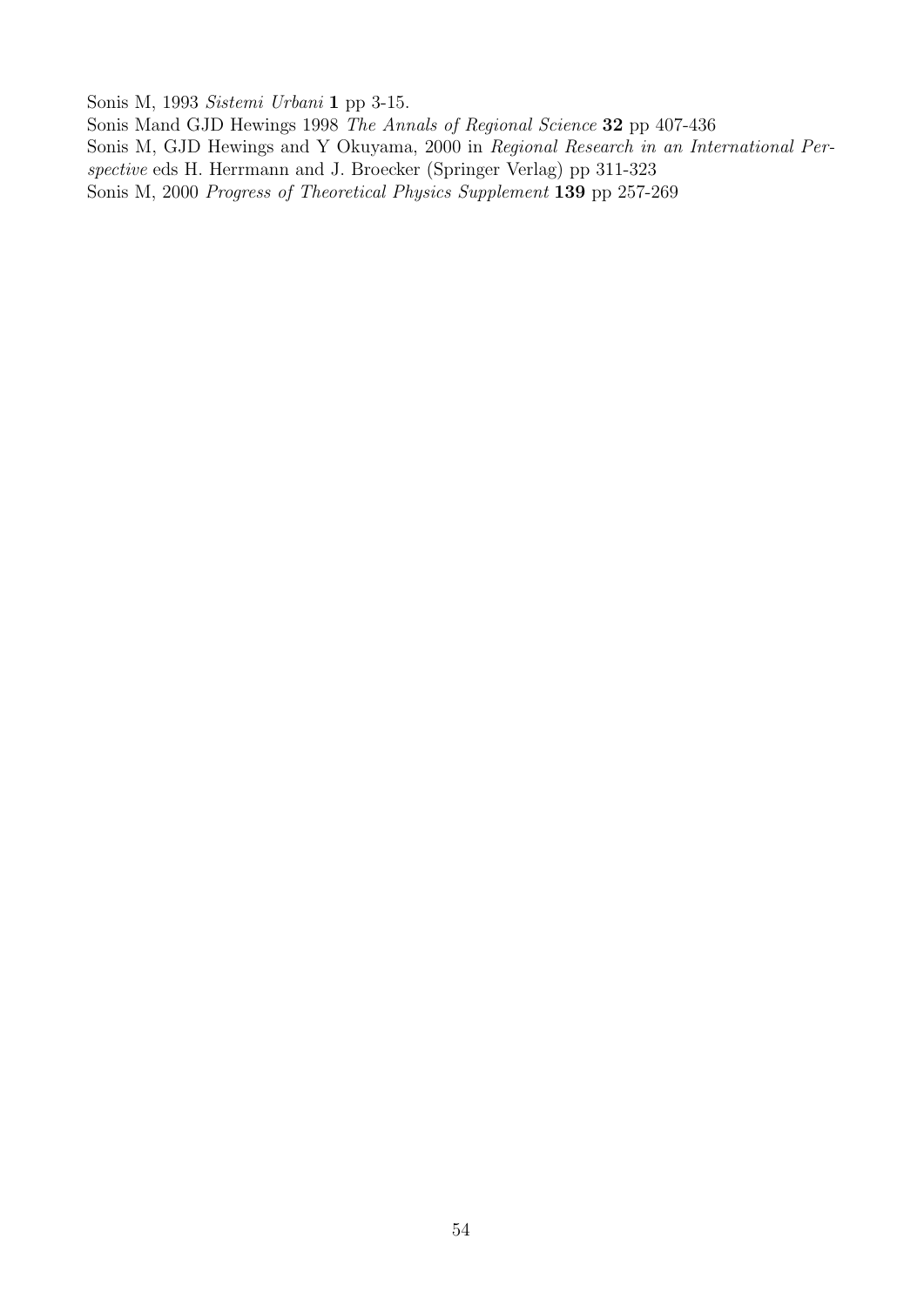Sonis M, 1993 *Sistemi Urbani* **1** pp 3-15.
Sonis Mand GJD Hewings 1998 *The Annals of Regional Science* **32** pp 407-436
Sonis M, GJD Hewings and Y Okuyama, 2000 in *Regional Research in an International Perspective* eds H. Herrmann and J. Broecker (Springer Verlag) pp 311-323
Sonis M, 2000 *Progress of Theoretical Physics Supplement* **139** pp 257-269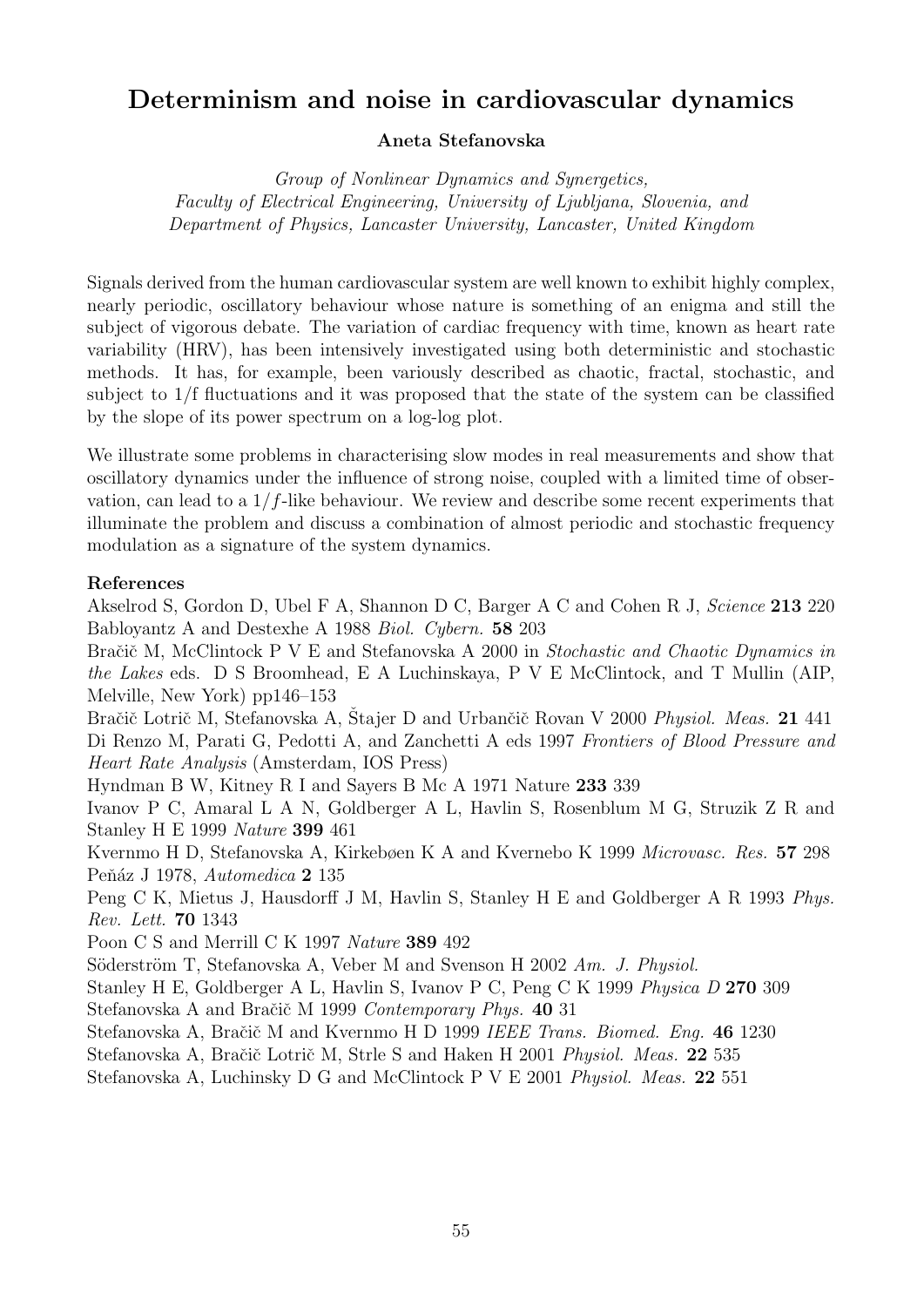# Determinism and noise in cardiovascular dynamics

**Aneta Stefanovska**

*Group of Nonlinear Dynamics and Synergetics,*
*Faculty of Electrical Engineering, University of Ljubljana, Slovenia, and*
*Department of Physics, Lancaster University, Lancaster, United Kingdom*

Signals derived from the human cardiovascular system are well known to exhibit highly complex, nearly periodic, oscillatory behaviour whose nature is something of an enigma and still the subject of vigorous debate. The variation of cardiac frequency with time, known as heart rate variability (HRV), has been intensively investigated using both deterministic and stochastic methods. It has, for example, been variously described as chaotic, fractal, stochastic, and subject to 1/f fluctuations and it was proposed that the state of the system can be classified by the slope of its power spectrum on a log-log plot.

We illustrate some problems in characterising slow modes in real measurements and show that oscillatory dynamics under the influence of strong noise, coupled with a limited time of observation, can lead to a $1/f$-like behaviour. We review and describe some recent experiments that illuminate the problem and discuss a combination of almost periodic and stochastic frequency modulation as a signature of the system dynamics.

**References**

Akselrod S, Gordon D, Ubel F A, Shannon D C, Barger A C and Cohen R J, *Science* **213** 220

Babloyantz A and Destexhe A 1988 *Biol. Cybern.* **58** 203

Bračič M, McClintock P V E and Stefanovska A 2000 in *Stochastic and Chaotic Dynamics in the Lakes* eds. D S Broomhead, E A Luchinskaya, P V E McClintock, and T Mullin (AIP, Melville, New York) pp146–153

Bračič Lotrič M, Stefanovska A, Štajer D and Urbančič Rovan V 2000 *Physiol. Meas.* **21** 441

Di Renzo M, Parati G, Pedotti A, and Zanchetti A eds 1997 *Frontiers of Blood Pressure and Heart Rate Analysis* (Amsterdam, IOS Press)

Hyndman B W, Kitney R I and Sayers B Mc A 1971 Nature **233** 339

Ivanov P C, Amaral L A N, Goldberger A L, Havlin S, Rosenblum M G, Struzik Z R and Stanley H E 1999 *Nature* **399** 461

Kvernmo H D, Stefanovska A, Kirkebøen K A and Kvernebo K 1999 *Microvasc. Res.* **57** 298

Peňáz J 1978, *Automedica* **2** 135

Peng C K, Mietus J, Hausdorff J M, Havlin S, Stanley H E and Goldberger A R 1993 *Phys. Rev. Lett.* **70** 1343

Poon C S and Merrill C K 1997 *Nature* **389** 492

Söderström T, Stefanovska A, Veber M and Svenson H 2002 *Am. J. Physiol.*

Stanley H E, Goldberger A L, Havlin S, Ivanov P C, Peng C K 1999 *Physica D* **270** 309

Stefanovska A and Bračič M 1999 *Contemporary Phys.* **40** 31

Stefanovska A, Bračič M and Kvernmo H D 1999 *IEEE Trans. Biomed. Eng.* **46** 1230

Stefanovska A, Bračič Lotrič M, Strle S and Haken H 2001 *Physiol. Meas.* **22** 535

Stefanovska A, Luchinsky D G and McClintock P V E 2001 *Physiol. Meas.* **22** 551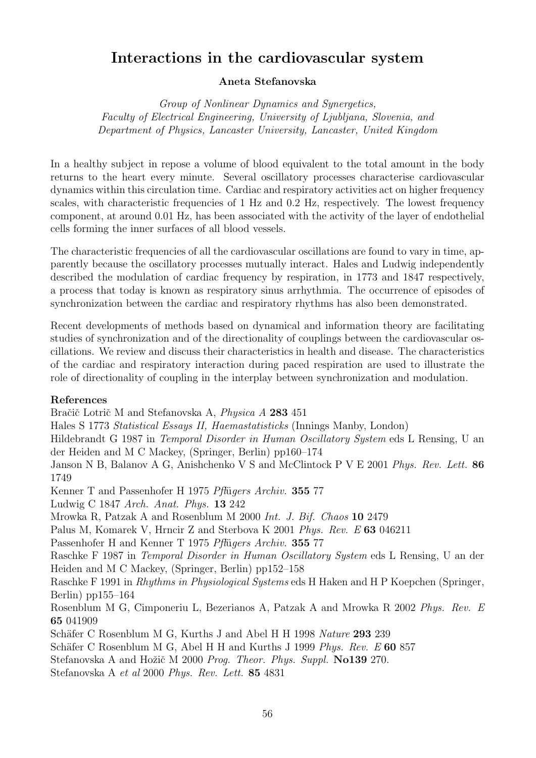# Interactions in the cardiovascular system

**Aneta Stefanovska**

*Group of Nonlinear Dynamics and Synergetics, Faculty of Electrical Engineering, University of Ljubljana, Slovenia, and Department of Physics, Lancaster University, Lancaster, United Kingdom*

In a healthy subject in repose a volume of blood equivalent to the total amount in the body returns to the heart every minute. Several oscillatory processes characterise cardiovascular dynamics within this circulation time. Cardiac and respiratory activities act on higher frequency scales, with characteristic frequencies of 1 Hz and 0.2 Hz, respectively. The lowest frequency component, at around 0.01 Hz, has been associated with the activity of the layer of endothelial cells forming the inner surfaces of all blood vessels.

The characteristic frequencies of all the cardiovascular oscillations are found to vary in time, apparently because the oscillatory processes mutually interact. Hales and Ludwig independently described the modulation of cardiac frequency by respiration, in 1773 and 1847 respectively, a process that today is known as respiratory sinus arrhythmia. The occurrence of episodes of synchronization between the cardiac and respiratory rhythms has also been demonstrated.

Recent developments of methods based on dynamical and information theory are facilitating studies of synchronization and of the directionality of couplings between the cardiovascular oscillations. We review and discuss their characteristics in health and disease. The characteristics of the cardiac and respiratory interaction during paced respiration are used to illustrate the role of directionality of coupling in the interplay between synchronization and modulation.

**References**

Bračič Lotrič M and Stefanovska A, *Physica A* **283** 451

Hales S 1773 *Statistical Essays II, Haemastatisticks* (Innings Manby, London)

Hildebrandt G 1987 in *Temporal Disorder in Human Oscillatory System* eds L Rensing, U an der Heiden and M C Mackey, (Springer, Berlin) pp160–174

Janson N B, Balanov A G, Anishchenko V S and McClintock P V E 2001 *Phys. Rev. Lett.* **86** 1749

Kenner T and Passenhofer H 1975 *Pflügers Archiv.* **355** 77

Ludwig C 1847 *Arch. Anat. Phys.* **13** 242

Mrowka R, Patzak A and Rosenblum M 2000 *Int. J. Bif. Chaos* **10** 2479

Palus M, Komarek V, Hrncir Z and Sterbova K 2001 *Phys. Rev. E* **63** 046211

Passenhofer H and Kenner T 1975 *Pflügers Archiv.* **355** 77

Raschke F 1987 in *Temporal Disorder in Human Oscillatory System* eds L Rensing, U an der Heiden and M C Mackey, (Springer, Berlin) pp152–158

Raschke F 1991 in *Rhythms in Physiological Systems* eds H Haken and H P Koepchen (Springer, Berlin) pp155–164

Rosenblum M G, Cimponeriu L, Bezerianos A, Patzak A and Mrowka R 2002 *Phys. Rev. E* **65** 041909

Schäfer C Rosenblum M G, Kurths J and Abel H H 1998 *Nature* **293** 239

Schäfer C Rosenblum M G, Abel H H and Kurths J 1999 *Phys. Rev. E* **60** 857

Stefanovska A and Hožič M 2000 *Prog. Theor. Phys. Suppl.* **No139** 270.

Stefanovska A *et al* 2000 *Phys. Rev. Lett.* **85** 4831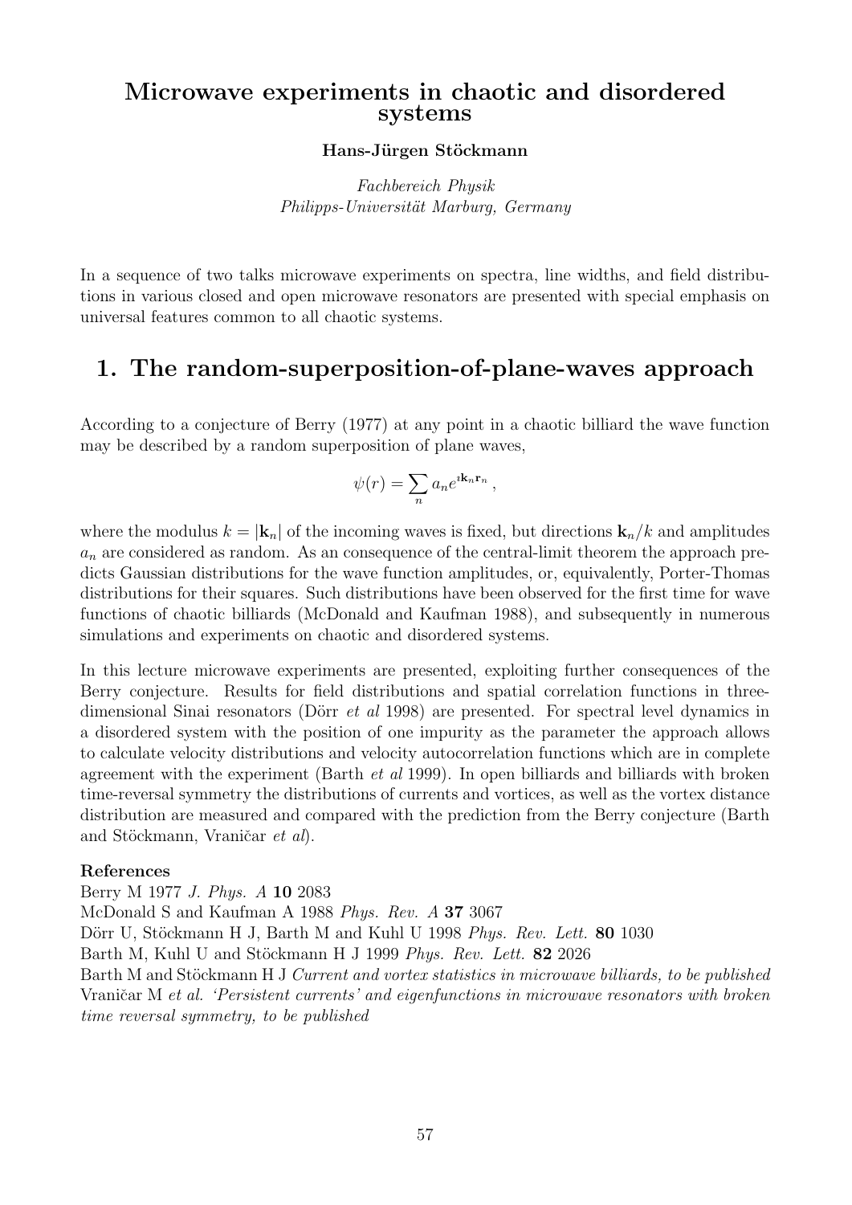# Microwave experiments in chaotic and disordered systems

**Hans-Jürgen Stöckmann**

*Fachbereich Physik*
*Philipps-Universität Marburg, Germany*

In a sequence of two talks microwave experiments on spectra, line widths, and field distributions in various closed and open microwave resonators are presented with special emphasis on universal features common to all chaotic systems.

## 1. The random-superposition-of-plane-waves approach

According to a conjecture of Berry (1977) at any point in a chaotic billiard the wave function may be described by a random superposition of plane waves,

$$\psi(r) = \sum_n a_n e^{\imath \mathbf{k}_n \mathbf{r}_n} ,$$

where the modulus $k = |\mathbf{k}_n|$ of the incoming waves is fixed, but directions $\mathbf{k}_n/k$ and amplitudes $a_n$ are considered as random. As an consequence of the central-limit theorem the approach predicts Gaussian distributions for the wave function amplitudes, or, equivalently, Porter-Thomas distributions for their squares. Such distributions have been observed for the first time for wave functions of chaotic billiards (McDonald and Kaufman 1988), and subsequently in numerous simulations and experiments on chaotic and disordered systems.

In this lecture microwave experiments are presented, exploiting further consequences of the Berry conjecture. Results for field distributions and spatial correlation functions in three-dimensional Sinai resonators (Dörr *et al* 1998) are presented. For spectral level dynamics in a disordered system with the position of one impurity as the parameter the approach allows to calculate velocity distributions and velocity autocorrelation functions which are in complete agreement with the experiment (Barth *et al* 1999). In open billiards and billiards with broken time-reversal symmetry the distributions of currents and vortices, as well as the vortex distance distribution are measured and compared with the prediction from the Berry conjecture (Barth and Stöckmann, Vraničar *et al*).

**References**

Berry M 1977 *J. Phys. A* **10** 2083
McDonald S and Kaufman A 1988 *Phys. Rev. A* **37** 3067
Dörr U, Stöckmann H J, Barth M and Kuhl U 1998 *Phys. Rev. Lett.* **80** 1030
Barth M, Kuhl U and Stöckmann H J 1999 *Phys. Rev. Lett.* **82** 2026
Barth M and Stöckmann H J *Current and vortex statistics in microwave billiards, to be published*
Vraničar M *et al. 'Persistent currents' and eigenfunctions in microwave resonators with broken time reversal symmetry, to be published*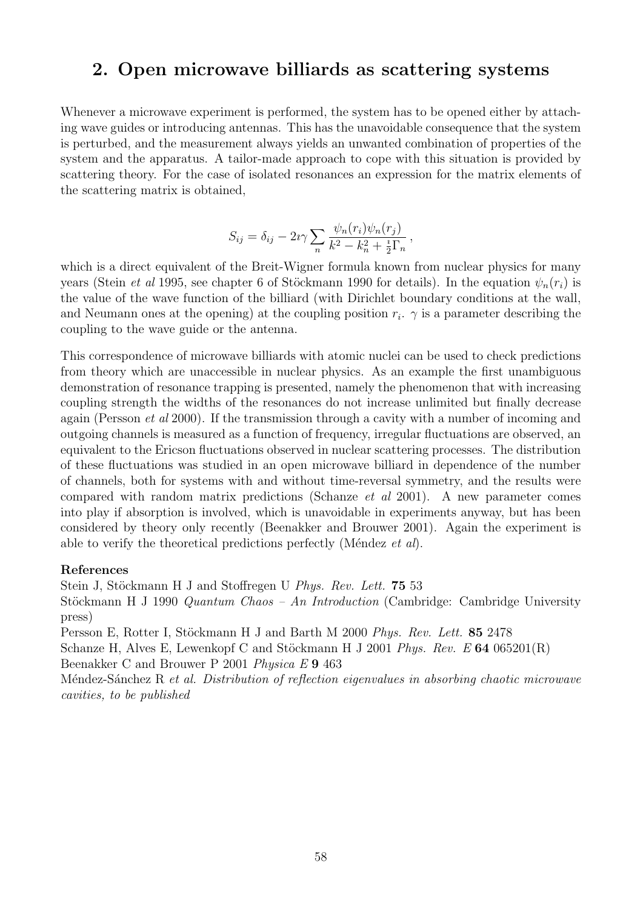## 2. Open microwave billiards as scattering systems

Whenever a microwave experiment is performed, the system has to be opened either by attaching wave guides or introducing antennas. This has the unavoidable consequence that the system is perturbed, and the measurement always yields an unwanted combination of properties of the system and the apparatus. A tailor-made approach to cope with this situation is provided by scattering theory. For the case of isolated resonances an expression for the matrix elements of the scattering matrix is obtained,

$$S_{ij} = \delta_{ij} - 2\imath\gamma \sum_n \frac{\psi_n(r_i)\psi_n(r_j)}{k^2 - k_n^2 + \frac{\imath}{2}\Gamma_n} ,$$

which is a direct equivalent of the Breit-Wigner formula known from nuclear physics for many years (Stein *et al* 1995, see chapter 6 of Stöckmann 1990 for details). In the equation $\psi_n(r_i)$ is the value of the wave function of the billiard (with Dirichlet boundary conditions at the wall, and Neumann ones at the opening) at the coupling position $r_i$. $\gamma$ is a parameter describing the coupling to the wave guide or the antenna.

This correspondence of microwave billiards with atomic nuclei can be used to check predictions from theory which are unaccessible in nuclear physics. As an example the first unambiguous demonstration of resonance trapping is presented, namely the phenomenon that with increasing coupling strength the widths of the resonances do not increase unlimited but finally decrease again (Persson *et al* 2000). If the transmission through a cavity with a number of incoming and outgoing channels is measured as a function of frequency, irregular fluctuations are observed, an equivalent to the Ericson fluctuations observed in nuclear scattering processes. The distribution of these fluctuations was studied in an open microwave billiard in dependence of the number of channels, both for systems with and without time-reversal symmetry, and the results were compared with random matrix predictions (Schanze *et al* 2001). A new parameter comes into play if absorption is involved, which is unavoidable in experiments anyway, but has been considered by theory only recently (Beenakker and Brouwer 2001). Again the experiment is able to verify the theoretical predictions perfectly (Méndez *et al*).

**References**

Stein J, Stöckmann H J and Stoffregen U *Phys. Rev. Lett.* **75** 53

Stöckmann H J 1990 *Quantum Chaos – An Introduction* (Cambridge: Cambridge University press)

Persson E, Rotter I, Stöckmann H J and Barth M 2000 *Phys. Rev. Lett.* **85** 2478

Schanze H, Alves E, Lewenkopf C and Stöckmann H J 2001 *Phys. Rev. E* **64** 065201(R)

Beenakker C and Brouwer P 2001 *Physica E* **9** 463

Méndez-Sánchez R *et al. Distribution of reflection eigenvalues in absorbing chaotic microwave cavities, to be published*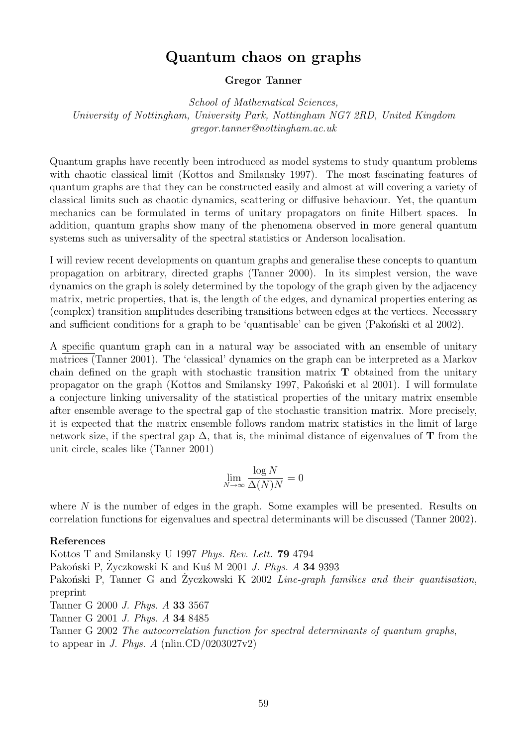# Quantum chaos on graphs

**Gregor Tanner**

*School of Mathematical Sciences,*
*University of Nottingham, University Park, Nottingham NG7 2RD, United Kingdom*
*gregor.tanner@nottingham.ac.uk*

Quantum graphs have recently been introduced as model systems to study quantum problems with chaotic classical limit (Kottos and Smilansky 1997). The most fascinating features of quantum graphs are that they can be constructed easily and almost at will covering a variety of classical limits such as chaotic dynamics, scattering or diffusive behaviour. Yet, the quantum mechanics can be formulated in terms of unitary propagators on finite Hilbert spaces. In addition, quantum graphs show many of the phenomena observed in more general quantum systems such as universality of the spectral statistics or Anderson localisation.

I will review recent developments on quantum graphs and generalise these concepts to quantum propagation on arbitrary, directed graphs (Tanner 2000). In its simplest version, the wave dynamics on the graph is solely determined by the topology of the graph given by the adjacency matrix, metric properties, that is, the length of the edges, and dynamical properties entering as (complex) transition amplitudes describing transitions between edges at the vertices. Necessary and sufficient conditions for a graph to be 'quantisable' can be given (Pakoński et al 2002).

A specific quantum graph can in a natural way be associated with an ensemble of unitary matrices (Tanner 2001). The 'classical' dynamics on the graph can be interpreted as a Markov chain defined on the graph with stochastic transition matrix $\mathbf{T}$ obtained from the unitary propagator on the graph (Kottos and Smilansky 1997, Pakoński et al 2001). I will formulate a conjecture linking universality of the statistical properties of the unitary matrix ensemble after ensemble average to the spectral gap of the stochastic transition matrix. More precisely, it is expected that the matrix ensemble follows random matrix statistics in the limit of large network size, if the spectral gap $\Delta$, that is, the minimal distance of eigenvalues of $\mathbf{T}$ from the unit circle, scales like (Tanner 2001)

$$\lim_{N\to\infty} \frac{\log N}{\Delta(N) N} = 0$$

where $N$ is the number of edges in the graph. Some examples will be presented. Results on correlation functions for eigenvalues and spectral determinants will be discussed (Tanner 2002).

**References**

Kottos T and Smilansky U 1997 *Phys. Rev. Lett.* **79** 4794
Pakoński P, Życzkowski K and Kuś M 2001 *J. Phys. A* **34** 9393
Pakoński P, Tanner G and Życzkowski K 2002 *Line-graph families and their quantisation*, preprint
Tanner G 2000 *J. Phys. A* **33** 3567
Tanner G 2001 *J. Phys. A* **34** 8485
Tanner G 2002 *The autocorrelation function for spectral determinants of quantum graphs*, to appear in *J. Phys. A* (nlin.CD/0203027v2)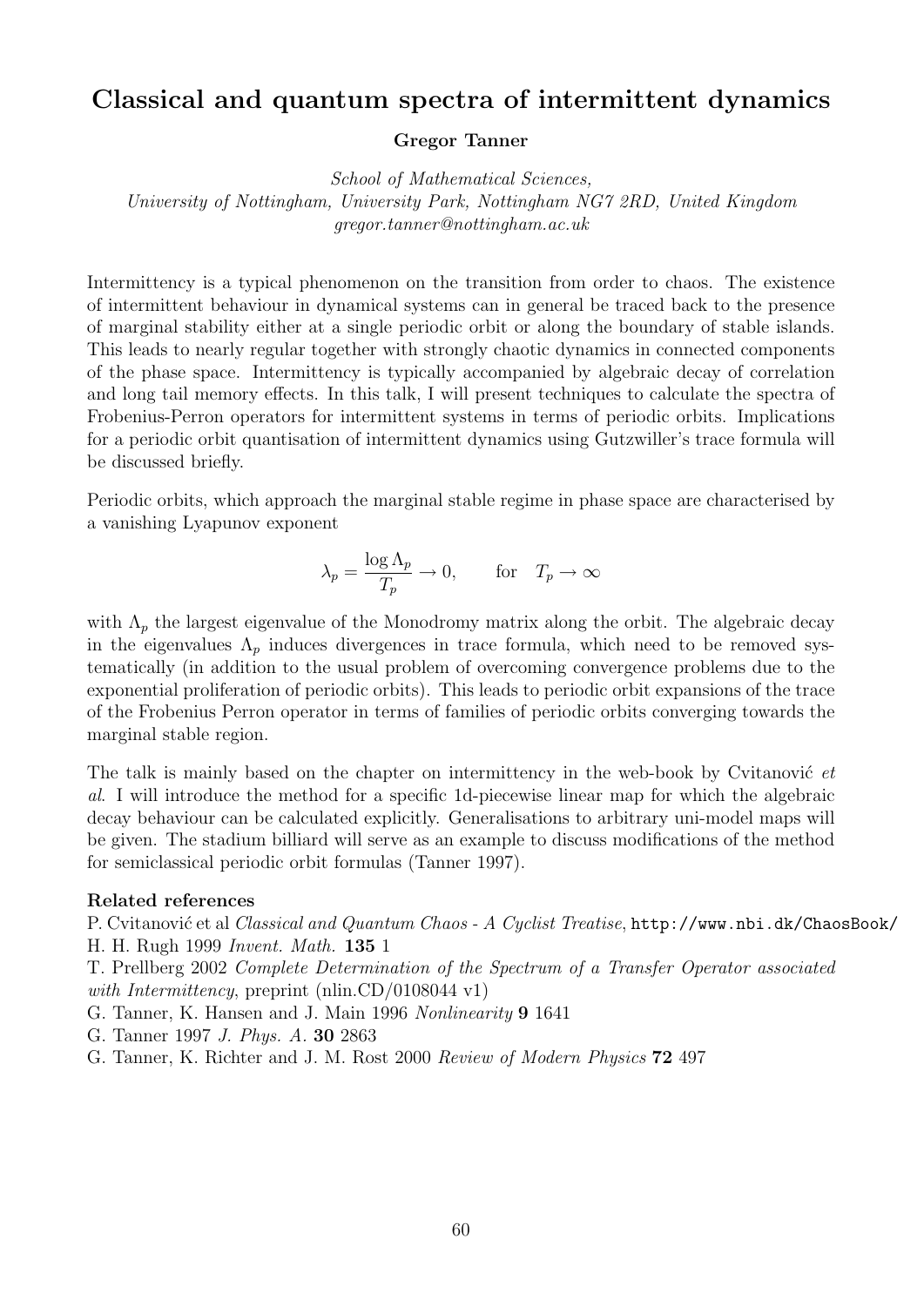# Classical and quantum spectra of intermittent dynamics

**Gregor Tanner**

*School of Mathematical Sciences,*
*University of Nottingham, University Park, Nottingham NG7 2RD, United Kingdom*
*gregor.tanner@nottingham.ac.uk*

Intermittency is a typical phenomenon on the transition from order to chaos. The existence of intermittent behaviour in dynamical systems can in general be traced back to the presence of marginal stability either at a single periodic orbit or along the boundary of stable islands. This leads to nearly regular together with strongly chaotic dynamics in connected components of the phase space. Intermittency is typically accompanied by algebraic decay of correlation and long tail memory effects. In this talk, I will present techniques to calculate the spectra of Frobenius-Perron operators for intermittent systems in terms of periodic orbits. Implications for a periodic orbit quantisation of intermittent dynamics using Gutzwiller's trace formula will be discussed briefly.

Periodic orbits, which approach the marginal stable regime in phase space are characterised by a vanishing Lyapunov exponent

$$\lambda_p = \frac{\log \Lambda_p}{T_p} \to 0, \qquad \text{for} \quad T_p \to \infty$$

with $\Lambda_p$ the largest eigenvalue of the Monodromy matrix along the orbit. The algebraic decay in the eigenvalues $\Lambda_p$ induces divergences in trace formula, which need to be removed systematically (in addition to the usual problem of overcoming convergence problems due to the exponential proliferation of periodic orbits). This leads to periodic orbit expansions of the trace of the Frobenius Perron operator in terms of families of periodic orbits converging towards the marginal stable region.

The talk is mainly based on the chapter on intermittency in the web-book by Cvitanović *et al*. I will introduce the method for a specific 1d-piecewise linear map for which the algebraic decay behaviour can be calculated explicitly. Generalisations to arbitrary uni-model maps will be given. The stadium billiard will serve as an example to discuss modifications of the method for semiclassical periodic orbit formulas (Tanner 1997).

**Related references**

P. Cvitanović et al *Classical and Quantum Chaos - A Cyclist Treatise*, `http://www.nbi.dk/ChaosBook/`
H. H. Rugh 1999 *Invent. Math.* **135** 1
T. Prellberg 2002 *Complete Determination of the Spectrum of a Transfer Operator associated with Intermittency*, preprint (nlin.CD/0108044 v1)
G. Tanner, K. Hansen and J. Main 1996 *Nonlinearity* **9** 1641
G. Tanner 1997 *J. Phys. A.* **30** 2863
G. Tanner, K. Richter and J. M. Rost 2000 *Review of Modern Physics* **72** 497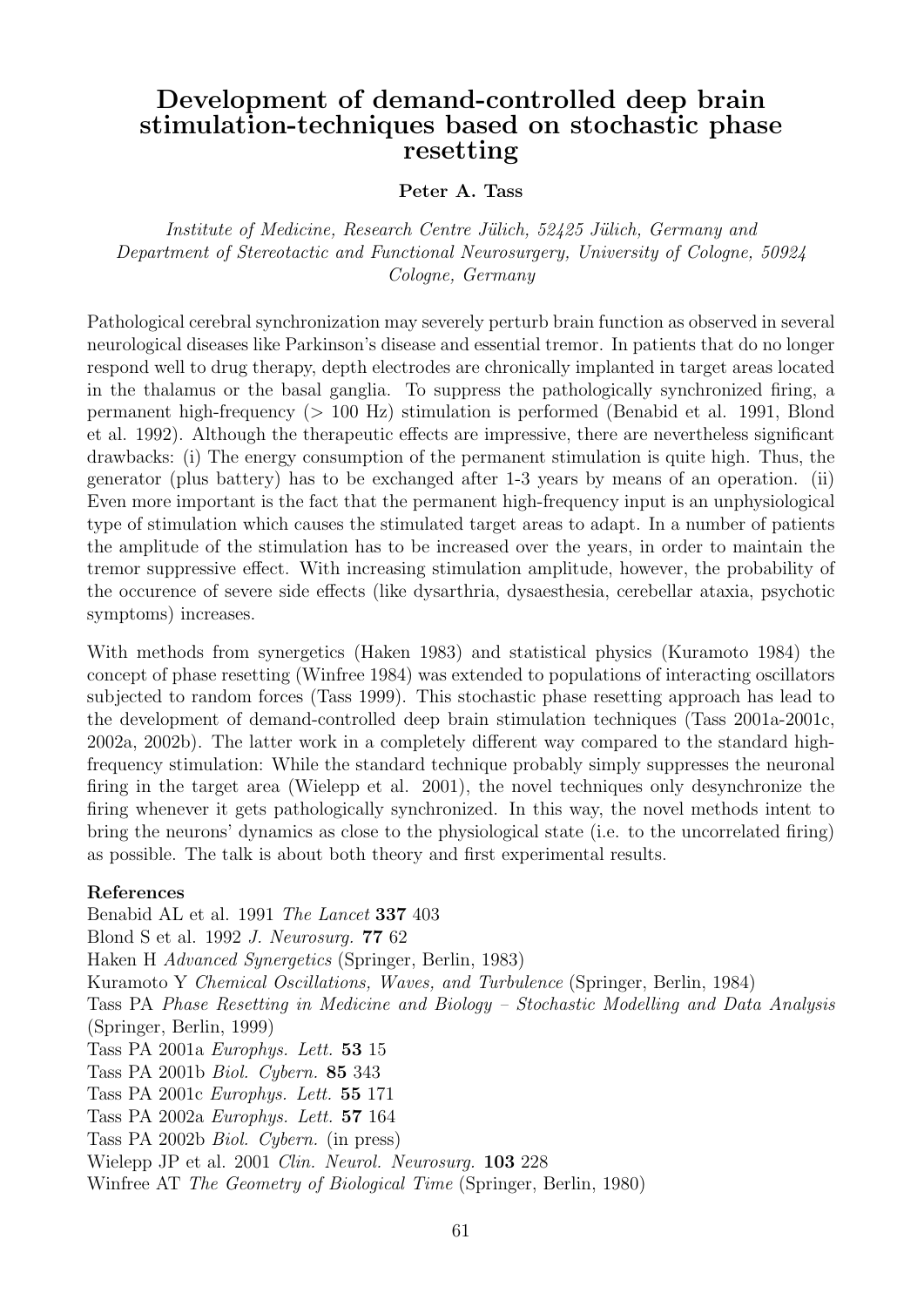# Development of demand-controlled deep brain stimulation-techniques based on stochastic phase resetting

**Peter A. Tass**

*Institute of Medicine, Research Centre Jülich, 52425 Jülich, Germany and Department of Stereotactic and Functional Neurosurgery, University of Cologne, 50924 Cologne, Germany*

Pathological cerebral synchronization may severely perturb brain function as observed in several neurological diseases like Parkinson's disease and essential tremor. In patients that do no longer respond well to drug therapy, depth electrodes are chronically implanted in target areas located in the thalamus or the basal ganglia. To suppress the pathologically synchronized firing, a permanent high-frequency (> 100 Hz) stimulation is performed (Benabid et al. 1991, Blond et al. 1992). Although the therapeutic effects are impressive, there are nevertheless significant drawbacks: (i) The energy consumption of the permanent stimulation is quite high. Thus, the generator (plus battery) has to be exchanged after 1-3 years by means of an operation. (ii) Even more important is the fact that the permanent high-frequency input is an unphysiological type of stimulation which causes the stimulated target areas to adapt. In a number of patients the amplitude of the stimulation has to be increased over the years, in order to maintain the tremor suppressive effect. With increasing stimulation amplitude, however, the probability of the occurence of severe side effects (like dysarthria, dysaesthesia, cerebellar ataxia, psychotic symptoms) increases.

With methods from synergetics (Haken 1983) and statistical physics (Kuramoto 1984) the concept of phase resetting (Winfree 1984) was extended to populations of interacting oscillators subjected to random forces (Tass 1999). This stochastic phase resetting approach has lead to the development of demand-controlled deep brain stimulation techniques (Tass 2001a-2001c, 2002a, 2002b). The latter work in a completely different way compared to the standard high-frequency stimulation: While the standard technique probably simply suppresses the neuronal firing in the target area (Wielepp et al. 2001), the novel techniques only desynchronize the firing whenever it gets pathologically synchronized. In this way, the novel methods intent to bring the neurons' dynamics as close to the physiological state (i.e. to the uncorrelated firing) as possible. The talk is about both theory and first experimental results.

**References**

Benabid AL et al. 1991 *The Lancet* **337** 403
Blond S et al. 1992 *J. Neurosurg.* **77** 62
Haken H *Advanced Synergetics* (Springer, Berlin, 1983)
Kuramoto Y *Chemical Oscillations, Waves, and Turbulence* (Springer, Berlin, 1984)
Tass PA *Phase Resetting in Medicine and Biology – Stochastic Modelling and Data Analysis* (Springer, Berlin, 1999)
Tass PA 2001a *Europhys. Lett.* **53** 15
Tass PA 2001b *Biol. Cybern.* **85** 343
Tass PA 2001c *Europhys. Lett.* **55** 171
Tass PA 2002a *Europhys. Lett.* **57** 164
Tass PA 2002b *Biol. Cybern.* (in press)
Wielepp JP et al. 2001 *Clin. Neurol. Neurosurg.* **103** 228
Winfree AT *The Geometry of Biological Time* (Springer, Berlin, 1980)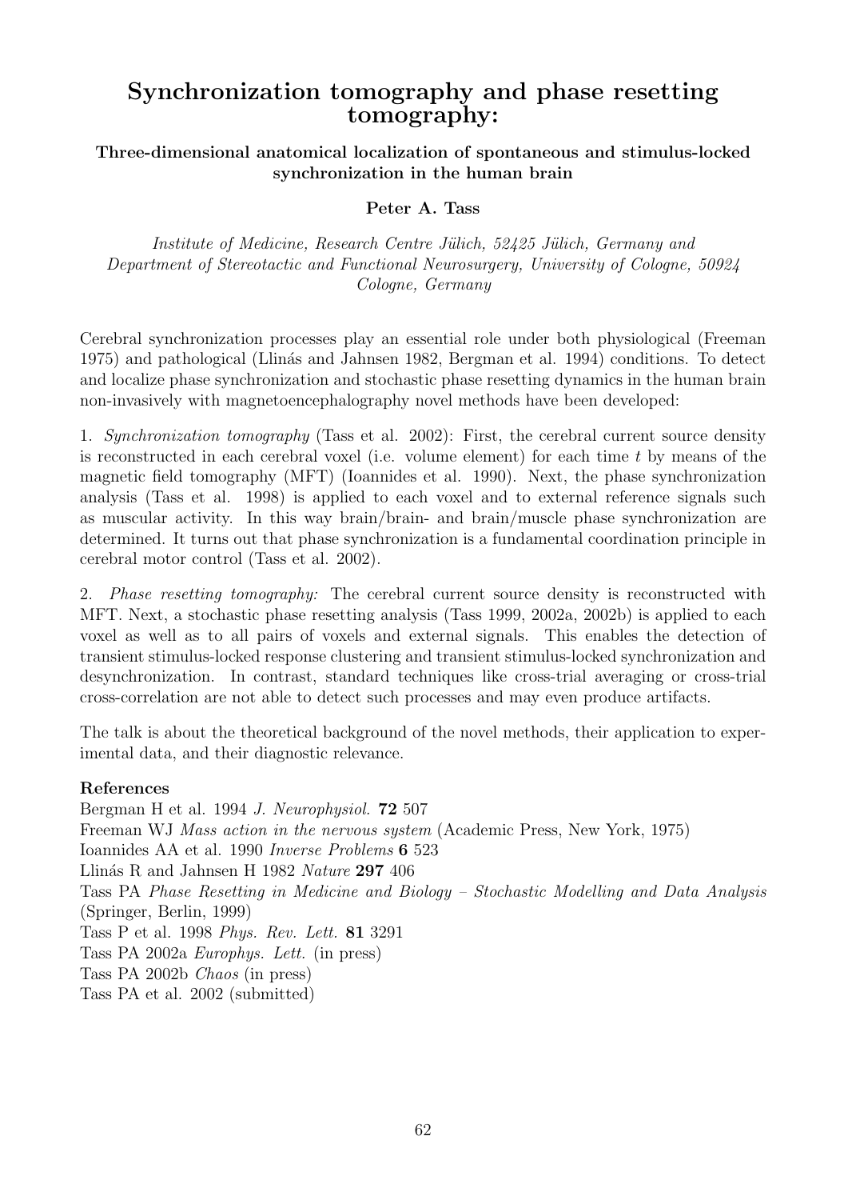# Synchronization tomography and phase resetting tomography:

### Three-dimensional anatomical localization of spontaneous and stimulus-locked synchronization in the human brain

**Peter A. Tass**

*Institute of Medicine, Research Centre Jülich, 52425 Jülich, Germany and Department of Stereotactic and Functional Neurosurgery, University of Cologne, 50924 Cologne, Germany*

Cerebral synchronization processes play an essential role under both physiological (Freeman 1975) and pathological (Llinás and Jahnsen 1982, Bergman et al. 1994) conditions. To detect and localize phase synchronization and stochastic phase resetting dynamics in the human brain non-invasively with magnetoencephalography novel methods have been developed:

1. *Synchronization tomography* (Tass et al. 2002): First, the cerebral current source density is reconstructed in each cerebral voxel (i.e. volume element) for each time $t$ by means of the magnetic field tomography (MFT) (Ioannides et al. 1990). Next, the phase synchronization analysis (Tass et al. 1998) is applied to each voxel and to external reference signals such as muscular activity. In this way brain/brain- and brain/muscle phase synchronization are determined. It turns out that phase synchronization is a fundamental coordination principle in cerebral motor control (Tass et al. 2002).

2. *Phase resetting tomography:* The cerebral current source density is reconstructed with MFT. Next, a stochastic phase resetting analysis (Tass 1999, 2002a, 2002b) is applied to each voxel as well as to all pairs of voxels and external signals. This enables the detection of transient stimulus-locked response clustering and transient stimulus-locked synchronization and desynchronization. In contrast, standard techniques like cross-trial averaging or cross-trial cross-correlation are not able to detect such processes and may even produce artifacts.

The talk is about the theoretical background of the novel methods, their application to experimental data, and their diagnostic relevance.

**References**

Bergman H et al. 1994 *J. Neurophysiol.* **72** 507  
Freeman WJ *Mass action in the nervous system* (Academic Press, New York, 1975)  
Ioannides AA et al. 1990 *Inverse Problems* **6** 523  
Llinás R and Jahnsen H 1982 *Nature* **297** 406  
Tass PA *Phase Resetting in Medicine and Biology – Stochastic Modelling and Data Analysis* (Springer, Berlin, 1999)  
Tass P et al. 1998 *Phys. Rev. Lett.* **81** 3291  
Tass PA 2002a *Europhys. Lett.* (in press)  
Tass PA 2002b *Chaos* (in press)  
Tass PA et al. 2002 (submitted)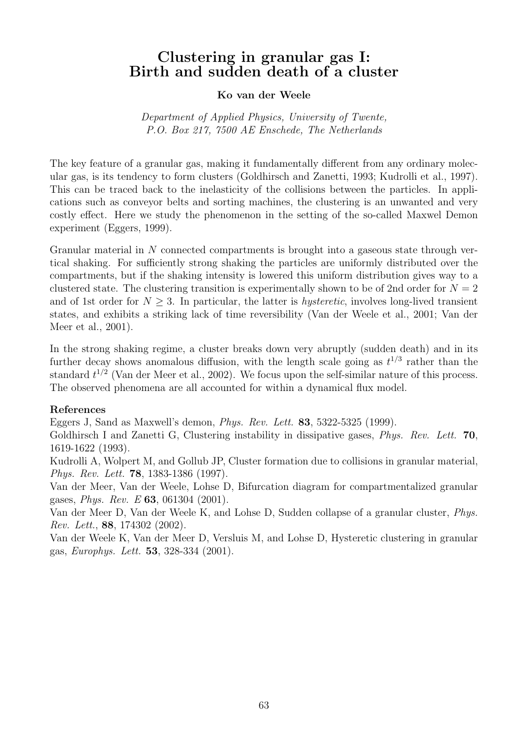# Clustering in granular gas I: Birth and sudden death of a cluster

**Ko van der Weele**

*Department of Applied Physics, University of Twente, P.O. Box 217, 7500 AE Enschede, The Netherlands*

The key feature of a granular gas, making it fundamentally different from any ordinary molecular gas, is its tendency to form clusters (Goldhirsch and Zanetti, 1993; Kudrolli et al., 1997). This can be traced back to the inelasticity of the collisions between the particles. In applications such as conveyor belts and sorting machines, the clustering is an unwanted and very costly effect. Here we study the phenomenon in the setting of the so-called Maxwel Demon experiment (Eggers, 1999).

Granular material in $N$ connected compartments is brought into a gaseous state through vertical shaking. For sufficiently strong shaking the particles are uniformly distributed over the compartments, but if the shaking intensity is lowered this uniform distribution gives way to a clustered state. The clustering transition is experimentally shown to be of 2nd order for $N = 2$ and of 1st order for $N \geq 3$. In particular, the latter is *hysteretic*, involves long-lived transient states, and exhibits a striking lack of time reversibility (Van der Weele et al., 2001; Van der Meer et al., 2001).

In the strong shaking regime, a cluster breaks down very abruptly (sudden death) and in its further decay shows anomalous diffusion, with the length scale going as $t^{1/3}$ rather than the standard $t^{1/2}$ (Van der Meer et al., 2002). We focus upon the self-similar nature of this process. The observed phenomena are all accounted for within a dynamical flux model.

### References

Eggers J, Sand as Maxwell's demon, *Phys. Rev. Lett.* **83**, 5322-5325 (1999).

Goldhirsch I and Zanetti G, Clustering instability in dissipative gases, *Phys. Rev. Lett.* **70**, 1619-1622 (1993).

Kudrolli A, Wolpert M, and Gollub JP, Cluster formation due to collisions in granular material, *Phys. Rev. Lett.* **78**, 1383-1386 (1997).

Van der Meer, Van der Weele, Lohse D, Bifurcation diagram for compartmentalized granular gases, *Phys. Rev. E* **63**, 061304 (2001).

Van der Meer D, Van der Weele K, and Lohse D, Sudden collapse of a granular cluster, *Phys. Rev. Lett.*, **88**, 174302 (2002).

Van der Weele K, Van der Meer D, Versluis M, and Lohse D, Hysteretic clustering in granular gas, *Europhys. Lett.* **53**, 328-334 (2001).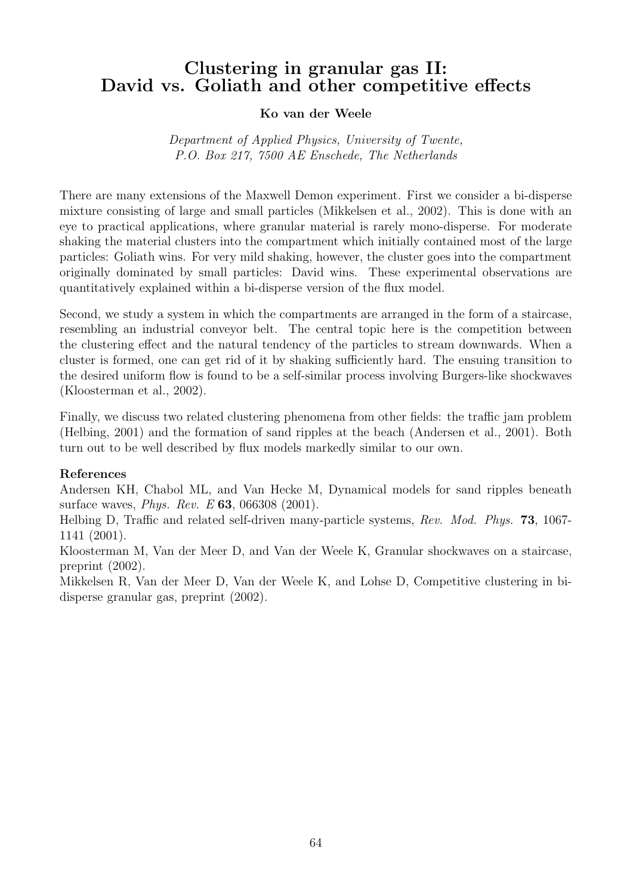# Clustering in granular gas II: David vs. Goliath and other competitive effects

**Ko van der Weele**

*Department of Applied Physics, University of Twente,*
*P.O. Box 217, 7500 AE Enschede, The Netherlands*

There are many extensions of the Maxwell Demon experiment. First we consider a bi-disperse mixture consisting of large and small particles (Mikkelsen et al., 2002). This is done with an eye to practical applications, where granular material is rarely mono-disperse. For moderate shaking the material clusters into the compartment which initially contained most of the large particles: Goliath wins. For very mild shaking, however, the cluster goes into the compartment originally dominated by small particles: David wins. These experimental observations are quantitatively explained within a bi-disperse version of the flux model.

Second, we study a system in which the compartments are arranged in the form of a staircase, resembling an industrial conveyor belt. The central topic here is the competition between the clustering effect and the natural tendency of the particles to stream downwards. When a cluster is formed, one can get rid of it by shaking sufficiently hard. The ensuing transition to the desired uniform flow is found to be a self-similar process involving Burgers-like shockwaves (Kloosterman et al., 2002).

Finally, we discuss two related clustering phenomena from other fields: the traffic jam problem (Helbing, 2001) and the formation of sand ripples at the beach (Andersen et al., 2001). Both turn out to be well described by flux models markedly similar to our own.

**References**

Andersen KH, Chabol ML, and Van Hecke M, Dynamical models for sand ripples beneath surface waves, *Phys. Rev. E* **63**, 066308 (2001).

Helbing D, Traffic and related self-driven many-particle systems, *Rev. Mod. Phys.* **73**, 1067-1141 (2001).

Kloosterman M, Van der Meer D, and Van der Weele K, Granular shockwaves on a staircase, preprint (2002).

Mikkelsen R, Van der Meer D, Van der Weele K, and Lohse D, Competitive clustering in bi-disperse granular gas, preprint (2002).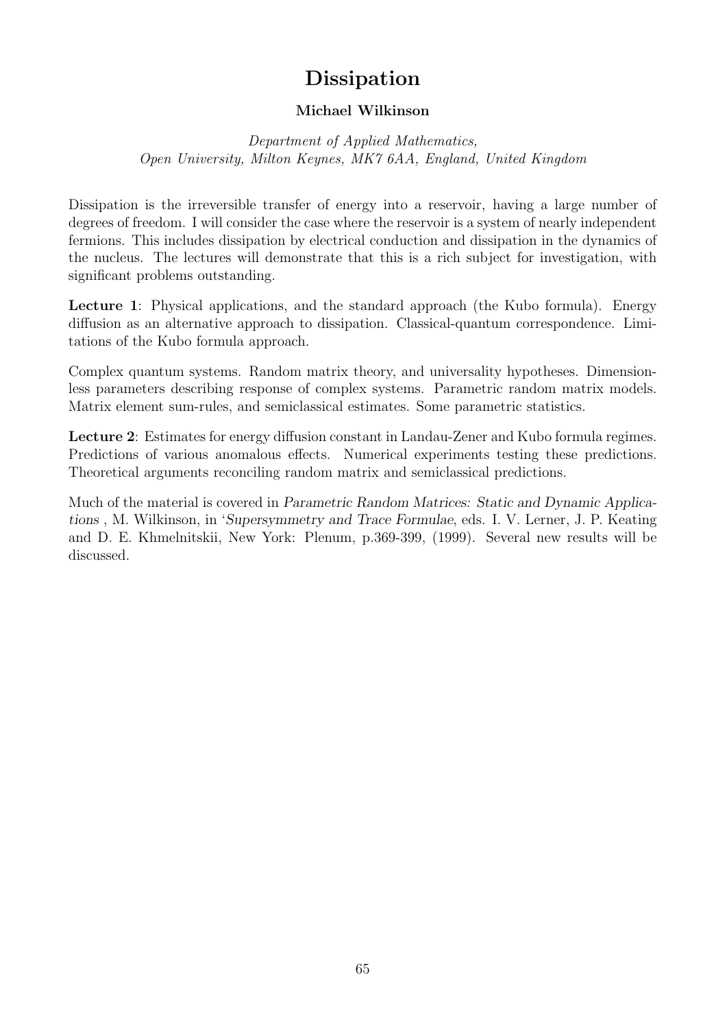# Dissipation

**Michael Wilkinson**

*Department of Applied Mathematics,*
*Open University, Milton Keynes, MK7 6AA, England, United Kingdom*

Dissipation is the irreversible transfer of energy into a reservoir, having a large number of degrees of freedom. I will consider the case where the reservoir is a system of nearly independent fermions. This includes dissipation by electrical conduction and dissipation in the dynamics of the nucleus. The lectures will demonstrate that this is a rich subject for investigation, with significant problems outstanding.

**Lecture 1**: Physical applications, and the standard approach (the Kubo formula). Energy diffusion as an alternative approach to dissipation. Classical-quantum correspondence. Limitations of the Kubo formula approach.

Complex quantum systems. Random matrix theory, and universality hypotheses. Dimensionless parameters describing response of complex systems. Parametric random matrix models. Matrix element sum-rules, and semiclassical estimates. Some parametric statistics.

**Lecture 2**: Estimates for energy diffusion constant in Landau-Zener and Kubo formula regimes. Predictions of various anomalous effects. Numerical experiments testing these predictions. Theoretical arguments reconciling random matrix and semiclassical predictions.

Much of the material is covered in *Parametric Random Matrices: Static and Dynamic Applications* , M. Wilkinson, in '*Supersymmetry and Trace Formulae*, eds. I. V. Lerner, J. P. Keating and D. E. Khmelnitskii, New York: Plenum, p.369-399, (1999). Several new results will be discussed.